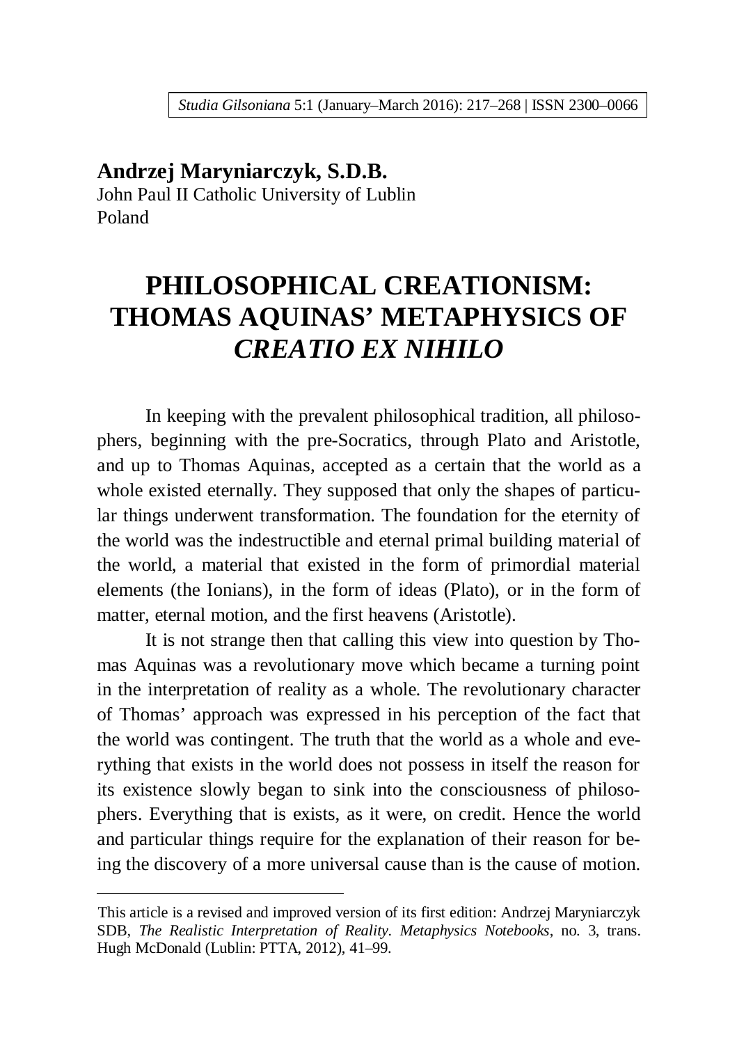**Andrzej Maryniarczyk, S.D.B.**
John Paul II Catholic University of Lublin
Poland

# PHILOSOPHICAL CREATIONISM: THOMAS AQUINAS' METAPHYSICS OF *CREATIO EX NIHILO*

In keeping with the prevalent philosophical tradition, all philosophers, beginning with the pre-Socratics, through Plato and Aristotle, and up to Thomas Aquinas, accepted as a certain that the world as a whole existed eternally. They supposed that only the shapes of particular things underwent transformation. The foundation for the eternity of the world was the indestructible and eternal primal building material of the world, a material that existed in the form of primordial material elements (the Ionians), in the form of ideas (Plato), or in the form of matter, eternal motion, and the first heavens (Aristotle).

It is not strange then that calling this view into question by Thomas Aquinas was a revolutionary move which became a turning point in the interpretation of reality as a whole. The revolutionary character of Thomas' approach was expressed in his perception of the fact that the world was contingent. The truth that the world as a whole and everything that exists in the world does not possess in itself the reason for its existence slowly began to sink into the consciousness of philosophers. Everything that is exists, as it were, on credit. Hence the world and particular things require for the explanation of their reason for being the discovery of a more universal cause than is the cause of motion.

---

This article is a revised and improved version of its first edition: Andrzej Maryniarczyk SDB, *The Realistic Interpretation of Reality. Metaphysics Notebooks*, no. 3, trans. Hugh McDonald (Lublin: PTTA, 2012), 41–99.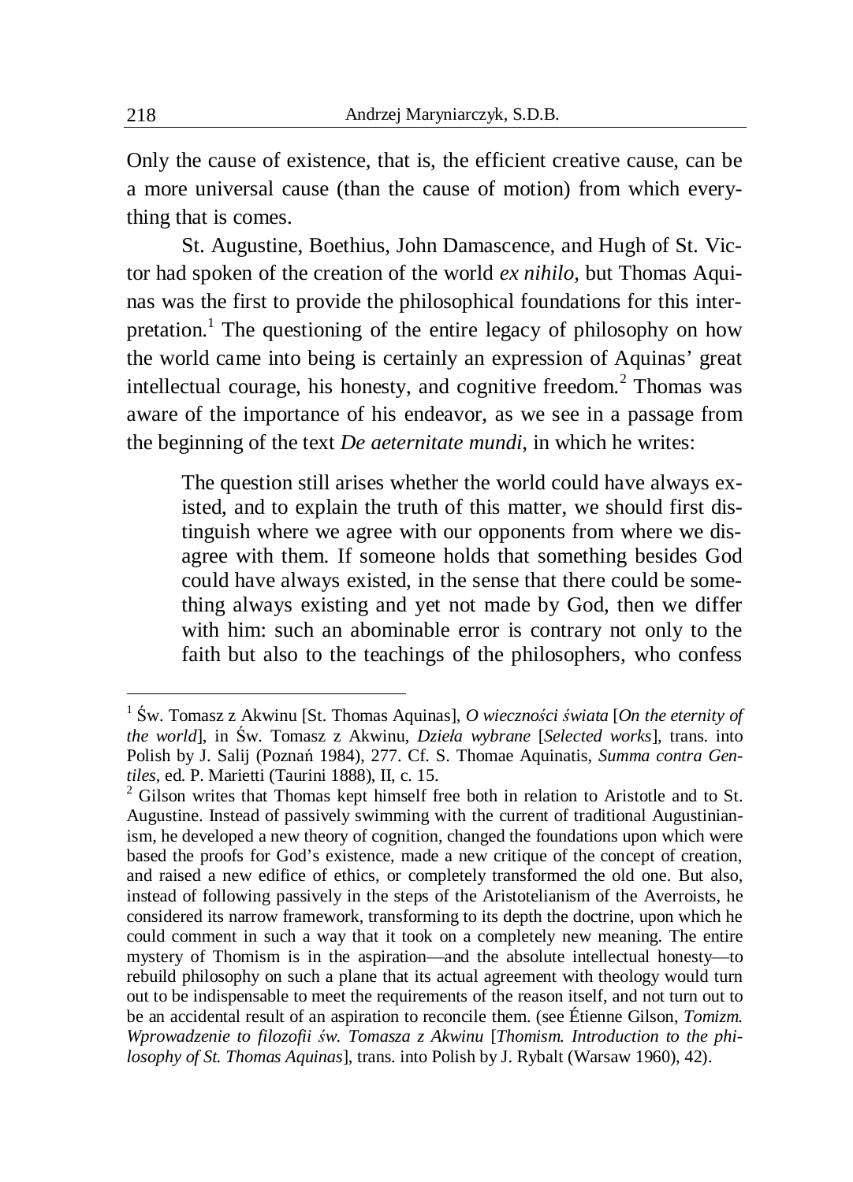Only the cause of existence, that is, the efficient creative cause, can be a more universal cause (than the cause of motion) from which everything that is comes.

St. Augustine, Boethius, John Damascence, and Hugh of St. Victor had spoken of the creation of the world *ex nihilo*, but Thomas Aquinas was the first to provide the philosophical foundations for this interpretation.[1] The questioning of the entire legacy of philosophy on how the world came into being is certainly an expression of Aquinas' great intellectual courage, his honesty, and cognitive freedom.[2] Thomas was aware of the importance of his endeavor, as we see in a passage from the beginning of the text *De aeternitate mundi*, in which he writes:

> The question still arises whether the world could have always existed, and to explain the truth of this matter, we should first distinguish where we agree with our opponents from where we disagree with them. If someone holds that something besides God could have always existed, in the sense that there could be something always existing and yet not made by God, then we differ with him: such an abominable error is contrary not only to the faith but also to the teachings of the philosophers, who confess

---

[1] Św. Tomasz z Akwinu [St. Thomas Aquinas], *O wieczności świata* [*On the eternity of the world*], in Św. Tomasz z Akwinu, *Dzieła wybrane* [*Selected works*], trans. into Polish by J. Salij (Poznań 1984), 277. Cf. S. Thomae Aquinatis, *Summa contra Gentiles*, ed. P. Marietti (Taurini 1888), II, c. 15.

[2] Gilson writes that Thomas kept himself free both in relation to Aristotle and to St. Augustine. Instead of passively swimming with the current of traditional Augustinianism, he developed a new theory of cognition, changed the foundations upon which were based the proofs for God's existence, made a new critique of the concept of creation, and raised a new edifice of ethics, or completely transformed the old one. But also, instead of following passively in the steps of the Aristotelianism of the Averroists, he considered its narrow framework, transforming to its depth the doctrine, upon which he could comment in such a way that it took on a completely new meaning. The entire mystery of Thomism is in the aspiration—and the absolute intellectual honesty—to rebuild philosophy on such a plane that its actual agreement with theology would turn out to be indispensable to meet the requirements of the reason itself, and not turn out to be an accidental result of an aspiration to reconcile them. (see Étienne Gilson, *Tomizm. Wprowadzenie to filozofii św. Tomasza z Akwinu* [*Thomism. Introduction to the philosophy of St. Thomas Aquinas*], trans. into Polish by J. Rybalt (Warsaw 1960), 42).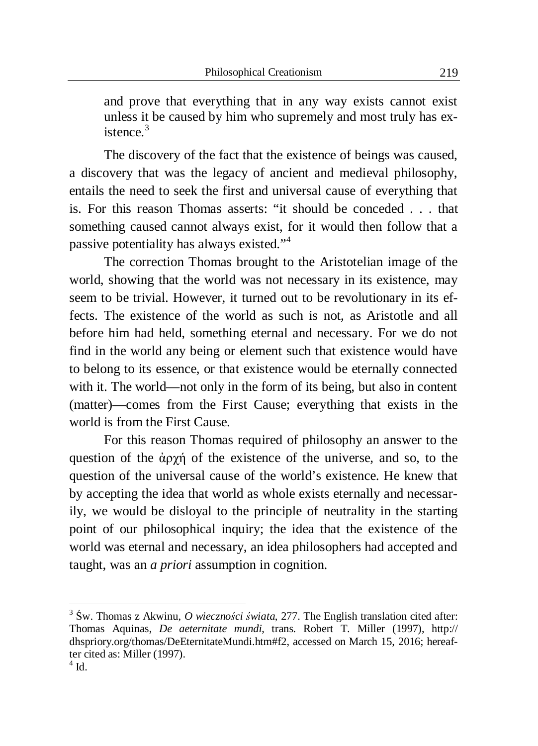> and prove that everything that in any way exists cannot exist unless it be caused by him who supremely and most truly has existence.[3]

The discovery of the fact that the existence of beings was caused, a discovery that was the legacy of ancient and medieval philosophy, entails the need to seek the first and universal cause of everything that is. For this reason Thomas asserts: "it should be conceded . . . that something caused cannot always exist, for it would then follow that a passive potentiality has always existed."[4]

The correction Thomas brought to the Aristotelian image of the world, showing that the world was not necessary in its existence, may seem to be trivial. However, it turned out to be revolutionary in its effects. The existence of the world as such is not, as Aristotle and all before him had held, something eternal and necessary. For we do not find in the world any being or element such that existence would have to belong to its essence, or that existence would be eternally connected with it. The world—not only in the form of its being, but also in content (matter)—comes from the First Cause; everything that exists in the world is from the First Cause.

For this reason Thomas required of philosophy an answer to the question of the ἀρχή of the existence of the universe, and so, to the question of the universal cause of the world's existence. He knew that by accepting the idea that world as whole exists eternally and necessarily, we would be disloyal to the principle of neutrality in the starting point of our philosophical inquiry; the idea that the existence of the world was eternal and necessary, an idea philosophers had accepted and taught, was an *a priori* assumption in cognition.

---

[3] Św. Thomas z Akwinu, *O wieczności świata*, 277. The English translation cited after: Thomas Aquinas, *De aeternitate mundi*, trans. Robert T. Miller (1997), http://dhspriory.org/thomas/DeEternitateMundi.htm#f2, accessed on March 15, 2016; hereafter cited as: Miller (1997).

[4] Id.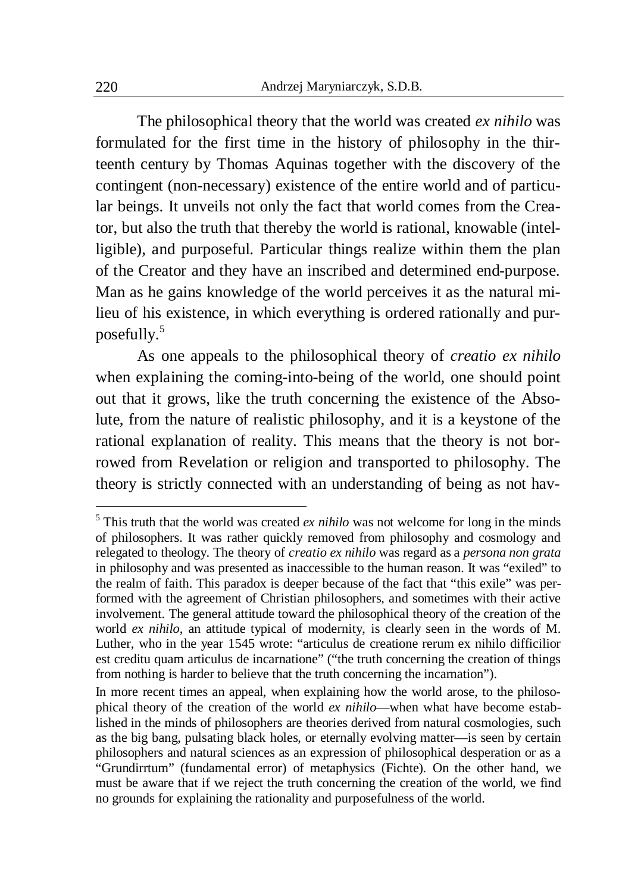The philosophical theory that the world was created *ex nihilo* was formulated for the first time in the history of philosophy in the thirteenth century by Thomas Aquinas together with the discovery of the contingent (non-necessary) existence of the entire world and of particular beings. It unveils not only the fact that world comes from the Creator, but also the truth that thereby the world is rational, knowable (intelligible), and purposeful. Particular things realize within them the plan of the Creator and they have an inscribed and determined end-purpose. Man as he gains knowledge of the world perceives it as the natural milieu of his existence, in which everything is ordered rationally and purposefully.[5]

As one appeals to the philosophical theory of *creatio ex nihilo* when explaining the coming-into-being of the world, one should point out that it grows, like the truth concerning the existence of the Absolute, from the nature of realistic philosophy, and it is a keystone of the rational explanation of reality. This means that the theory is not borrowed from Revelation or religion and transported to philosophy. The theory is strictly connected with an understanding of being as not hav-

---

[5] This truth that the world was created *ex nihilo* was not welcome for long in the minds of philosophers. It was rather quickly removed from philosophy and cosmology and relegated to theology. The theory of *creatio ex nihilo* was regard as a *persona non grata* in philosophy and was presented as inaccessible to the human reason. It was "exiled" to the realm of faith. This paradox is deeper because of the fact that "this exile" was performed with the agreement of Christian philosophers, and sometimes with their active involvement. The general attitude toward the philosophical theory of the creation of the world *ex nihilo*, an attitude typical of modernity, is clearly seen in the words of M. Luther, who in the year 1545 wrote: "articulus de creatione rerum ex nihilo difficilior est creditu quam articulus de incarnatione" ("the truth concerning the creation of things from nothing is harder to believe that the truth concerning the incarnation").

In more recent times an appeal, when explaining how the world arose, to the philosophical theory of the creation of the world *ex nihilo*—when what have become established in the minds of philosophers are theories derived from natural cosmologies, such as the big bang, pulsating black holes, or eternally evolving matter—is seen by certain philosophers and natural sciences as an expression of philosophical desperation or as a "Grundirrtum" (fundamental error) of metaphysics (Fichte). On the other hand, we must be aware that if we reject the truth concerning the creation of the world, we find no grounds for explaining the rationality and purposefulness of the world.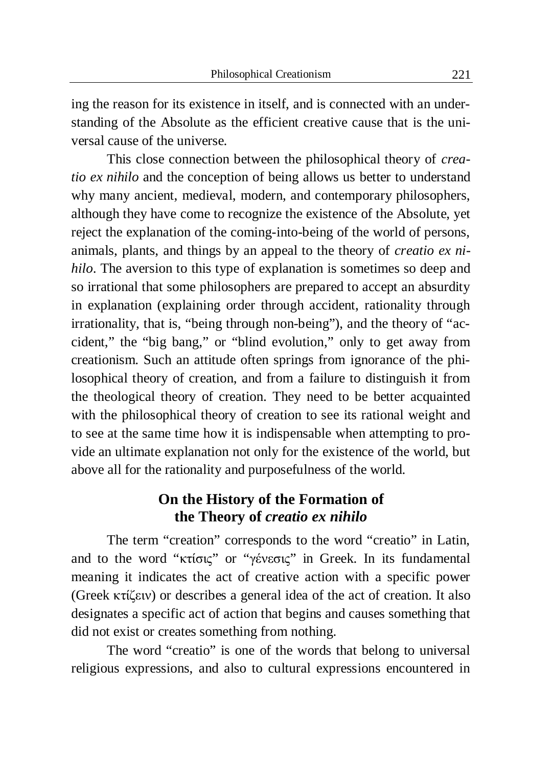ing the reason for its existence in itself, and is connected with an understanding of the Absolute as the efficient creative cause that is the universal cause of the universe.

This close connection between the philosophical theory of *creatio ex nihilo* and the conception of being allows us better to understand why many ancient, medieval, modern, and contemporary philosophers, although they have come to recognize the existence of the Absolute, yet reject the explanation of the coming-into-being of the world of persons, animals, plants, and things by an appeal to the theory of *creatio ex nihilo*. The aversion to this type of explanation is sometimes so deep and so irrational that some philosophers are prepared to accept an absurdity in explanation (explaining order through accident, rationality through irrationality, that is, "being through non-being"), and the theory of "accident," the "big bang," or "blind evolution," only to get away from creationism. Such an attitude often springs from ignorance of the philosophical theory of creation, and from a failure to distinguish it from the theological theory of creation. They need to be better acquainted with the philosophical theory of creation to see its rational weight and to see at the same time how it is indispensable when attempting to provide an ultimate explanation not only for the existence of the world, but above all for the rationality and purposefulness of the world.

## On the History of the Formation of the Theory of *creatio ex nihilo*

The term "creation" corresponds to the word "creatio" in Latin, and to the word "κτίσις" or "γένεσις" in Greek. In its fundamental meaning it indicates the act of creative action with a specific power (Greek κτίζειν) or describes a general idea of the act of creation. It also designates a specific act of action that begins and causes something that did not exist or creates something from nothing.

The word "creatio" is one of the words that belong to universal religious expressions, and also to cultural expressions encountered in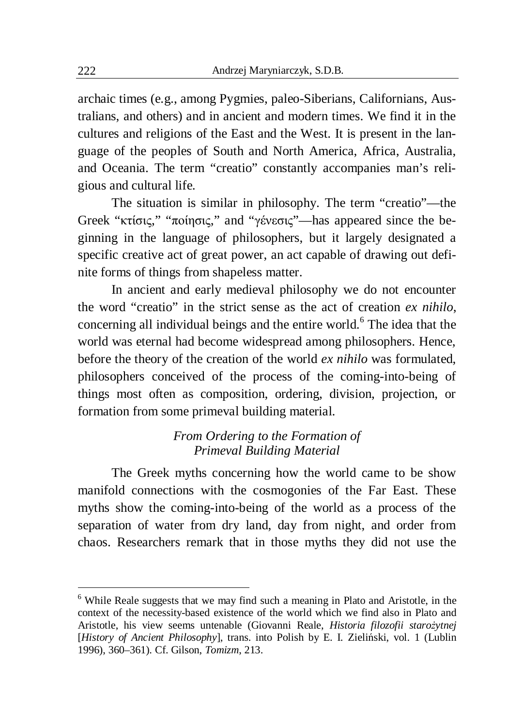archaic times (e.g., among Pygmies, paleo-Siberians, Californians, Australians, and others) and in ancient and modern times. We find it in the cultures and religions of the East and the West. It is present in the language of the peoples of South and North America, Africa, Australia, and Oceania. The term "creatio" constantly accompanies man's religious and cultural life.

The situation is similar in philosophy. The term "creatio"—the Greek "κτίσις," "ποίησις," and "γένεσις"—has appeared since the beginning in the language of philosophers, but it largely designated a specific creative act of great power, an act capable of drawing out definite forms of things from shapeless matter.

In ancient and early medieval philosophy we do not encounter the word "creatio" in the strict sense as the act of creation *ex nihilo*, concerning all individual beings and the entire world.[6] The idea that the world was eternal had become widespread among philosophers. Hence, before the theory of the creation of the world *ex nihilo* was formulated, philosophers conceived of the process of the coming-into-being of things most often as composition, ordering, division, projection, or formation from some primeval building material.

### *From Ordering to the Formation of Primeval Building Material*

The Greek myths concerning how the world came to be show manifold connections with the cosmogonies of the Far East. These myths show the coming-into-being of the world as a process of the separation of water from dry land, day from night, and order from chaos. Researchers remark that in those myths they did not use the

---

[6] While Reale suggests that we may find such a meaning in Plato and Aristotle, in the context of the necessity-based existence of the world which we find also in Plato and Aristotle, his view seems untenable (Giovanni Reale, *Historia filozofii starożytnej* [*History of Ancient Philosophy*], trans. into Polish by E. I. Zieliński, vol. 1 (Lublin 1996), 360–361). Cf. Gilson, *Tomizm*, 213.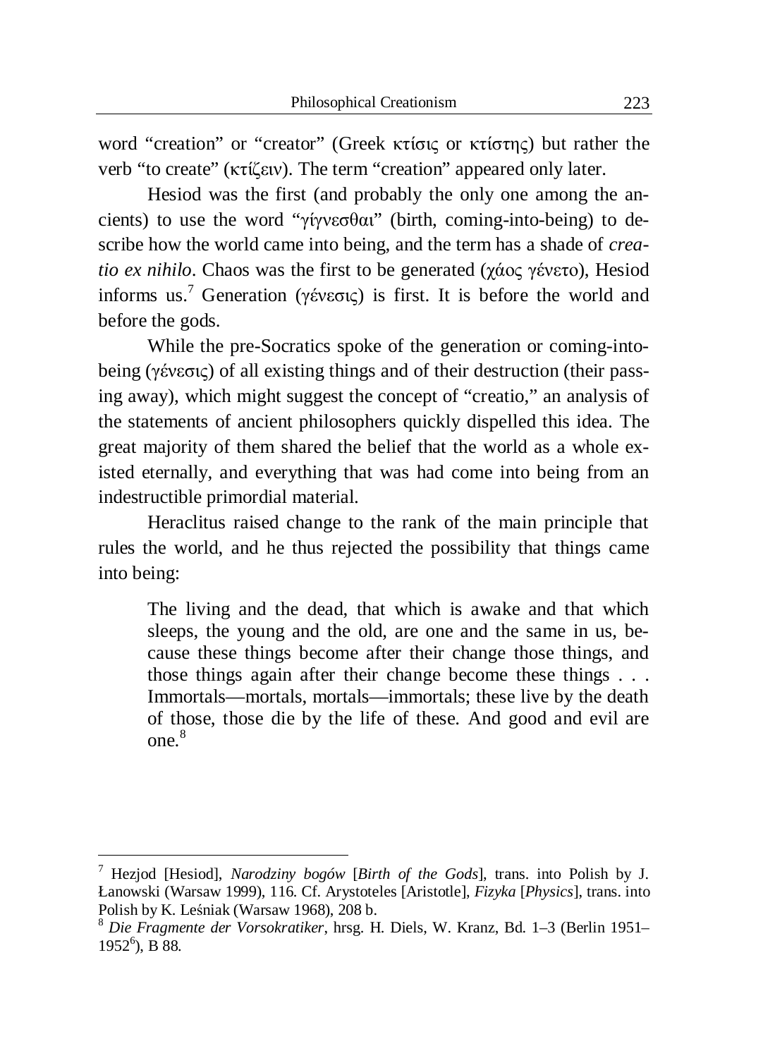word "creation" or "creator" (Greek κτίσις or κτίστης) but rather the verb "to create" (κτίζειν). The term "creation" appeared only later.

Hesiod was the first (and probably the only one among the ancients) to use the word "γίγνεσθαι" (birth, coming-into-being) to describe how the world came into being, and the term has a shade of *creatio ex nihilo*. Chaos was the first to be generated (χάος γένετο), Hesiod informs us.[7] Generation (γένεσις) is first. It is before the world and before the gods.

While the pre-Socratics spoke of the generation or coming-into-being (γένεσις) of all existing things and of their destruction (their passing away), which might suggest the concept of "creatio," an analysis of the statements of ancient philosophers quickly dispelled this idea. The great majority of them shared the belief that the world as a whole existed eternally, and everything that was had come into being from an indestructible primordial material.

Heraclitus raised change to the rank of the main principle that rules the world, and he thus rejected the possibility that things came into being:

> The living and the dead, that which is awake and that which sleeps, the young and the old, are one and the same in us, because these things become after their change those things, and those things again after their change become these things . . . Immortals—mortals, mortals—immortals; these live by the death of those, those die by the life of these. And good and evil are one.[8]

---

[7] Hezjod [Hesiod], *Narodziny bogów* [*Birth of the Gods*], trans. into Polish by J. Łanowski (Warsaw 1999), 116. Cf. Arystoteles [Aristotle], *Fizyka* [*Physics*], trans. into Polish by K. Leśniak (Warsaw 1968), 208 b.

[8] *Die Fragmente der Vorsokratiker*, hrsg. H. Diels, W. Kranz, Bd. 1–3 (Berlin 1951–1952[6]), B 88.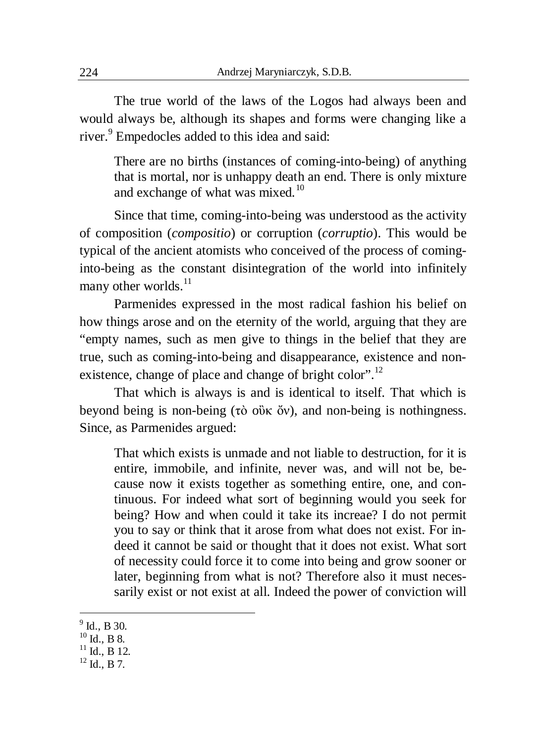The true world of the laws of the Logos had always been and would always be, although its shapes and forms were changing like a river.[9] Empedocles added to this idea and said:

> There are no births (instances of coming-into-being) of anything that is mortal, nor is unhappy death an end. There is only mixture and exchange of what was mixed.[10]

Since that time, coming-into-being was understood as the activity of composition (*compositio*) or corruption (*corruptio*). This would be typical of the ancient atomists who conceived of the process of coming-into-being as the constant disintegration of the world into infinitely many other worlds.[11]

Parmenides expressed in the most radical fashion his belief on how things arose and on the eternity of the world, arguing that they are "empty names, such as men give to things in the belief that they are true, such as coming-into-being and disappearance, existence and non-existence, change of place and change of bright color".[12]

That which is always is and is identical to itself. That which is beyond being is non-being (τὸ οὒκ ὄν), and non-being is nothingness. Since, as Parmenides argued:

> That which exists is unmade and not liable to destruction, for it is entire, immobile, and infinite, never was, and will not be, because now it exists together as something entire, one, and continuous. For indeed what sort of beginning would you seek for being? How and when could it take its increae? I do not permit you to say or think that it arose from what does not exist. For indeed it cannot be said or thought that it does not exist. What sort of necessity could force it to come into being and grow sooner or later, beginning from what is not? Therefore also it must necessarily exist or not exist at all. Indeed the power of conviction will

[9] Id., B 30.
[10] Id., B 8.
[11] Id., B 12.
[12] Id., B 7.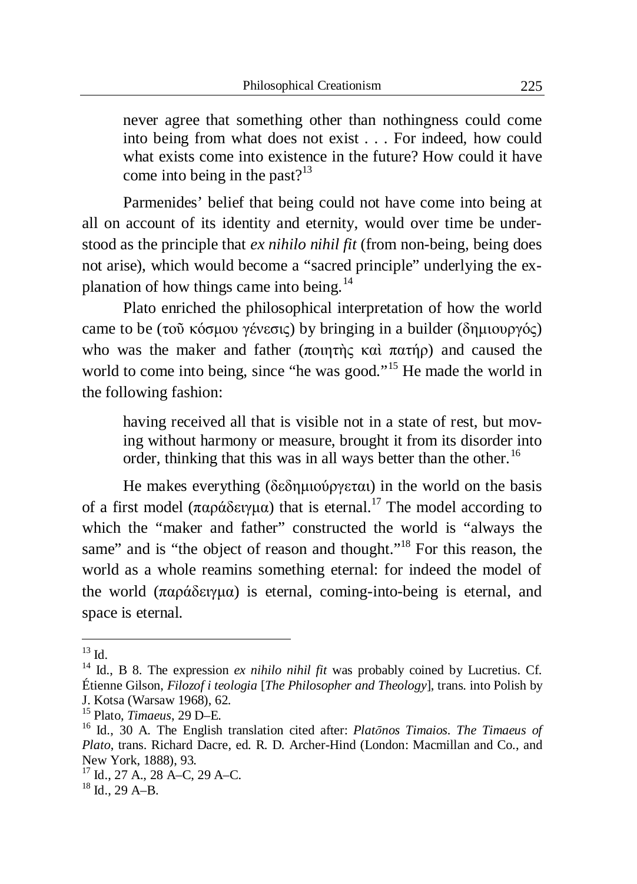> never agree that something other than nothingness could come into being from what does not exist . . . For indeed, how could what exists come into existence in the future? How could it have come into being in the past?[13]

Parmenides' belief that being could not have come into being at all on account of its identity and eternity, would over time be understood as the principle that *ex nihilo nihil fit* (from non-being, being does not arise), which would become a "sacred principle" underlying the explanation of how things came into being.[14]

Plato enriched the philosophical interpretation of how the world came to be (τοῦ κόσμου γένεσις) by bringing in a builder (δημιουργός) who was the maker and father (ποιητὴς καὶ πατήρ) and caused the world to come into being, since "he was good."[15] He made the world in the following fashion:

> having received all that is visible not in a state of rest, but moving without harmony or measure, brought it from its disorder into order, thinking that this was in all ways better than the other.[16]

He makes everything (δεδημιούργεται) in the world on the basis of a first model (παράδειγμα) that is eternal.[17] The model according to which the "maker and father" constructed the world is "always the same" and is "the object of reason and thought."[18] For this reason, the world as a whole reamins something eternal: for indeed the model of the world (παράδειγμα) is eternal, coming-into-being is eternal, and space is eternal.

---

[13] Id.

[14] Id., B 8. The expression *ex nihilo nihil fit* was probably coined by Lucretius. Cf. Étienne Gilson, *Filozof i teologia* [*The Philosopher and Theology*], trans. into Polish by J. Kotsa (Warsaw 1968), 62.

[15] Plato, *Timaeus*, 29 D–E.

[16] Id., 30 A. The English translation cited after: *Platōnos Timaios. The Timaeus of Plato*, trans. Richard Dacre, ed. R. D. Archer-Hind (London: Macmillan and Co., and New York, 1888), 93.

[17] Id., 27 A., 28 A–C, 29 A–C.

[18] Id., 29 A–B.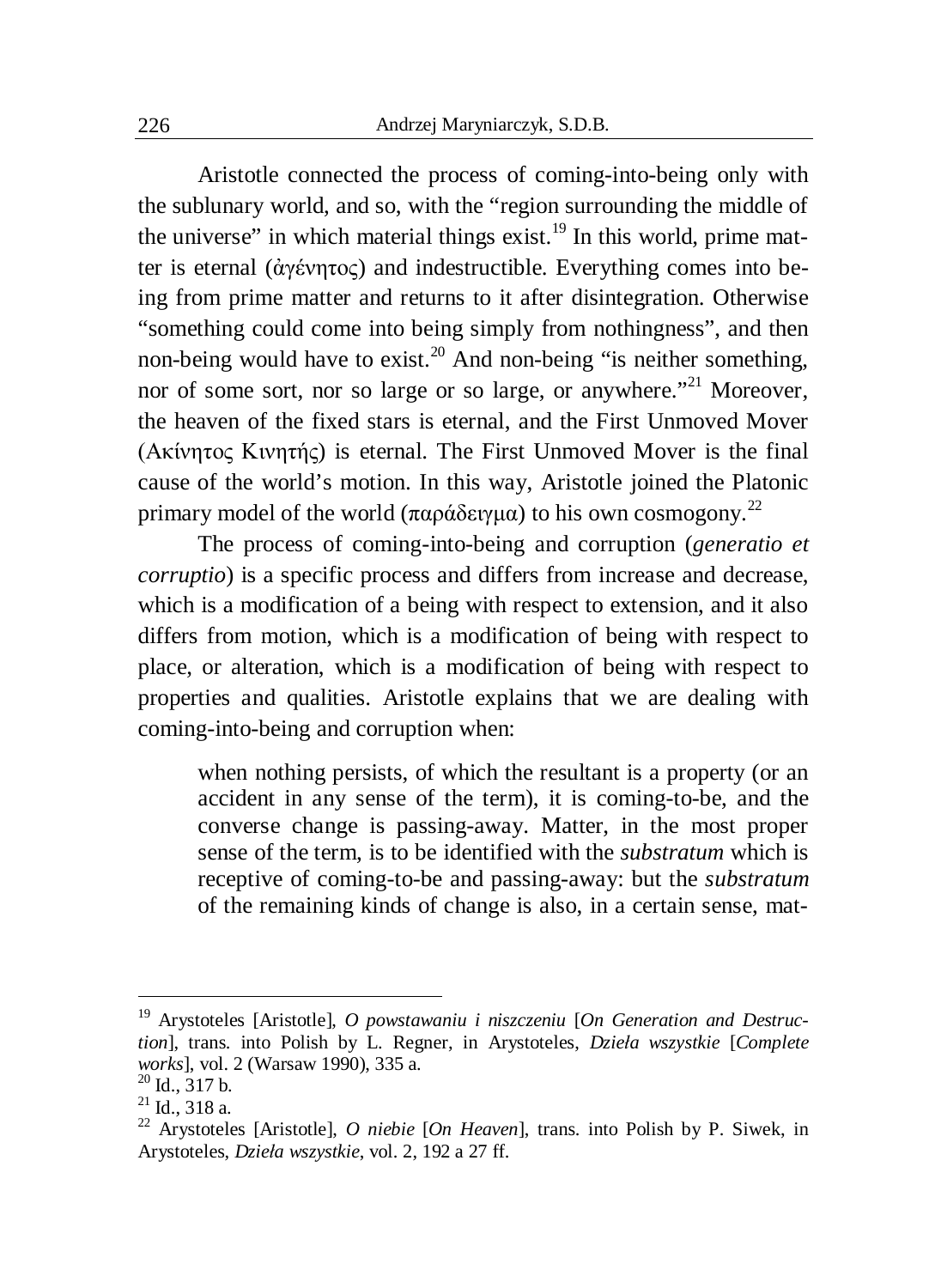Aristotle connected the process of coming-into-being only with the sublunary world, and so, with the "region surrounding the middle of the universe" in which material things exist.[19] In this world, prime matter is eternal (ἀγένητος) and indestructible. Everything comes into being from prime matter and returns to it after disintegration. Otherwise "something could come into being simply from nothingness", and then non-being would have to exist.[20] And non-being "is neither something, nor of some sort, nor so large or so large, or anywhere."[21] Moreover, the heaven of the fixed stars is eternal, and the First Unmoved Mover (Ακίνητος Κινητής) is eternal. The First Unmoved Mover is the final cause of the world's motion. In this way, Aristotle joined the Platonic primary model of the world (παράδειγμα) to his own cosmogony.[22]

The process of coming-into-being and corruption (*generatio et corruptio*) is a specific process and differs from increase and decrease, which is a modification of a being with respect to extension, and it also differs from motion, which is a modification of being with respect to place, or alteration, which is a modification of being with respect to properties and qualities. Aristotle explains that we are dealing with coming-into-being and corruption when:

> when nothing persists, of which the resultant is a property (or an accident in any sense of the term), it is coming-to-be, and the converse change is passing-away. Matter, in the most proper sense of the term, is to be identified with the *substratum* which is receptive of coming-to-be and passing-away: but the *substratum* of the remaining kinds of change is also, in a certain sense, mat-

---

[19] Arystoteles [Aristotle], *O powstawaniu i niszczeniu* [*On Generation and Destruction*], trans. into Polish by L. Regner, in Arystoteles, *Dzieła wszystkie* [*Complete works*], vol. 2 (Warsaw 1990), 335 a.

[20] Id., 317 b.

[21] Id., 318 a.

[22] Arystoteles [Aristotle], *O niebie* [*On Heaven*], trans. into Polish by P. Siwek, in Arystoteles, *Dzieła wszystkie*, vol. 2, 192 a 27 ff.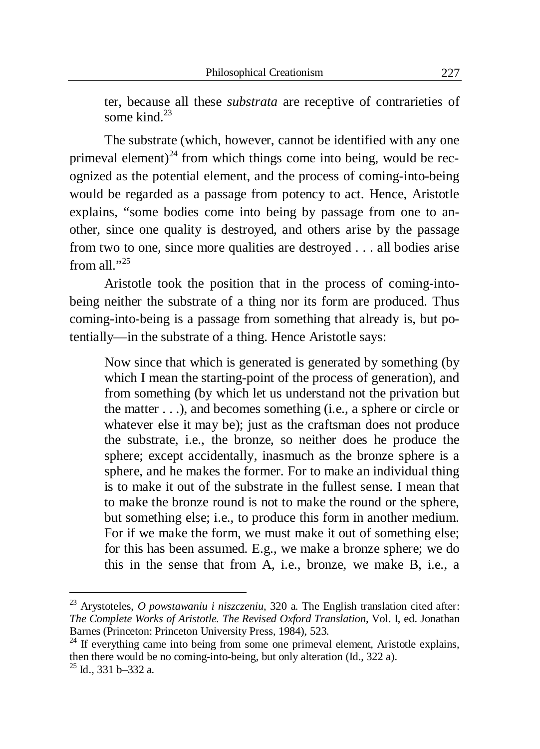ter, because all these *substrata* are receptive of contrarieties of some kind.[23]

The substrate (which, however, cannot be identified with any one primeval element)[24] from which things come into being, would be recognized as the potential element, and the process of coming-into-being would be regarded as a passage from potency to act. Hence, Aristotle explains, "some bodies come into being by passage from one to another, since one quality is destroyed, and others arise by the passage from two to one, since more qualities are destroyed . . . all bodies arise from all."[25]

Aristotle took the position that in the process of coming-into-being neither the substrate of a thing nor its form are produced. Thus coming-into-being is a passage from something that already is, but potentially—in the substrate of a thing. Hence Aristotle says:

> Now since that which is generated is generated by something (by which I mean the starting-point of the process of generation), and from something (by which let us understand not the privation but the matter . . .), and becomes something (i.e., a sphere or circle or whatever else it may be); just as the craftsman does not produce the substrate, i.e., the bronze, so neither does he produce the sphere; except accidentally, inasmuch as the bronze sphere is a sphere, and he makes the former. For to make an individual thing is to make it out of the substrate in the fullest sense. I mean that to make the bronze round is not to make the round or the sphere, but something else; i.e., to produce this form in another medium. For if we make the form, we must make it out of something else; for this has been assumed. E.g., we make a bronze sphere; we do this in the sense that from A, i.e., bronze, we make B, i.e., a

---

[23] Arystoteles, *O powstawaniu i niszczeniu*, 320 a. The English translation cited after: *The Complete Works of Aristotle. The Revised Oxford Translation*, Vol. I, ed. Jonathan Barnes (Princeton: Princeton University Press, 1984), 523.

[24] If everything came into being from some one primeval element, Aristotle explains, then there would be no coming-into-being, but only alteration (Id., 322 a).

[25] Id., 331 b–332 a.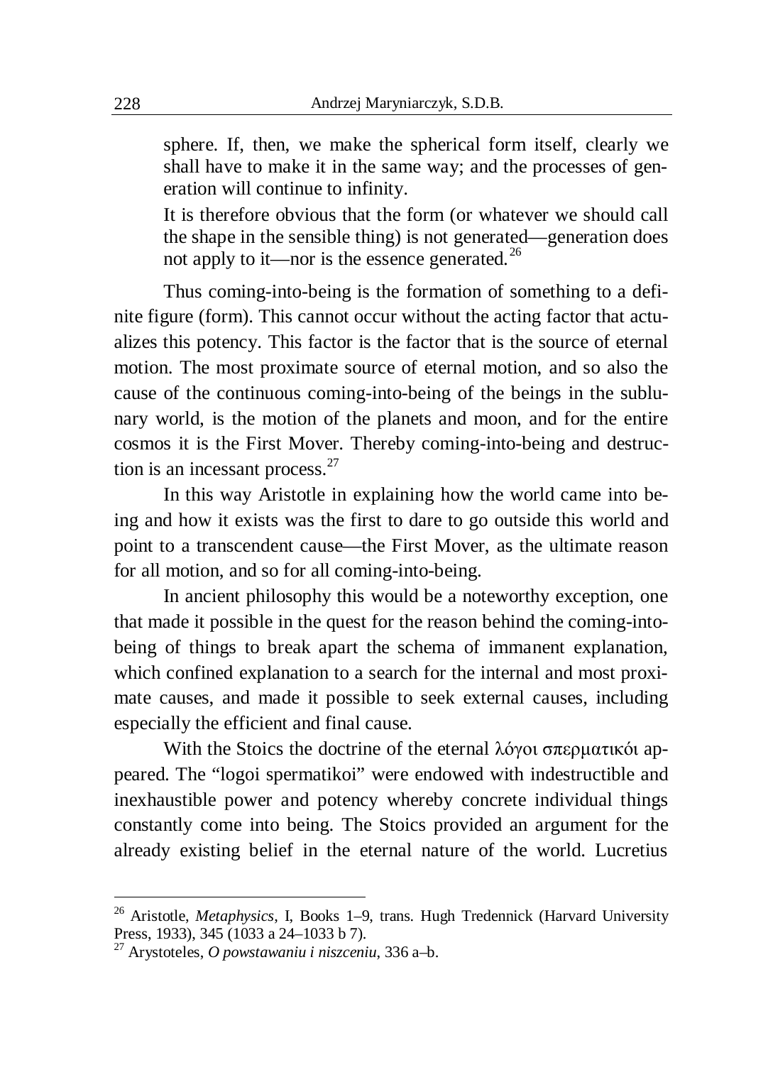> sphere. If, then, we make the spherical form itself, clearly we shall have to make it in the same way; and the processes of generation will continue to infinity.
>
> It is therefore obvious that the form (or whatever we should call the shape in the sensible thing) is not generated—generation does not apply to it—nor is the essence generated.[26]

Thus coming-into-being is the formation of something to a definite figure (form). This cannot occur without the acting factor that actualizes this potency. This factor is the factor that is the source of eternal motion. The most proximate source of eternal motion, and so also the cause of the continuous coming-into-being of the beings in the sublunary world, is the motion of the planets and moon, and for the entire cosmos it is the First Mover. Thereby coming-into-being and destruction is an incessant process.[27]

In this way Aristotle in explaining how the world came into being and how it exists was the first to dare to go outside this world and point to a transcendent cause—the First Mover, as the ultimate reason for all motion, and so for all coming-into-being.

In ancient philosophy this would be a noteworthy exception, one that made it possible in the quest for the reason behind the coming-into-being of things to break apart the schema of immanent explanation, which confined explanation to a search for the internal and most proximate causes, and made it possible to seek external causes, including especially the efficient and final cause.

With the Stoics the doctrine of the eternal λόγοι σπερματικόι appeared. The "logoi spermatikoi" were endowed with indestructible and inexhaustible power and potency whereby concrete individual things constantly come into being. The Stoics provided an argument for the already existing belief in the eternal nature of the world. Lucretius

---

[26] Aristotle, *Metaphysics*, I, Books 1–9, trans. Hugh Tredennick (Harvard University Press, 1933), 345 (1033 a 24–1033 b 7).

[27] Arystoteles, *O powstawaniu i niszceniu*, 336 a–b.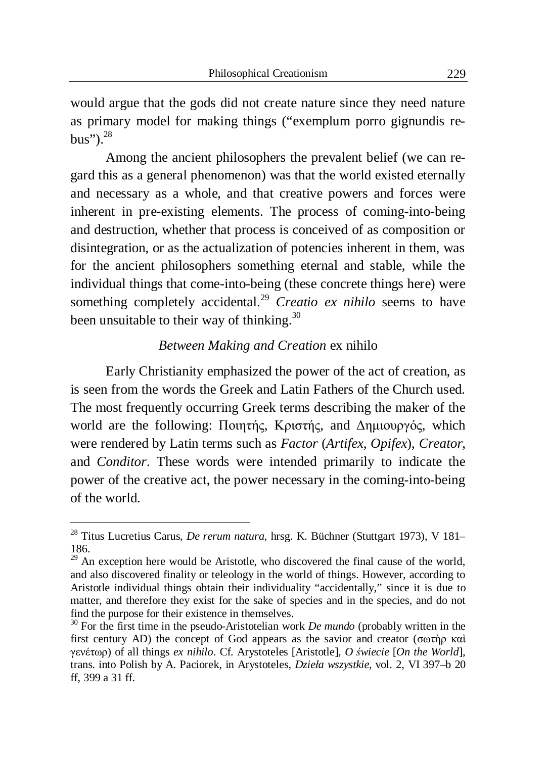would argue that the gods did not create nature since they need nature as primary model for making things ("exemplum porro gignundis rebus").[28]

Among the ancient philosophers the prevalent belief (we can regard this as a general phenomenon) was that the world existed eternally and necessary as a whole, and that creative powers and forces were inherent in pre-existing elements. The process of coming-into-being and destruction, whether that process is conceived of as composition or disintegration, or as the actualization of potencies inherent in them, was for the ancient philosophers something eternal and stable, while the individual things that come-into-being (these concrete things here) were something completely accidental.[29] *Creatio ex nihilo* seems to have been unsuitable to their way of thinking.[30]

### *Between Making and Creation* ex nihilo

Early Christianity emphasized the power of the act of creation, as is seen from the words the Greek and Latin Fathers of the Church used. The most frequently occurring Greek terms describing the maker of the world are the following: Ποιητής, Κριστής, and Δημιουργός, which were rendered by Latin terms such as *Factor* (*Artifex*, *Opifex*), *Creator*, and *Conditor*. These words were intended primarily to indicate the power of the creative act, the power necessary in the coming-into-being of the world.

---

[28] Titus Lucretius Carus, *De rerum natura*, hrsg. K. Büchner (Stuttgart 1973), V 181–186.

[29] An exception here would be Aristotle, who discovered the final cause of the world, and also discovered finality or teleology in the world of things. However, according to Aristotle individual things obtain their individuality "accidentally," since it is due to matter, and therefore they exist for the sake of species and in the species, and do not find the purpose for their existence in themselves.

[30] For the first time in the pseudo-Aristotelian work *De mundo* (probably written in the first century AD) the concept of God appears as the savior and creator (σωτὴρ καὶ γενέτωρ) of all things *ex nihilo*. Cf. Arystoteles [Aristotle], *O świecie* [*On the World*], trans. into Polish by A. Paciorek, in Arystoteles, *Dzieła wszystkie*, vol. 2, VI 397–b 20 ff, 399 a 31 ff.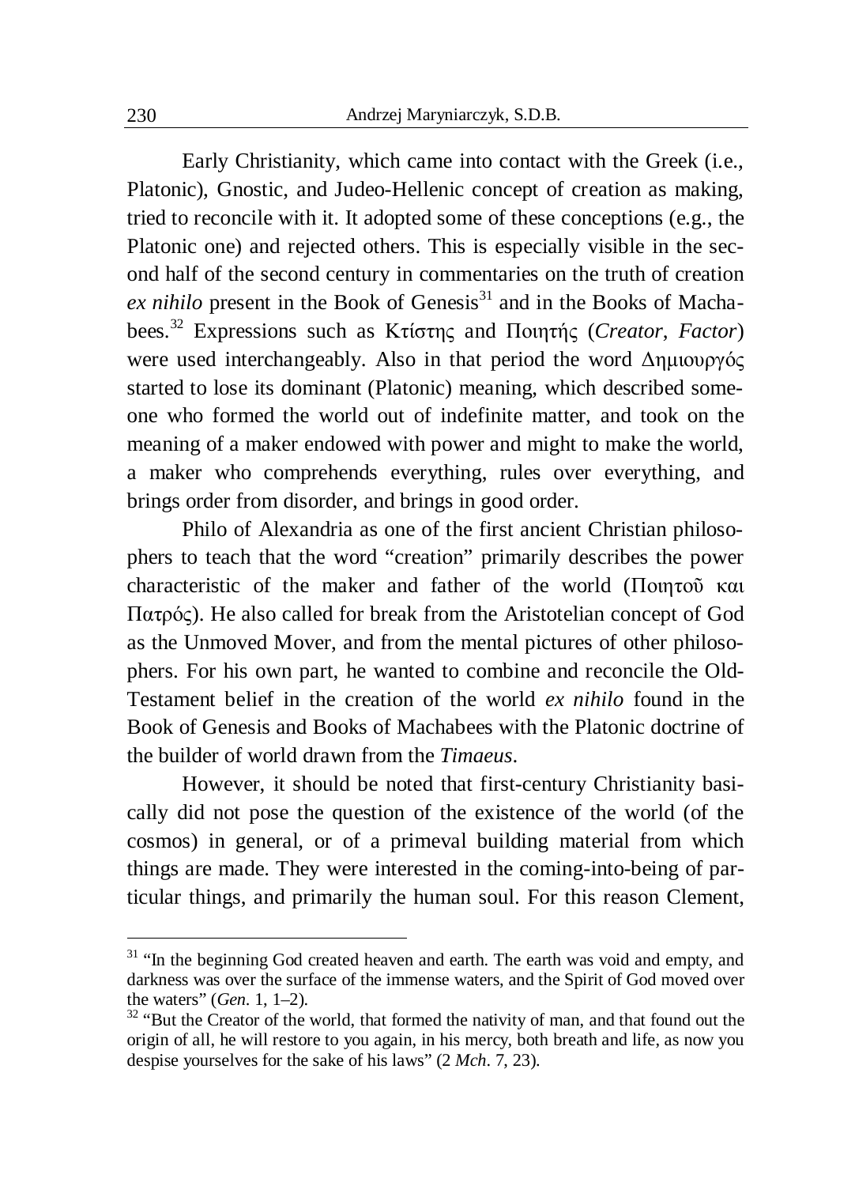Early Christianity, which came into contact with the Greek (i.e., Platonic), Gnostic, and Judeo-Hellenic concept of creation as making, tried to reconcile with it. It adopted some of these conceptions (e.g., the Platonic one) and rejected others. This is especially visible in the second half of the second century in commentaries on the truth of creation *ex nihilo* present in the Book of Genesis[31] and in the Books of Machabees.[32] Expressions such as Κτίστης and Ποιητής (*Creator*, *Factor*) were used interchangeably. Also in that period the word Δημιουργός started to lose its dominant (Platonic) meaning, which described someone who formed the world out of indefinite matter, and took on the meaning of a maker endowed with power and might to make the world, a maker who comprehends everything, rules over everything, and brings order from disorder, and brings in good order.

Philo of Alexandria as one of the first ancient Christian philosophers to teach that the word "creation" primarily describes the power characteristic of the maker and father of the world (Ποιητοῦ και Πατρός). He also called for break from the Aristotelian concept of God as the Unmoved Mover, and from the mental pictures of other philosophers. For his own part, he wanted to combine and reconcile the Old-Testament belief in the creation of the world *ex nihilo* found in the Book of Genesis and Books of Machabees with the Platonic doctrine of the builder of world drawn from the *Timaeus*.

However, it should be noted that first-century Christianity basically did not pose the question of the existence of the world (of the cosmos) in general, or of a primeval building material from which things are made. They were interested in the coming-into-being of particular things, and primarily the human soul. For this reason Clement,

---

[31] "In the beginning God created heaven and earth. The earth was void and empty, and darkness was over the surface of the immense waters, and the Spirit of God moved over the waters" (*Gen.* 1, 1–2).

[32] "But the Creator of the world, that formed the nativity of man, and that found out the origin of all, he will restore to you again, in his mercy, both breath and life, as now you despise yourselves for the sake of his laws" (2 *Mch.* 7, 23).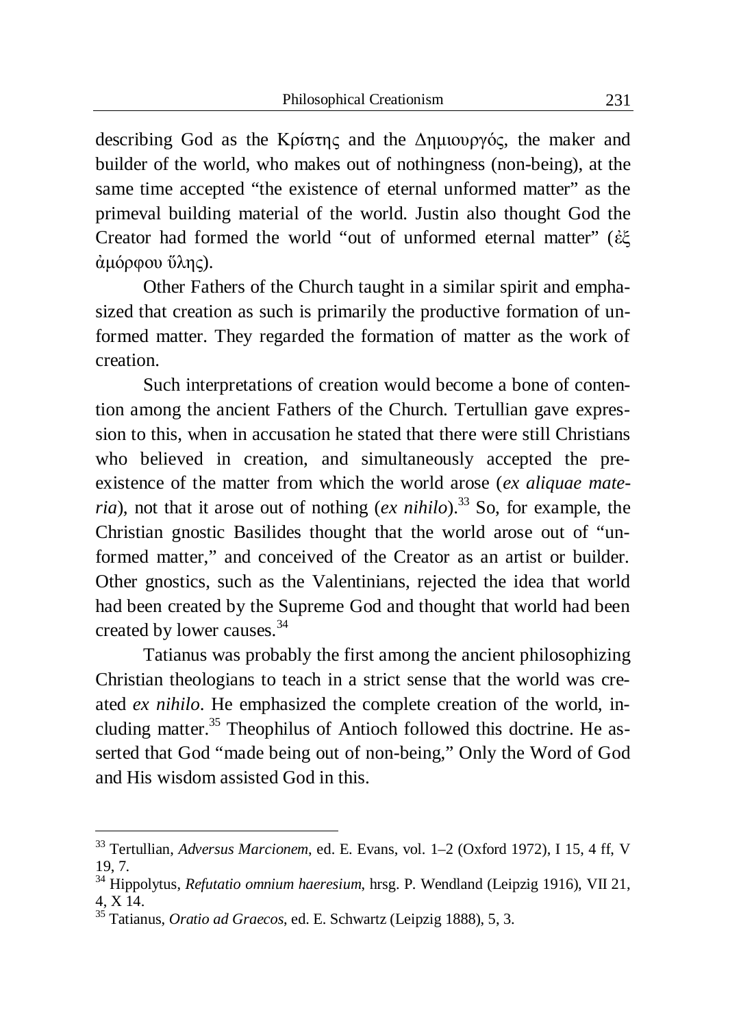describing God as the Κρίστης and the Δημιουργός, the maker and builder of the world, who makes out of nothingness (non-being), at the same time accepted "the existence of eternal unformed matter" as the primeval building material of the world. Justin also thought God the Creator had formed the world "out of unformed eternal matter" (ἐξ ἀμόρφου ὕλης).

Other Fathers of the Church taught in a similar spirit and emphasized that creation as such is primarily the productive formation of unformed matter. They regarded the formation of matter as the work of creation.

Such interpretations of creation would become a bone of contention among the ancient Fathers of the Church. Tertullian gave expression to this, when in accusation he stated that there were still Christians who believed in creation, and simultaneously accepted the pre-existence of the matter from which the world arose (*ex aliquae materia*), not that it arose out of nothing (*ex nihilo*).[33] So, for example, the Christian gnostic Basilides thought that the world arose out of "unformed matter," and conceived of the Creator as an artist or builder. Other gnostics, such as the Valentinians, rejected the idea that world had been created by the Supreme God and thought that world had been created by lower causes.[34]

Tatianus was probably the first among the ancient philosophizing Christian theologians to teach in a strict sense that the world was created *ex nihilo*. He emphasized the complete creation of the world, including matter.[35] Theophilus of Antioch followed this doctrine. He asserted that God "made being out of non-being," Only the Word of God and His wisdom assisted God in this.

---

[33] Tertullian, *Adversus Marcionem*, ed. E. Evans, vol. 1–2 (Oxford 1972), I 15, 4 ff, V 19, 7.

[34] Hippolytus, *Refutatio omnium haeresium*, hrsg. P. Wendland (Leipzig 1916), VII 21, 4, X 14.

[35] Tatianus, *Oratio ad Graecos*, ed. E. Schwartz (Leipzig 1888), 5, 3.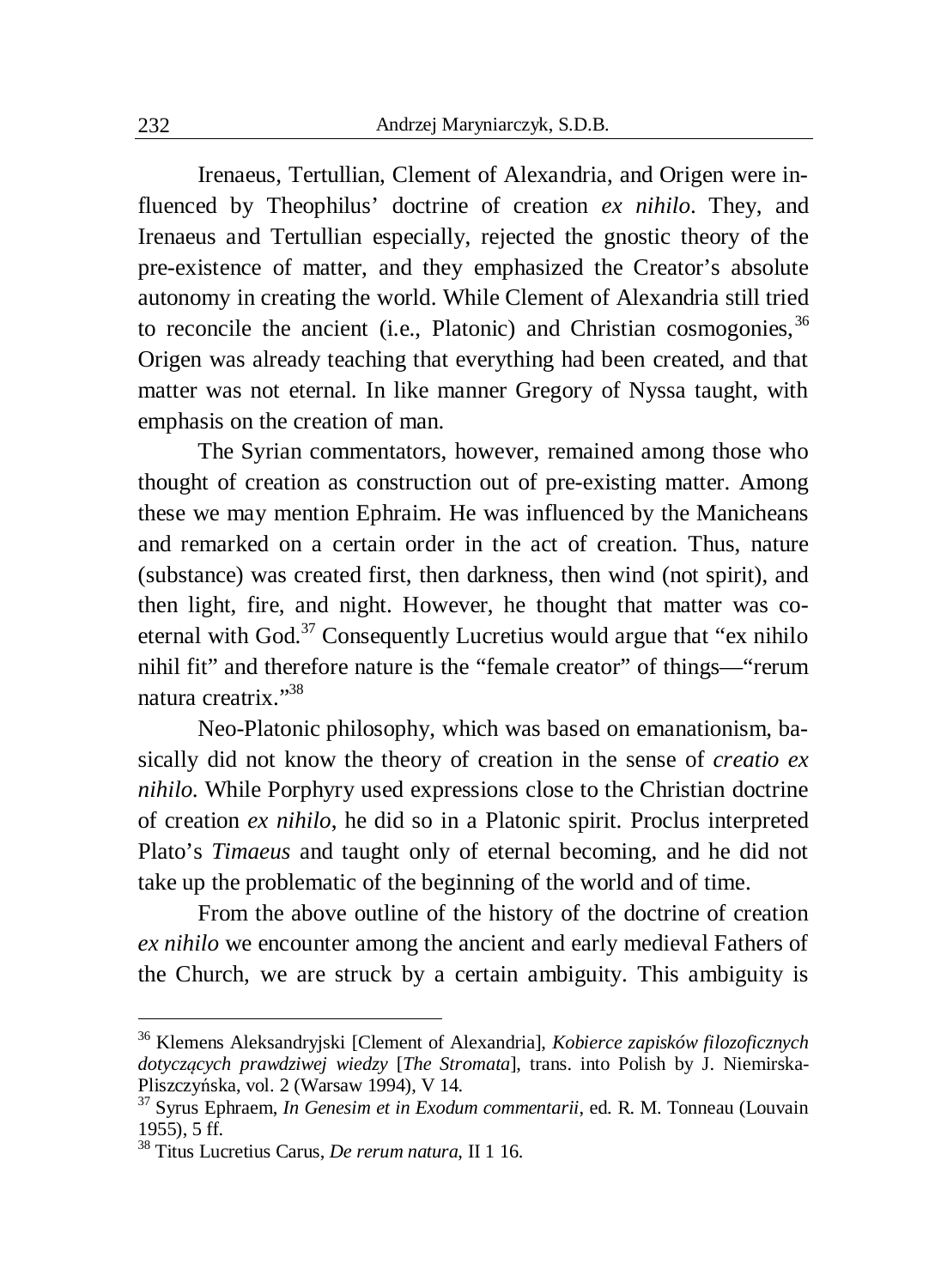Irenaeus, Tertullian, Clement of Alexandria, and Origen were influenced by Theophilus' doctrine of creation *ex nihilo*. They, and Irenaeus and Tertullian especially, rejected the gnostic theory of the pre-existence of matter, and they emphasized the Creator's absolute autonomy in creating the world. While Clement of Alexandria still tried to reconcile the ancient (i.e., Platonic) and Christian cosmogonies,[36] Origen was already teaching that everything had been created, and that matter was not eternal. In like manner Gregory of Nyssa taught, with emphasis on the creation of man.

The Syrian commentators, however, remained among those who thought of creation as construction out of pre-existing matter. Among these we may mention Ephraim. He was influenced by the Manicheans and remarked on a certain order in the act of creation. Thus, nature (substance) was created first, then darkness, then wind (not spirit), and then light, fire, and night. However, he thought that matter was co-eternal with God.[37] Consequently Lucretius would argue that "ex nihilo nihil fit" and therefore nature is the "female creator" of things—"rerum natura creatrix."[38]

Neo-Platonic philosophy, which was based on emanationism, basically did not know the theory of creation in the sense of *creatio ex nihilo*. While Porphyry used expressions close to the Christian doctrine of creation *ex nihilo*, he did so in a Platonic spirit. Proclus interpreted Plato's *Timaeus* and taught only of eternal becoming, and he did not take up the problematic of the beginning of the world and of time.

From the above outline of the history of the doctrine of creation *ex nihilo* we encounter among the ancient and early medieval Fathers of the Church, we are struck by a certain ambiguity. This ambiguity is

---

[36] Klemens Aleksandryjski [Clement of Alexandria], *Kobierce zapisków filozoficznych dotyczących prawdziwej wiedzy* [*The Stromata*], trans. into Polish by J. Niemirska-Pliszczyńska, vol. 2 (Warsaw 1994), V 14.

[37] Syrus Ephraem, *In Genesim et in Exodum commentarii*, ed. R. M. Tonneau (Louvain 1955), 5 ff.

[38] Titus Lucretius Carus, *De rerum natura*, II 1 16.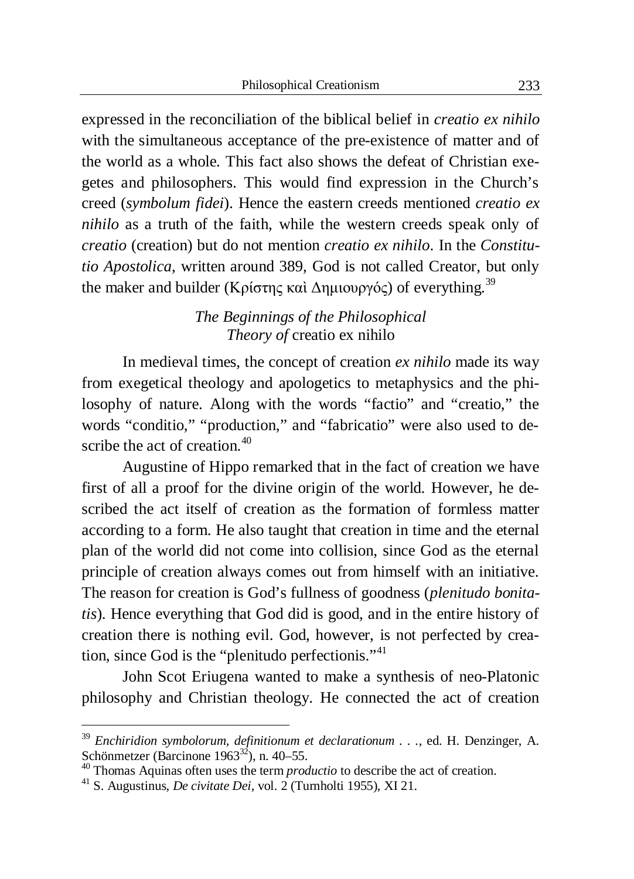expressed in the reconciliation of the biblical belief in *creatio ex nihilo* with the simultaneous acceptance of the pre-existence of matter and of the world as a whole. This fact also shows the defeat of Christian exegetes and philosophers. This would find expression in the Church's creed (*symbolum fidei*). Hence the eastern creeds mentioned *creatio ex nihilo* as a truth of the faith, while the western creeds speak only of *creatio* (creation) but do not mention *creatio ex nihilo*. In the *Constitutio Apostolica*, written around 389, God is not called Creator, but only the maker and builder (Κρίστης καὶ Δημιουργός) of everything.[39]

### *The Beginnings of the Philosophical Theory of* creatio ex nihilo

In medieval times, the concept of creation *ex nihilo* made its way from exegetical theology and apologetics to metaphysics and the philosophy of nature. Along with the words "factio" and "creatio," the words "conditio," "production," and "fabricatio" were also used to describe the act of creation.[40]

Augustine of Hippo remarked that in the fact of creation we have first of all a proof for the divine origin of the world. However, he described the act itself of creation as the formation of formless matter according to a form. He also taught that creation in time and the eternal plan of the world did not come into collision, since God as the eternal principle of creation always comes out from himself with an initiative. The reason for creation is God's fullness of goodness (*plenitudo bonitatis*). Hence everything that God did is good, and in the entire history of creation there is nothing evil. God, however, is not perfected by creation, since God is the "plenitudo perfectionis."[41]

John Scot Eriugena wanted to make a synthesis of neo-Platonic philosophy and Christian theology. He connected the act of creation

---

[39] *Enchiridion symbolorum, definitionum et declarationum . . .*, ed. H. Denzinger, A. Schönmetzer (Barcinone 1963$^{32}$), n. 40–55.

[40] Thomas Aquinas often uses the term *productio* to describe the act of creation.

[41] S. Augustinus, *De civitate Dei*, vol. 2 (Turnholti 1955), XI 21.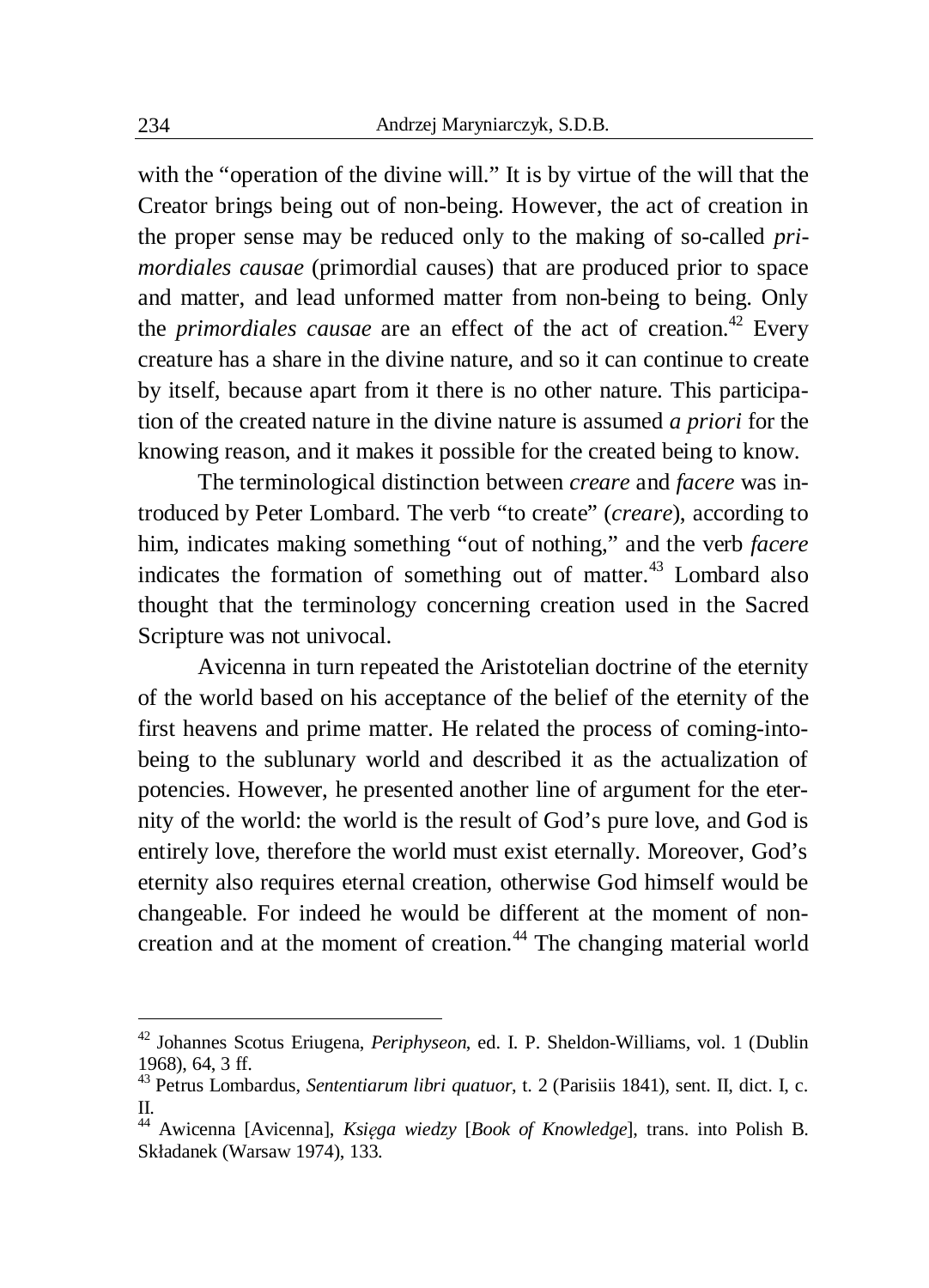with the "operation of the divine will." It is by virtue of the will that the Creator brings being out of non-being. However, the act of creation in the proper sense may be reduced only to the making of so-called *primordiales causae* (primordial causes) that are produced prior to space and matter, and lead unformed matter from non-being to being. Only the *primordiales causae* are an effect of the act of creation.[42] Every creature has a share in the divine nature, and so it can continue to create by itself, because apart from it there is no other nature. This participation of the created nature in the divine nature is assumed *a priori* for the knowing reason, and it makes it possible for the created being to know.

The terminological distinction between *creare* and *facere* was introduced by Peter Lombard. The verb "to create" (*creare*), according to him, indicates making something "out of nothing," and the verb *facere* indicates the formation of something out of matter.[43] Lombard also thought that the terminology concerning creation used in the Sacred Scripture was not univocal.

Avicenna in turn repeated the Aristotelian doctrine of the eternity of the world based on his acceptance of the belief of the eternity of the first heavens and prime matter. He related the process of coming-into-being to the sublunary world and described it as the actualization of potencies. However, he presented another line of argument for the eternity of the world: the world is the result of God's pure love, and God is entirely love, therefore the world must exist eternally. Moreover, God's eternity also requires eternal creation, otherwise God himself would be changeable. For indeed he would be different at the moment of non-creation and at the moment of creation.[44] The changing material world

---

[42] Johannes Scotus Eriugena, *Periphyseon*, ed. I. P. Sheldon-Williams, vol. 1 (Dublin 1968), 64, 3 ff.

[43] Petrus Lombardus, *Sententiarum libri quatuor*, t. 2 (Parisiis 1841), sent. II, dict. I, c. II.

[44] Awicenna [Avicenna], *Księga wiedzy* [*Book of Knowledge*], trans. into Polish B. Składanek (Warsaw 1974), 133.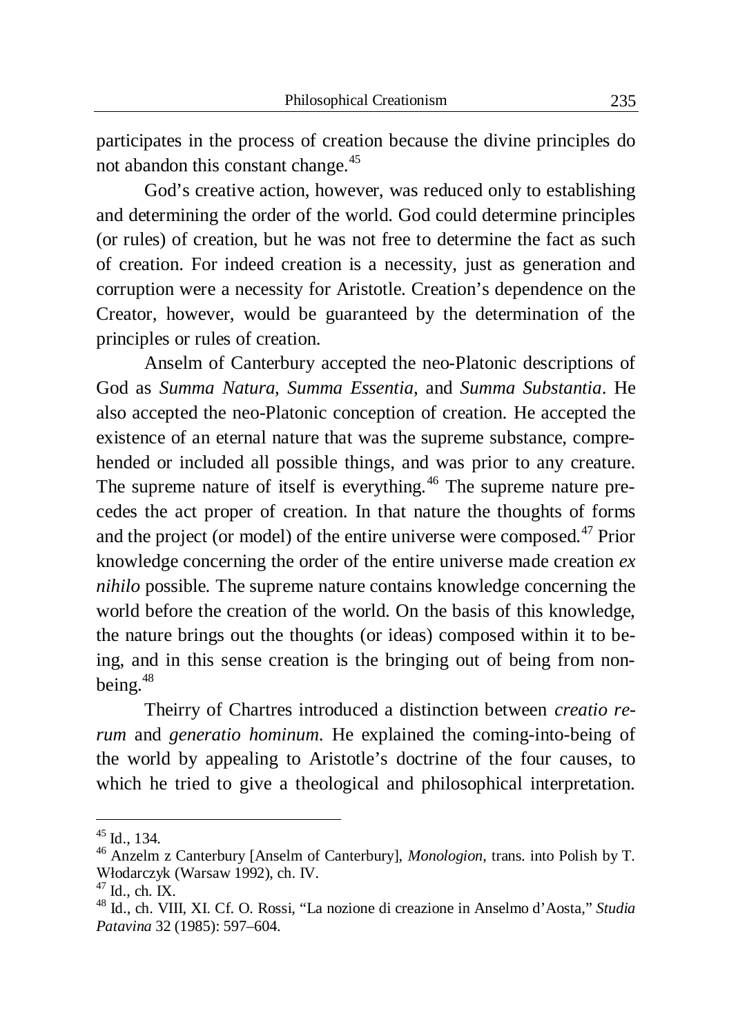participates in the process of creation because the divine principles do not abandon this constant change.[45]

God's creative action, however, was reduced only to establishing and determining the order of the world. God could determine principles (or rules) of creation, but he was not free to determine the fact as such of creation. For indeed creation is a necessity, just as generation and corruption were a necessity for Aristotle. Creation's dependence on the Creator, however, would be guaranteed by the determination of the principles or rules of creation.

Anselm of Canterbury accepted the neo-Platonic descriptions of God as *Summa Natura*, *Summa Essentia*, and *Summa Substantia*. He also accepted the neo-Platonic conception of creation. He accepted the existence of an eternal nature that was the supreme substance, comprehended or included all possible things, and was prior to any creature. The supreme nature of itself is everything.[46] The supreme nature precedes the act proper of creation. In that nature the thoughts of forms and the project (or model) of the entire universe were composed.[47] Prior knowledge concerning the order of the entire universe made creation *ex nihilo* possible. The supreme nature contains knowledge concerning the world before the creation of the world. On the basis of this knowledge, the nature brings out the thoughts (or ideas) composed within it to being, and in this sense creation is the bringing out of being from non-being.[48]

Theirry of Chartres introduced a distinction between *creatio rerum* and *generatio hominum*. He explained the coming-into-being of the world by appealing to Aristotle's doctrine of the four causes, to which he tried to give a theological and philosophical interpretation.

---

[45] Id., 134.

[46] Anzelm z Canterbury [Anselm of Canterbury], *Monologion*, trans. into Polish by T. Włodarczyk (Warsaw 1992), ch. IV.

[47] Id., ch. IX.

[48] Id., ch. VIII, XI. Cf. O. Rossi, "La nozione di creazione in Anselmo d'Aosta," *Studia Patavina* 32 (1985): 597–604.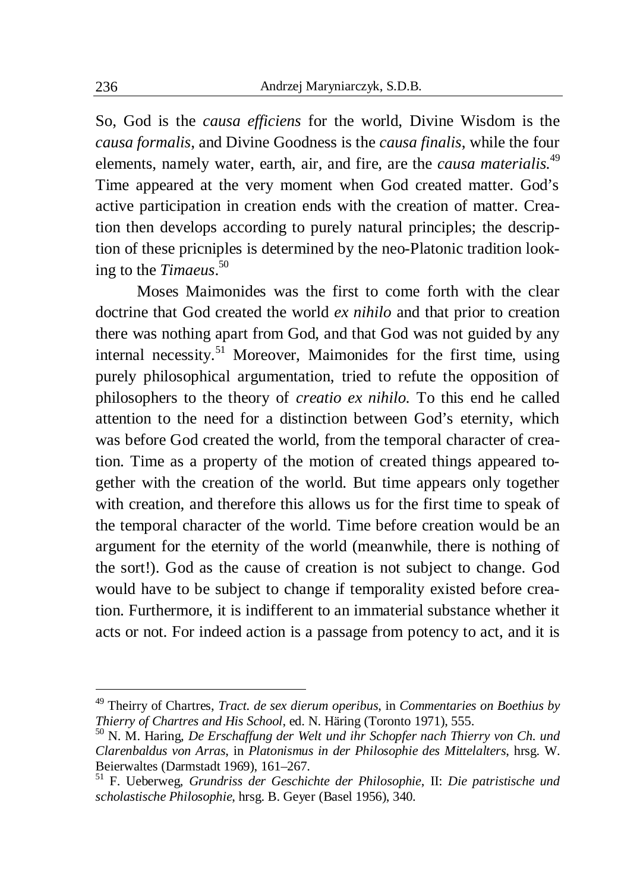So, God is the *causa efficiens* for the world, Divine Wisdom is the *causa formalis*, and Divine Goodness is the *causa finalis*, while the four elements, namely water, earth, air, and fire, are the *causa materialis*.[49] Time appeared at the very moment when God created matter. God's active participation in creation ends with the creation of matter. Creation then develops according to purely natural principles; the description of these pricniples is determined by the neo-Platonic tradition looking to the *Timaeus*.[50]

Moses Maimonides was the first to come forth with the clear doctrine that God created the world *ex nihilo* and that prior to creation there was nothing apart from God, and that God was not guided by any internal necessity.[51] Moreover, Maimonides for the first time, using purely philosophical argumentation, tried to refute the opposition of philosophers to the theory of *creatio ex nihilo*. To this end he called attention to the need for a distinction between God's eternity, which was before God created the world, from the temporal character of creation. Time as a property of the motion of created things appeared together with the creation of the world. But time appears only together with creation, and therefore this allows us for the first time to speak of the temporal character of the world. Time before creation would be an argument for the eternity of the world (meanwhile, there is nothing of the sort!). God as the cause of creation is not subject to change. God would have to be subject to change if temporality existed before creation. Furthermore, it is indifferent to an immaterial substance whether it acts or not. For indeed action is a passage from potency to act, and it is

---

[49] Theirry of Chartres, *Tract. de sex dierum operibus*, in *Commentaries on Boethius by Thierry of Chartres and His School*, ed. N. Häring (Toronto 1971), 555.

[50] N. M. Haring, *De Erschaffung der Welt und ihr Schopfer nach Thierry von Ch. und Clarenbaldus von Arras*, in *Platonismus in der Philosophie des Mittelalters*, hrsg. W. Beierwaltes (Darmstadt 1969), 161–267.

[51] F. Ueberweg, *Grundriss der Geschichte der Philosophie*, II: *Die patristische und scholastische Philosophie*, hrsg. B. Geyer (Basel 1956), 340.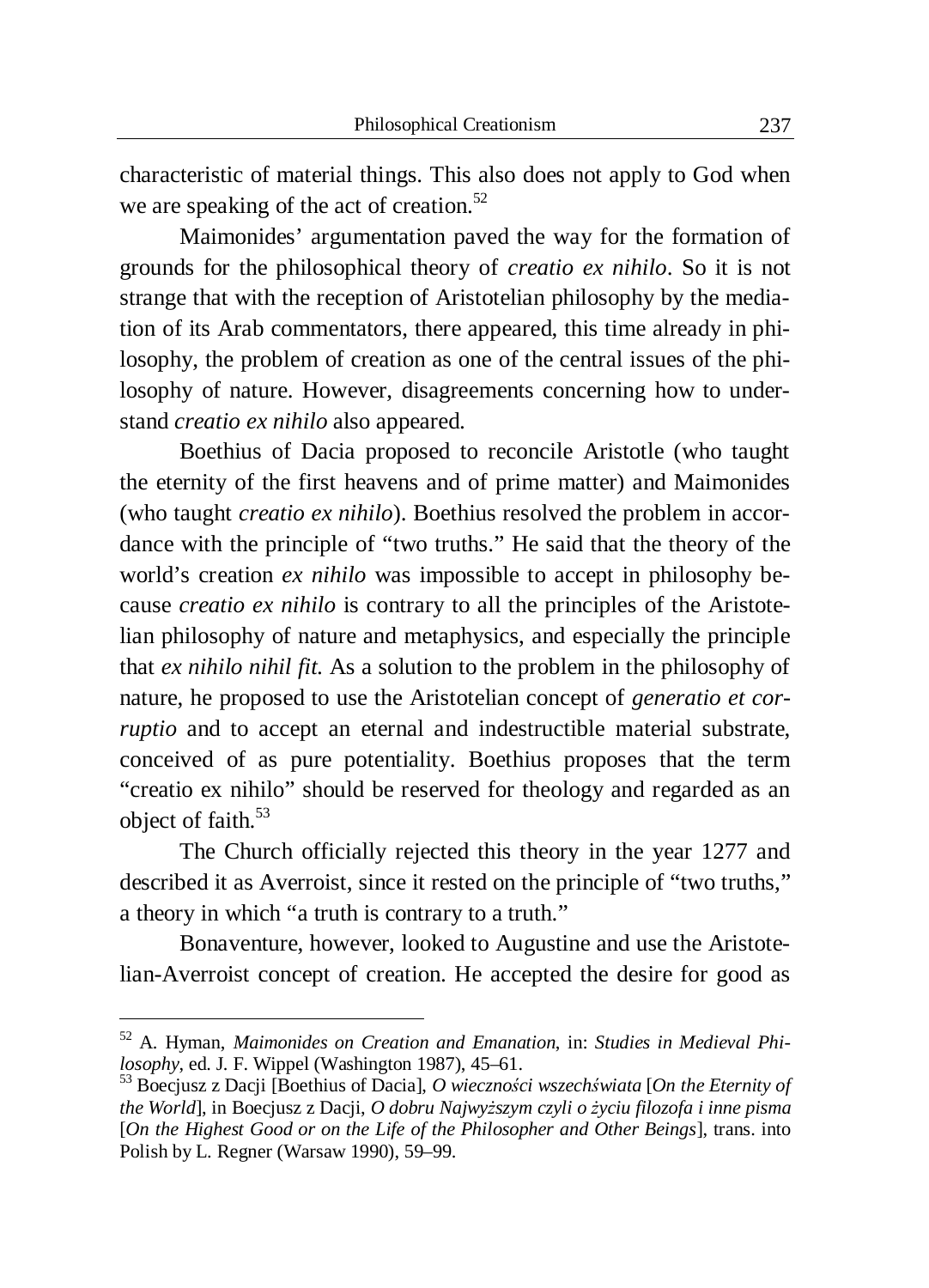characteristic of material things. This also does not apply to God when we are speaking of the act of creation.[52]

Maimonides' argumentation paved the way for the formation of grounds for the philosophical theory of *creatio ex nihilo*. So it is not strange that with the reception of Aristotelian philosophy by the mediation of its Arab commentators, there appeared, this time already in philosophy, the problem of creation as one of the central issues of the philosophy of nature. However, disagreements concerning how to understand *creatio ex nihilo* also appeared.

Boethius of Dacia proposed to reconcile Aristotle (who taught the eternity of the first heavens and of prime matter) and Maimonides (who taught *creatio ex nihilo*). Boethius resolved the problem in accordance with the principle of "two truths." He said that the theory of the world's creation *ex nihilo* was impossible to accept in philosophy because *creatio ex nihilo* is contrary to all the principles of the Aristotelian philosophy of nature and metaphysics, and especially the principle that *ex nihilo nihil fit.* As a solution to the problem in the philosophy of nature, he proposed to use the Aristotelian concept of *generatio et corruptio* and to accept an eternal and indestructible material substrate, conceived of as pure potentiality. Boethius proposes that the term "creatio ex nihilo" should be reserved for theology and regarded as an object of faith.[53]

The Church officially rejected this theory in the year 1277 and described it as Averroist, since it rested on the principle of "two truths," a theory in which "a truth is contrary to a truth."

Bonaventure, however, looked to Augustine and use the Aristotelian-Averroist concept of creation. He accepted the desire for good as

---

[52] A. Hyman, *Maimonides on Creation and Emanation*, in: *Studies in Medieval Philosophy*, ed. J. F. Wippel (Washington 1987), 45–61.

[53] Boecjusz z Dacji [Boethius of Dacia], *O wieczności wszechświata* [*On the Eternity of the World*], in Boecjusz z Dacji, *O dobru Najwyższym czyli o życiu filozofa i inne pisma* [*On the Highest Good or on the Life of the Philosopher and Other Beings*], trans. into Polish by L. Regner (Warsaw 1990), 59–99.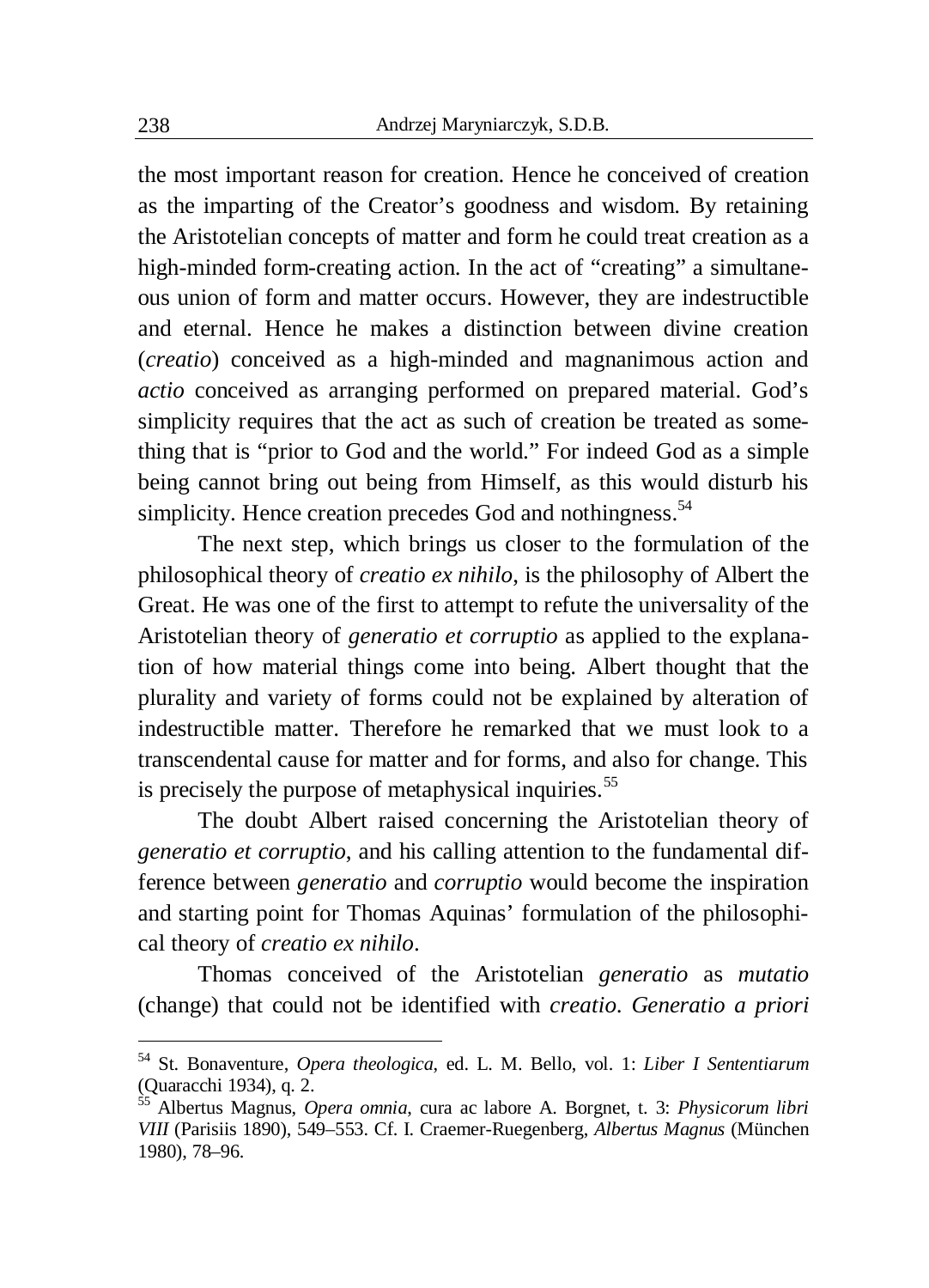the most important reason for creation. Hence he conceived of creation as the imparting of the Creator's goodness and wisdom. By retaining the Aristotelian concepts of matter and form he could treat creation as a high-minded form-creating action. In the act of "creating" a simultaneous union of form and matter occurs. However, they are indestructible and eternal. Hence he makes a distinction between divine creation (*creatio*) conceived as a high-minded and magnanimous action and *actio* conceived as arranging performed on prepared material. God's simplicity requires that the act as such of creation be treated as something that is "prior to God and the world." For indeed God as a simple being cannot bring out being from Himself, as this would disturb his simplicity. Hence creation precedes God and nothingness.[54]

The next step, which brings us closer to the formulation of the philosophical theory of *creatio ex nihilo*, is the philosophy of Albert the Great. He was one of the first to attempt to refute the universality of the Aristotelian theory of *generatio et corruptio* as applied to the explanation of how material things come into being. Albert thought that the plurality and variety of forms could not be explained by alteration of indestructible matter. Therefore he remarked that we must look to a transcendental cause for matter and for forms, and also for change. This is precisely the purpose of metaphysical inquiries.[55]

The doubt Albert raised concerning the Aristotelian theory of *generatio et corruptio*, and his calling attention to the fundamental difference between *generatio* and *corruptio* would become the inspiration and starting point for Thomas Aquinas' formulation of the philosophical theory of *creatio ex nihilo*.

Thomas conceived of the Aristotelian *generatio* as *mutatio* (change) that could not be identified with *creatio*. *Generatio a priori*

---

[54] St. Bonaventure, *Opera theologica*, ed. L. M. Bello, vol. 1: *Liber I Sententiarum* (Quaracchi 1934), q. 2.

[55] Albertus Magnus, *Opera omnia*, cura ac labore A. Borgnet, t. 3: *Physicorum libri VIII* (Parisiis 1890), 549–553. Cf. I. Craemer-Ruegenberg, *Albertus Magnus* (München 1980), 78–96.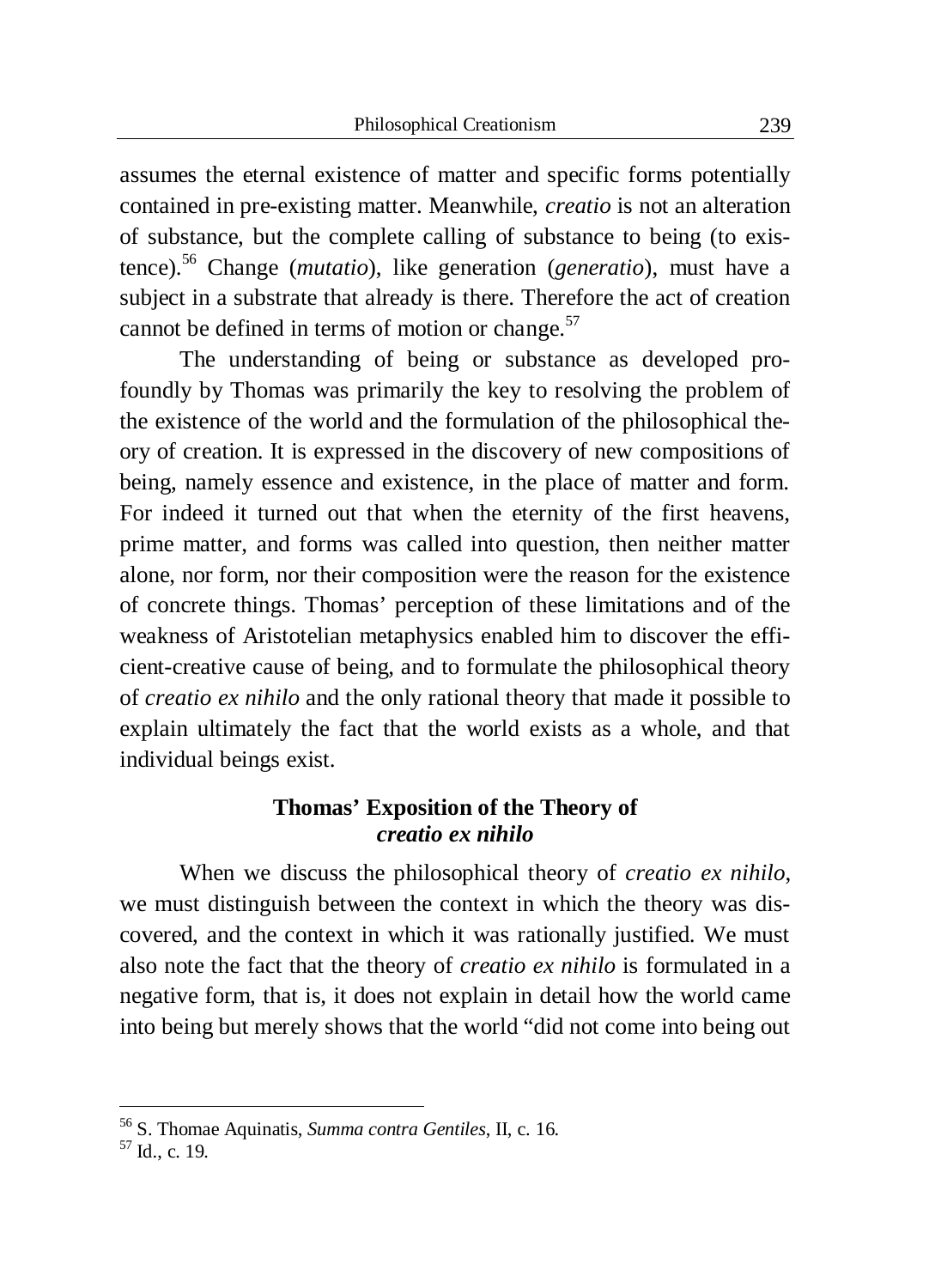assumes the eternal existence of matter and specific forms potentially contained in pre-existing matter. Meanwhile, *creatio* is not an alteration of substance, but the complete calling of substance to being (to existence).[56] Change (*mutatio*), like generation (*generatio*), must have a subject in a substrate that already is there. Therefore the act of creation cannot be defined in terms of motion or change.[57]

The understanding of being or substance as developed profoundly by Thomas was primarily the key to resolving the problem of the existence of the world and the formulation of the philosophical theory of creation. It is expressed in the discovery of new compositions of being, namely essence and existence, in the place of matter and form. For indeed it turned out that when the eternity of the first heavens, prime matter, and forms was called into question, then neither matter alone, nor form, nor their composition were the reason for the existence of concrete things. Thomas' perception of these limitations and of the weakness of Aristotelian metaphysics enabled him to discover the efficient-creative cause of being, and to formulate the philosophical theory of *creatio ex nihilo* and the only rational theory that made it possible to explain ultimately the fact that the world exists as a whole, and that individual beings exist.

### Thomas' Exposition of the Theory of *creatio ex nihilo*

When we discuss the philosophical theory of *creatio ex nihilo*, we must distinguish between the context in which the theory was discovered, and the context in which it was rationally justified. We must also note the fact that the theory of *creatio ex nihilo* is formulated in a negative form, that is, it does not explain in detail how the world came into being but merely shows that the world "did not come into being out

---

[56] S. Thomae Aquinatis, *Summa contra Gentiles*, II, c. 16.

[57] Id., c. 19.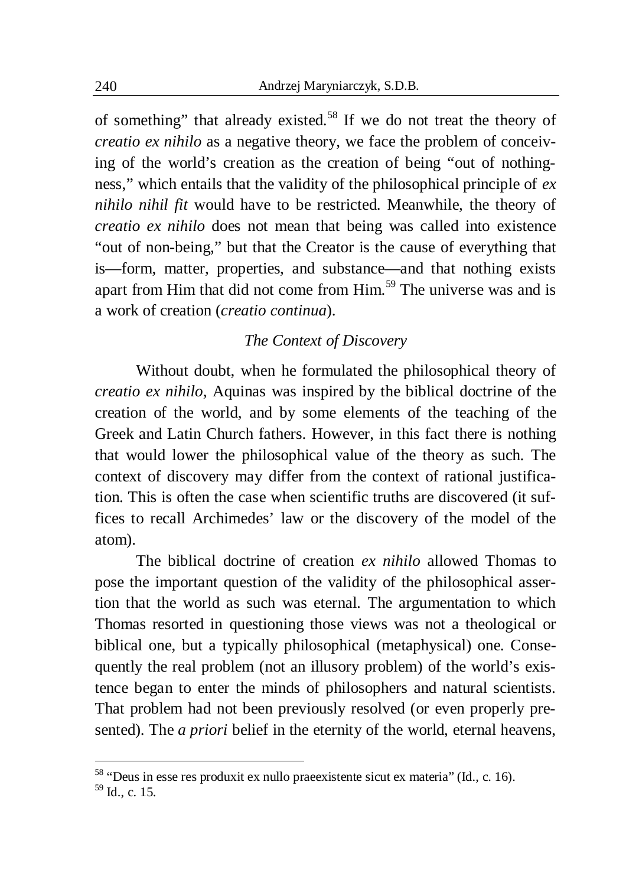of something" that already existed.[58] If we do not treat the theory of *creatio ex nihilo* as a negative theory, we face the problem of conceiving of the world's creation as the creation of being "out of nothingness," which entails that the validity of the philosophical principle of *ex nihilo nihil fit* would have to be restricted. Meanwhile, the theory of *creatio ex nihilo* does not mean that being was called into existence "out of non-being," but that the Creator is the cause of everything that is—form, matter, properties, and substance—and that nothing exists apart from Him that did not come from Him.[59] The universe was and is a work of creation (*creatio continua*).

### *The Context of Discovery*

Without doubt, when he formulated the philosophical theory of *creatio ex nihilo*, Aquinas was inspired by the biblical doctrine of the creation of the world, and by some elements of the teaching of the Greek and Latin Church fathers. However, in this fact there is nothing that would lower the philosophical value of the theory as such. The context of discovery may differ from the context of rational justification. This is often the case when scientific truths are discovered (it suffices to recall Archimedes' law or the discovery of the model of the atom).

The biblical doctrine of creation *ex nihilo* allowed Thomas to pose the important question of the validity of the philosophical assertion that the world as such was eternal. The argumentation to which Thomas resorted in questioning those views was not a theological or biblical one, but a typically philosophical (metaphysical) one. Consequently the real problem (not an illusory problem) of the world's existence began to enter the minds of philosophers and natural scientists. That problem had not been previously resolved (or even properly presented). The *a priori* belief in the eternity of the world, eternal heavens,

---

[58] "Deus in esse res produxit ex nullo praeexistente sicut ex materia" (Id., c. 16).

[59] Id., c. 15.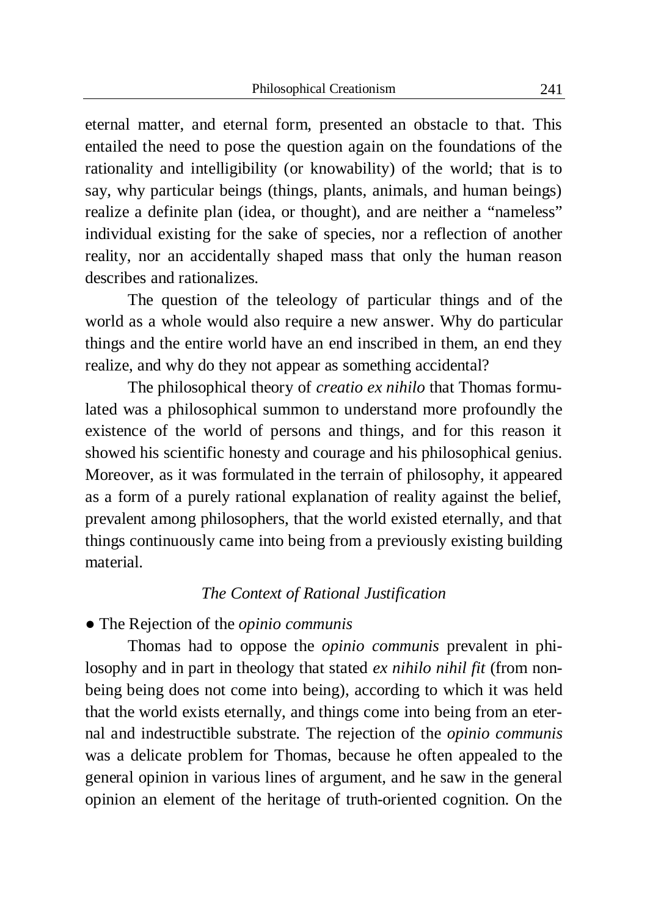eternal matter, and eternal form, presented an obstacle to that. This entailed the need to pose the question again on the foundations of the rationality and intelligibility (or knowability) of the world; that is to say, why particular beings (things, plants, animals, and human beings) realize a definite plan (idea, or thought), and are neither a "nameless" individual existing for the sake of species, nor a reflection of another reality, nor an accidentally shaped mass that only the human reason describes and rationalizes.

The question of the teleology of particular things and of the world as a whole would also require a new answer. Why do particular things and the entire world have an end inscribed in them, an end they realize, and why do they not appear as something accidental?

The philosophical theory of *creatio ex nihilo* that Thomas formulated was a philosophical summon to understand more profoundly the existence of the world of persons and things, and for this reason it showed his scientific honesty and courage and his philosophical genius. Moreover, as it was formulated in the terrain of philosophy, it appeared as a form of a purely rational explanation of reality against the belief, prevalent among philosophers, that the world existed eternally, and that things continuously came into being from a previously existing building material.

### *The Context of Rational Justification*

● The Rejection of the *opinio communis*

Thomas had to oppose the *opinio communis* prevalent in philosophy and in part in theology that stated *ex nihilo nihil fit* (from non-being being does not come into being), according to which it was held that the world exists eternally, and things come into being from an eternal and indestructible substrate. The rejection of the *opinio communis* was a delicate problem for Thomas, because he often appealed to the general opinion in various lines of argument, and he saw in the general opinion an element of the heritage of truth-oriented cognition. On the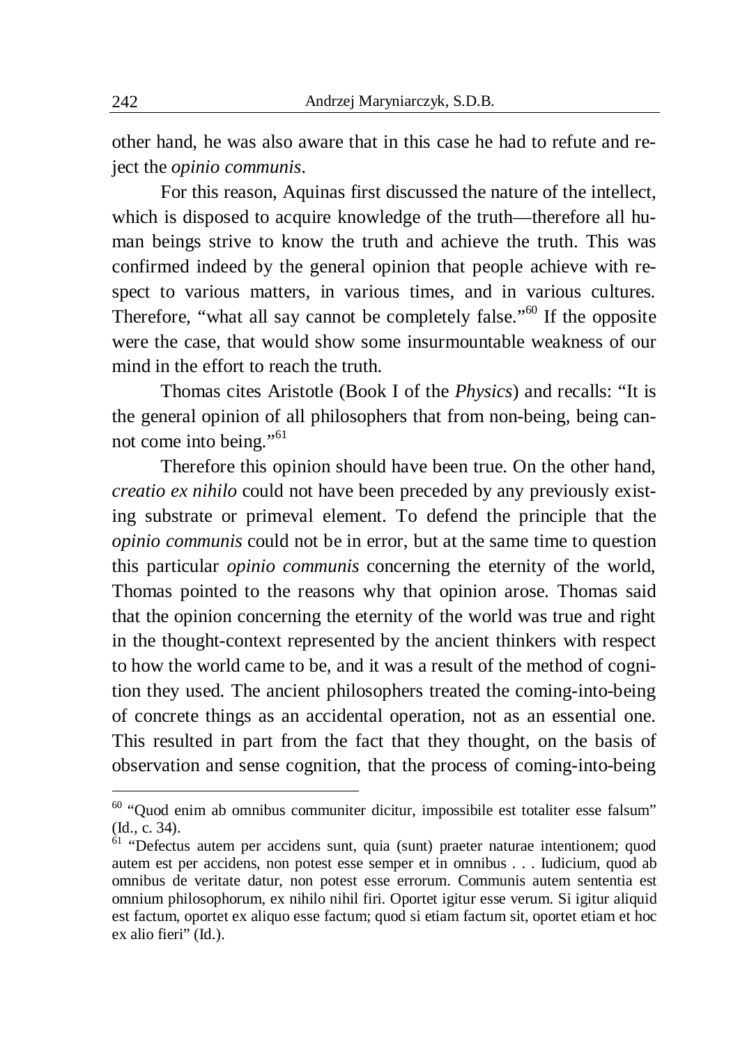other hand, he was also aware that in this case he had to refute and reject the *opinio communis*.

For this reason, Aquinas first discussed the nature of the intellect, which is disposed to acquire knowledge of the truth—therefore all human beings strive to know the truth and achieve the truth. This was confirmed indeed by the general opinion that people achieve with respect to various matters, in various times, and in various cultures. Therefore, "what all say cannot be completely false."[60] If the opposite were the case, that would show some insurmountable weakness of our mind in the effort to reach the truth.

Thomas cites Aristotle (Book I of the *Physics*) and recalls: "It is the general opinion of all philosophers that from non-being, being cannot come into being."[61]

Therefore this opinion should have been true. On the other hand, *creatio ex nihilo* could not have been preceded by any previously existing substrate or primeval element. To defend the principle that the *opinio communis* could not be in error, but at the same time to question this particular *opinio communis* concerning the eternity of the world, Thomas pointed to the reasons why that opinion arose. Thomas said that the opinion concerning the eternity of the world was true and right in the thought-context represented by the ancient thinkers with respect to how the world came to be, and it was a result of the method of cognition they used. The ancient philosophers treated the coming-into-being of concrete things as an accidental operation, not as an essential one. This resulted in part from the fact that they thought, on the basis of observation and sense cognition, that the process of coming-into-being

---

[60] "Quod enim ab omnibus communiter dicitur, impossibile est totaliter esse falsum" (Id., c. 34).

[61] "Defectus autem per accidens sunt, quia (sunt) praeter naturae intentionem; quod autem est per accidens, non potest esse semper et in omnibus . . . Iudicium, quod ab omnibus de veritate datur, non potest esse errorum. Communis autem sententia est omnium philosophorum, ex nihilo nihil firi. Oportet igitur esse verum. Si igitur aliquid est factum, oportet ex aliquo esse factum; quod si etiam factum sit, oportet etiam et hoc ex alio fieri" (Id.).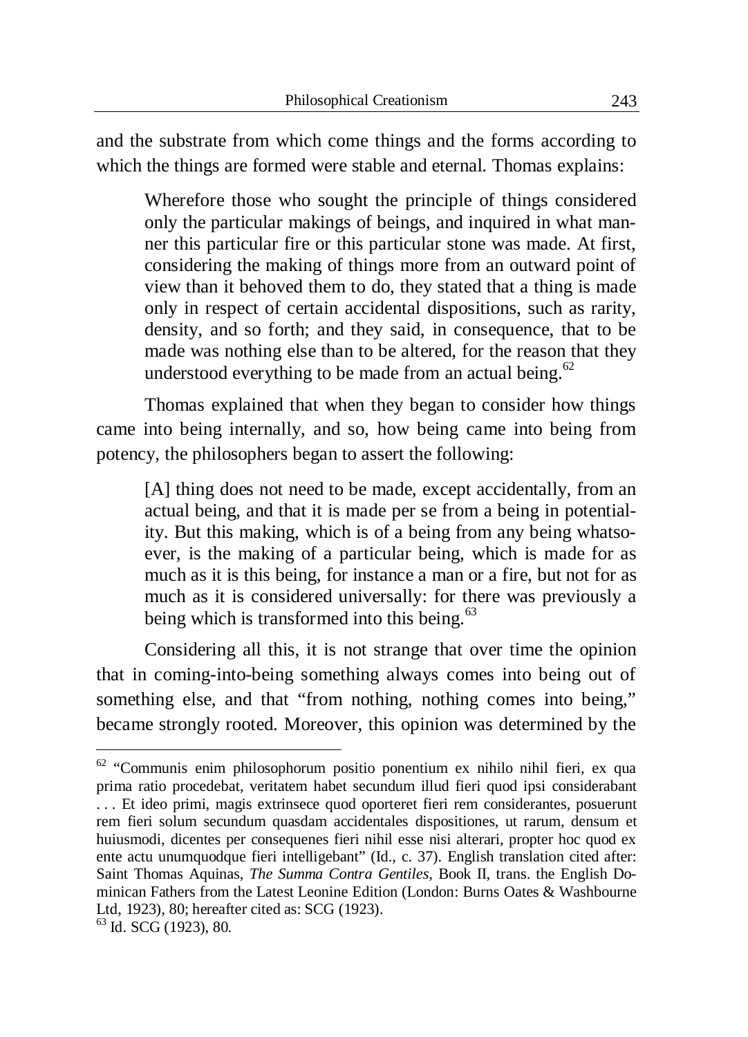and the substrate from which come things and the forms according to which the things are formed were stable and eternal. Thomas explains:

> Wherefore those who sought the principle of things considered only the particular makings of beings, and inquired in what manner this particular fire or this particular stone was made. At first, considering the making of things more from an outward point of view than it behoved them to do, they stated that a thing is made only in respect of certain accidental dispositions, such as rarity, density, and so forth; and they said, in consequence, that to be made was nothing else than to be altered, for the reason that they understood everything to be made from an actual being.[62]

Thomas explained that when they began to consider how things came into being internally, and so, how being came into being from potency, the philosophers began to assert the following:

> [A] thing does not need to be made, except accidentally, from an actual being, and that it is made per se from a being in potentiality. But this making, which is of a being from any being whatsoever, is the making of a particular being, which is made for as much as it is this being, for instance a man or a fire, but not for as much as it is considered universally: for there was previously a being which is transformed into this being.[63]

Considering all this, it is not strange that over time the opinion that in coming-into-being something always comes into being out of something else, and that "from nothing, nothing comes into being," became strongly rooted. Moreover, this opinion was determined by the

---

[62] "Communis enim philosophorum positio ponentium ex nihilo nihil fieri, ex qua prima ratio procedebat, veritatem habet secundum illud fieri quod ipsi considerabant . . . Et ideo primi, magis extrinsece quod oporteret fieri rem considerantes, posuerunt rem fieri solum secundum quasdam accidentales dispositiones, ut rarum, densum et huiusmodi, dicentes per consequenes fieri nihil esse nisi alterari, propter hoc quod ex ente actu unumquodque fieri intelligebant" (Id., c. 37). English translation cited after: Saint Thomas Aquinas, *The Summa Contra Gentiles*, Book II, trans. the English Dominican Fathers from the Latest Leonine Edition (London: Burns Oates & Washbourne Ltd, 1923), 80; hereafter cited as: SCG (1923).

[63] Id. SCG (1923), 80.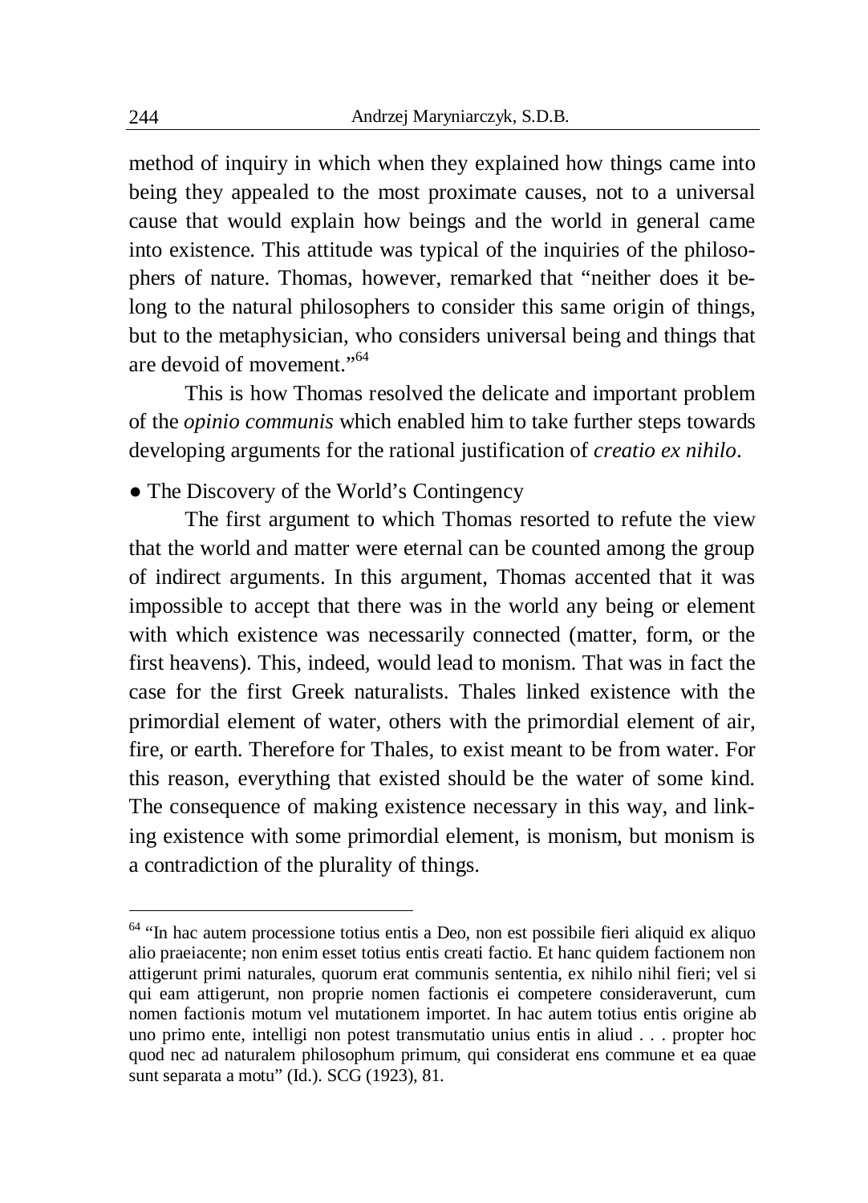method of inquiry in which when they explained how things came into being they appealed to the most proximate causes, not to a universal cause that would explain how beings and the world in general came into existence. This attitude was typical of the inquiries of the philosophers of nature. Thomas, however, remarked that "neither does it belong to the natural philosophers to consider this same origin of things, but to the metaphysician, who considers universal being and things that are devoid of movement."[64]

This is how Thomas resolved the delicate and important problem of the *opinio communis* which enabled him to take further steps towards developing arguments for the rational justification of *creatio ex nihilo*.

● The Discovery of the World's Contingency

The first argument to which Thomas resorted to refute the view that the world and matter were eternal can be counted among the group of indirect arguments. In this argument, Thomas accented that it was impossible to accept that there was in the world any being or element with which existence was necessarily connected (matter, form, or the first heavens). This, indeed, would lead to monism. That was in fact the case for the first Greek naturalists. Thales linked existence with the primordial element of water, others with the primordial element of air, fire, or earth. Therefore for Thales, to exist meant to be from water. For this reason, everything that existed should be the water of some kind. The consequence of making existence necessary in this way, and linking existence with some primordial element, is monism, but monism is a contradiction of the plurality of things.

---

[64] "In hac autem processione totius entis a Deo, non est possibile fieri aliquid ex aliquo alio praeiacente; non enim esset totius entis creati factio. Et hanc quidem factionem non attigerunt primi naturales, quorum erat communis sententia, ex nihilo nihil fieri; vel si qui eam attigerunt, non proprie nomen factionis ei competere consideraverunt, cum nomen factionis motum vel mutationem importet. In hac autem totius entis origine ab uno primo ente, intelligi non potest transmutatio unius entis in aliud . . . propter hoc quod nec ad naturalem philosophum primum, qui considerat ens commune et ea quae sunt separata a motu" (Id.). SCG (1923), 81.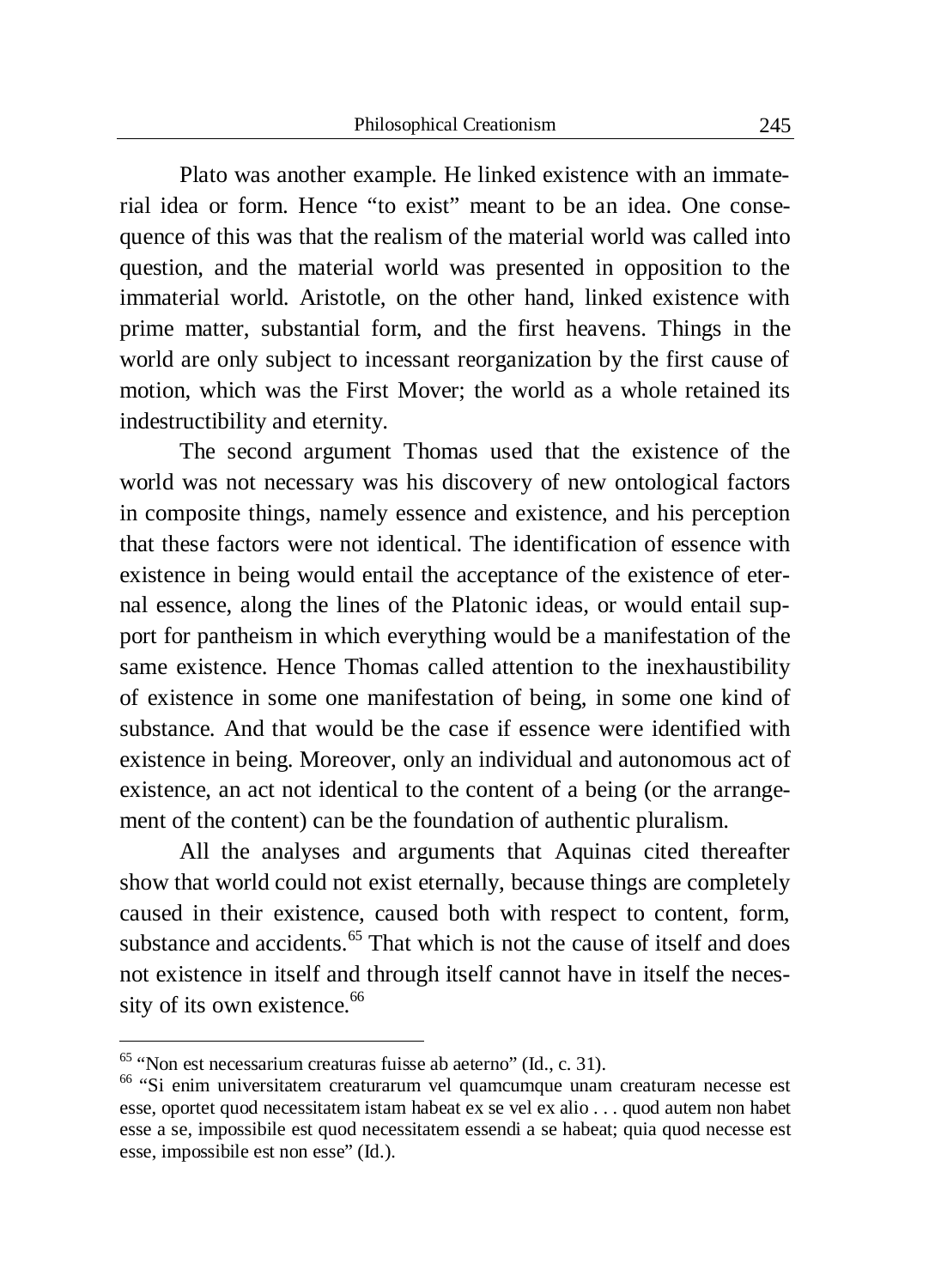Plato was another example. He linked existence with an immaterial idea or form. Hence "to exist" meant to be an idea. One consequence of this was that the realism of the material world was called into question, and the material world was presented in opposition to the immaterial world. Aristotle, on the other hand, linked existence with prime matter, substantial form, and the first heavens. Things in the world are only subject to incessant reorganization by the first cause of motion, which was the First Mover; the world as a whole retained its indestructibility and eternity.

The second argument Thomas used that the existence of the world was not necessary was his discovery of new ontological factors in composite things, namely essence and existence, and his perception that these factors were not identical. The identification of essence with existence in being would entail the acceptance of the existence of eternal essence, along the lines of the Platonic ideas, or would entail support for pantheism in which everything would be a manifestation of the same existence. Hence Thomas called attention to the inexhaustibility of existence in some one manifestation of being, in some one kind of substance. And that would be the case if essence were identified with existence in being. Moreover, only an individual and autonomous act of existence, an act not identical to the content of a being (or the arrangement of the content) can be the foundation of authentic pluralism.

All the analyses and arguments that Aquinas cited thereafter show that world could not exist eternally, because things are completely caused in their existence, caused both with respect to content, form, substance and accidents.[65] That which is not the cause of itself and does not existence in itself and through itself cannot have in itself the necessity of its own existence.[66]

---

[65] "Non est necessarium creaturas fuisse ab aeterno" (Id., c. 31).

[66] "Si enim universitatem creaturarum vel quamcumque unam creaturam necesse est esse, oportet quod necessitatem istam habeat ex se vel ex alio . . . quod autem non habet esse a se, impossibile est quod necessitatem essendi a se habeat; quia quod necesse est esse, impossibile est non esse" (Id.).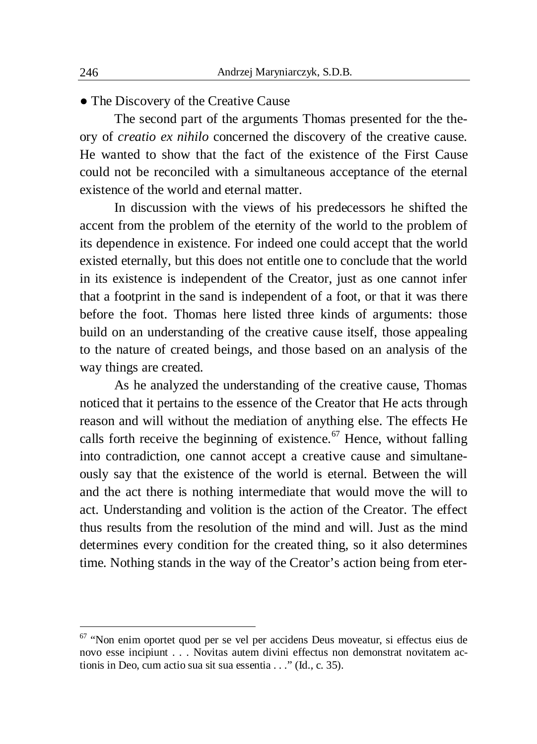● The Discovery of the Creative Cause

The second part of the arguments Thomas presented for the theory of *creatio ex nihilo* concerned the discovery of the creative cause. He wanted to show that the fact of the existence of the First Cause could not be reconciled with a simultaneous acceptance of the eternal existence of the world and eternal matter.

In discussion with the views of his predecessors he shifted the accent from the problem of the eternity of the world to the problem of its dependence in existence. For indeed one could accept that the world existed eternally, but this does not entitle one to conclude that the world in its existence is independent of the Creator, just as one cannot infer that a footprint in the sand is independent of a foot, or that it was there before the foot. Thomas here listed three kinds of arguments: those build on an understanding of the creative cause itself, those appealing to the nature of created beings, and those based on an analysis of the way things are created.

As he analyzed the understanding of the creative cause, Thomas noticed that it pertains to the essence of the Creator that He acts through reason and will without the mediation of anything else. The effects He calls forth receive the beginning of existence.[67] Hence, without falling into contradiction, one cannot accept a creative cause and simultaneously say that the existence of the world is eternal. Between the will and the act there is nothing intermediate that would move the will to act. Understanding and volition is the action of the Creator. The effect thus results from the resolution of the mind and will. Just as the mind determines every condition for the created thing, so it also determines time. Nothing stands in the way of the Creator's action being from eter-

[67] "Non enim oportet quod per se vel per accidens Deus moveatur, si effectus eius de novo esse incipiunt . . . Novitas autem divini effectus non demonstrat novitatem actionis in Deo, cum actio sua sit sua essentia . . ." (Id., c. 35).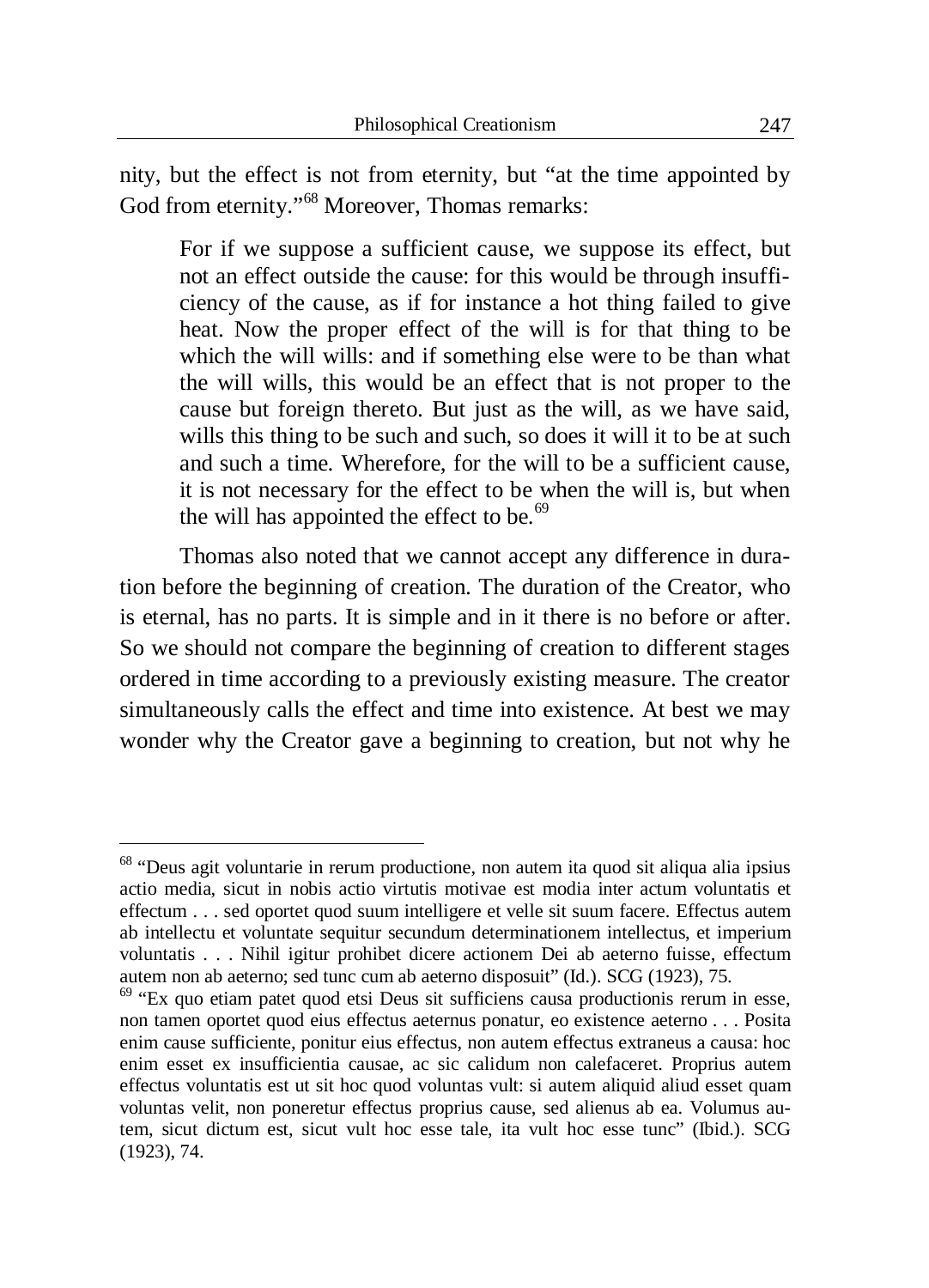nity, but the effect is not from eternity, but "at the time appointed by God from eternity."[68] Moreover, Thomas remarks:

> For if we suppose a sufficient cause, we suppose its effect, but not an effect outside the cause: for this would be through insufficiency of the cause, as if for instance a hot thing failed to give heat. Now the proper effect of the will is for that thing to be which the will wills: and if something else were to be than what the will wills, this would be an effect that is not proper to the cause but foreign thereto. But just as the will, as we have said, wills this thing to be such and such, so does it will it to be at such and such a time. Wherefore, for the will to be a sufficient cause, it is not necessary for the effect to be when the will is, but when the will has appointed the effect to be.[69]

Thomas also noted that we cannot accept any difference in duration before the beginning of creation. The duration of the Creator, who is eternal, has no parts. It is simple and in it there is no before or after. So we should not compare the beginning of creation to different stages ordered in time according to a previously existing measure. The creator simultaneously calls the effect and time into existence. At best we may wonder why the Creator gave a beginning to creation, but not why he

---

[68] "Deus agit voluntarie in rerum productione, non autem ita quod sit aliqua alia ipsius actio media, sicut in nobis actio virtutis motivae est modia inter actum voluntatis et effectum . . . sed oportet quod suum intelligere et velle sit suum facere. Effectus autem ab intellectu et voluntate sequitur secundum determinationem intellectus, et imperium voluntatis . . . Nihil igitur prohibet dicere actionem Dei ab aeterno fuisse, effectum autem non ab aeterno; sed tunc cum ab aeterno disposuit" (Id.). SCG (1923), 75.

[69] "Ex quo etiam patet quod etsi Deus sit sufficiens causa productionis rerum in esse, non tamen oportet quod eius effectus aeternus ponatur, eo existence aeterno . . . Posita enim cause sufficiente, ponitur eius effectus, non autem effectus extraneus a causa: hoc enim esset ex insufficientia causae, ac sic calidum non calefaceret. Proprius autem effectus voluntatis est ut sit hoc quod voluntas vult: si autem aliquid aliud esset quam voluntas velit, non poneretur effectus proprius cause, sed alienus ab ea. Volumus autem, sicut dictum est, sicut vult hoc esse tale, ita vult hoc esse tunc" (Ibid.). SCG (1923), 74.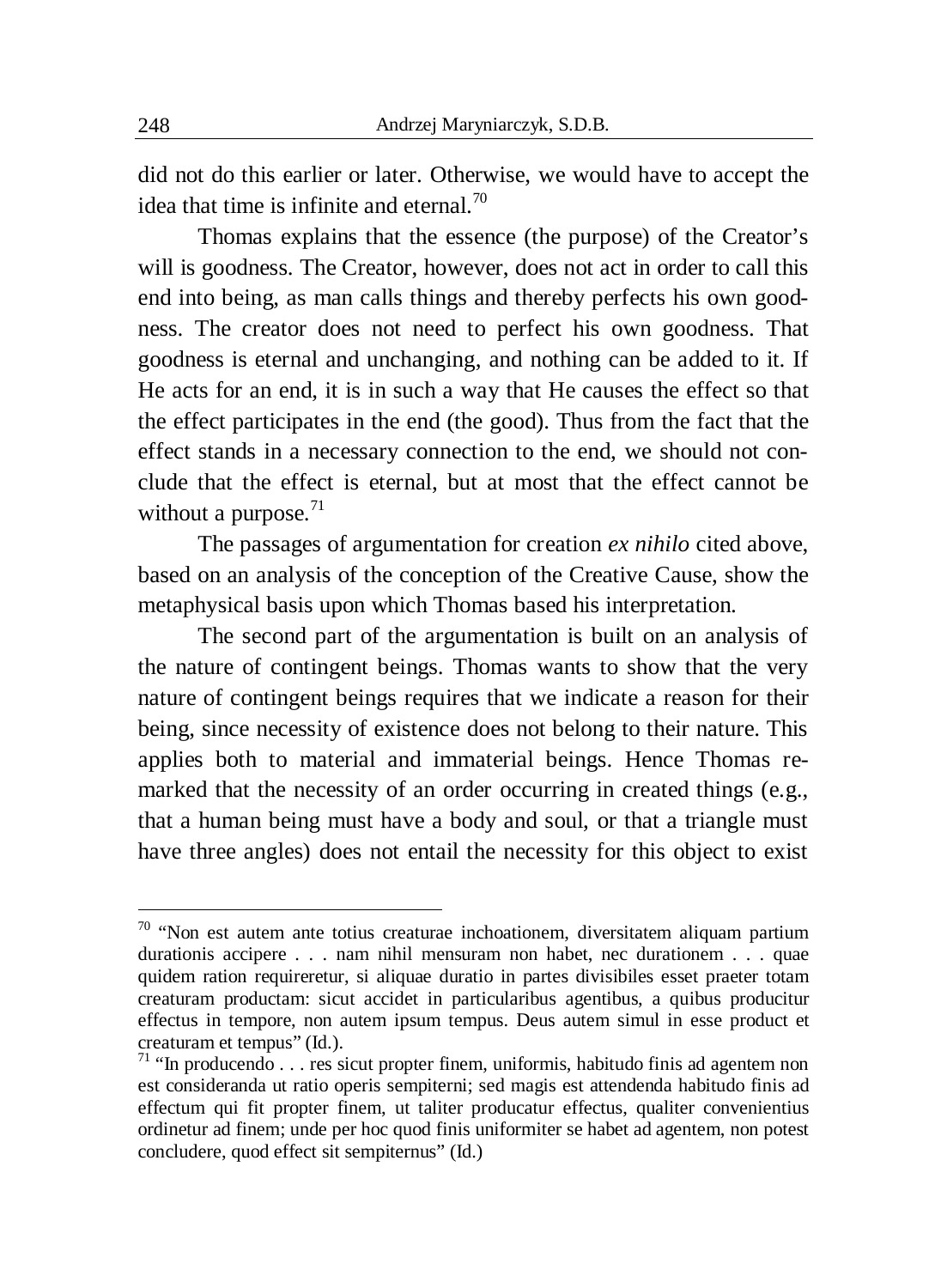did not do this earlier or later. Otherwise, we would have to accept the idea that time is infinite and eternal.[70]

Thomas explains that the essence (the purpose) of the Creator's will is goodness. The Creator, however, does not act in order to call this end into being, as man calls things and thereby perfects his own goodness. The creator does not need to perfect his own goodness. That goodness is eternal and unchanging, and nothing can be added to it. If He acts for an end, it is in such a way that He causes the effect so that the effect participates in the end (the good). Thus from the fact that the effect stands in a necessary connection to the end, we should not conclude that the effect is eternal, but at most that the effect cannot be without a purpose.[71]

The passages of argumentation for creation *ex nihilo* cited above, based on an analysis of the conception of the Creative Cause, show the metaphysical basis upon which Thomas based his interpretation.

The second part of the argumentation is built on an analysis of the nature of contingent beings. Thomas wants to show that the very nature of contingent beings requires that we indicate a reason for their being, since necessity of existence does not belong to their nature. This applies both to material and immaterial beings. Hence Thomas remarked that the necessity of an order occurring in created things (e.g., that a human being must have a body and soul, or that a triangle must have three angles) does not entail the necessity for this object to exist

---

[70] "Non est autem ante totius creaturae inchoationem, diversitatem aliquam partium durationis accipere . . . nam nihil mensuram non habet, nec durationem . . . quae quidem ration requireretur, si aliquae duratio in partes divisibiles esset praeter totam creaturam productam: sicut accidet in particularibus agentibus, a quibus producitur effectus in tempore, non autem ipsum tempus. Deus autem simul in esse product et creaturam et tempus" (Id.).

[71] "In producendo . . . res sicut propter finem, uniformis, habitudo finis ad agentem non est consideranda ut ratio operis sempiterni; sed magis est attendenda habitudo finis ad effectum qui fit propter finem, ut taliter producatur effectus, qualiter convenientius ordinetur ad finem; unde per hoc quod finis uniformiter se habet ad agentem, non potest concludere, quod effect sit sempiternus" (Id.)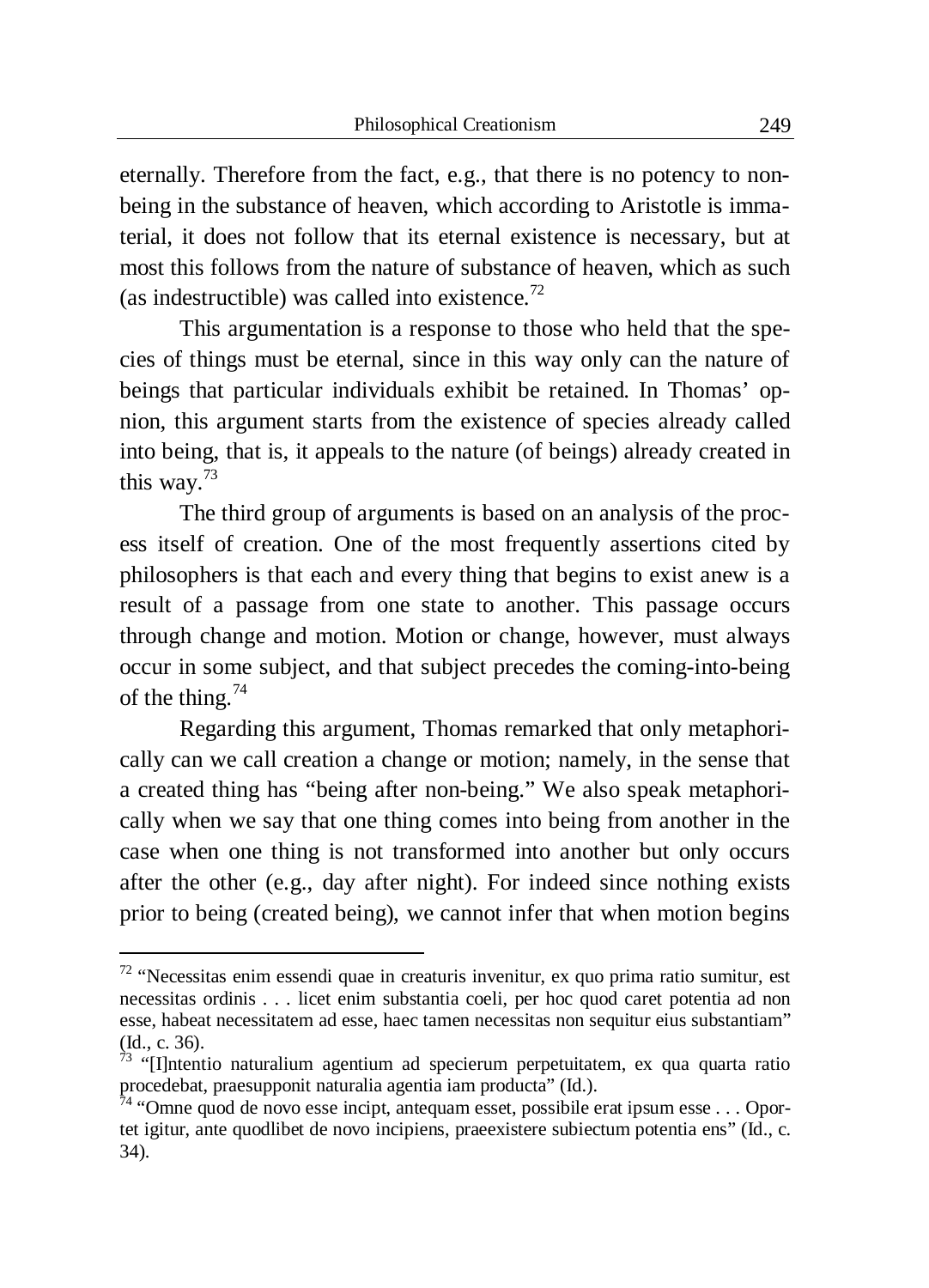eternally. Therefore from the fact, e.g., that there is no potency to non-being in the substance of heaven, which according to Aristotle is immaterial, it does not follow that its eternal existence is necessary, but at most this follows from the nature of substance of heaven, which as such (as indestructible) was called into existence.[72]

This argumentation is a response to those who held that the species of things must be eternal, since in this way only can the nature of beings that particular individuals exhibit be retained. In Thomas' opnion, this argument starts from the existence of species already called into being, that is, it appeals to the nature (of beings) already created in this way.[73]

The third group of arguments is based on an analysis of the process itself of creation. One of the most frequently assertions cited by philosophers is that each and every thing that begins to exist anew is a result of a passage from one state to another. This passage occurs through change and motion. Motion or change, however, must always occur in some subject, and that subject precedes the coming-into-being of the thing.[74]

Regarding this argument, Thomas remarked that only metaphorically can we call creation a change or motion; namely, in the sense that a created thing has "being after non-being." We also speak metaphorically when we say that one thing comes into being from another in the case when one thing is not transformed into another but only occurs after the other (e.g., day after night). For indeed since nothing exists prior to being (created being), we cannot infer that when motion begins

---

[72] "Necessitas enim essendi quae in creaturis invenitur, ex quo prima ratio sumitur, est necessitas ordinis . . . licet enim substantia coeli, per hoc quod caret potentia ad non esse, habeat necessitatem ad esse, haec tamen necessitas non sequitur eius substantiam" (Id., c. 36).

[73] "[I]ntentio naturalium agentium ad specierum perpetuitatem, ex qua quarta ratio procedebat, praesupponit naturalia agentia iam producta" (Id.).

[74] "Omne quod de novo esse incipt, antequam esset, possibile erat ipsum esse . . . Oportet igitur, ante quodlibet de novo incipiens, praeexistere subiectum potentia ens" (Id., c. 34).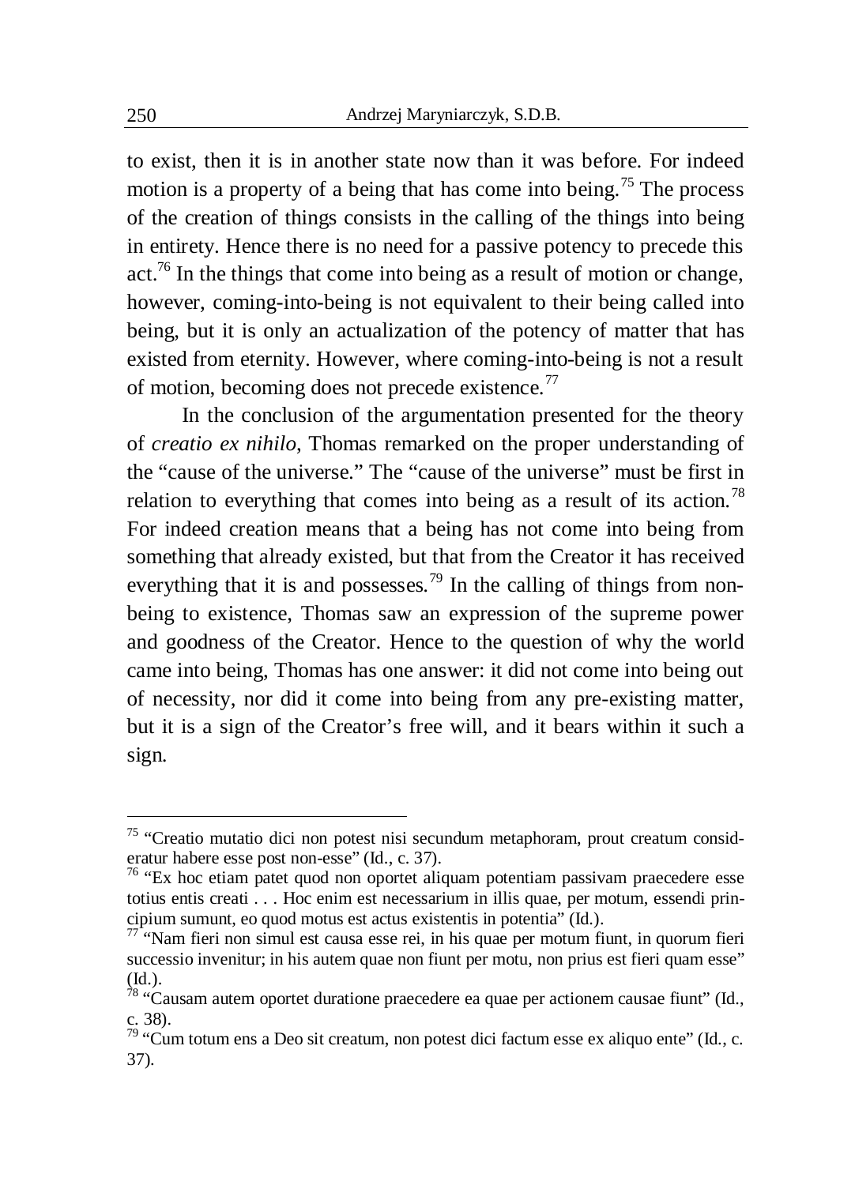to exist, then it is in another state now than it was before. For indeed motion is a property of a being that has come into being.[75] The process of the creation of things consists in the calling of the things into being in entirety. Hence there is no need for a passive potency to precede this act.[76] In the things that come into being as a result of motion or change, however, coming-into-being is not equivalent to their being called into being, but it is only an actualization of the potency of matter that has existed from eternity. However, where coming-into-being is not a result of motion, becoming does not precede existence.[77]

In the conclusion of the argumentation presented for the theory of *creatio ex nihilo,* Thomas remarked on the proper understanding of the "cause of the universe." The "cause of the universe" must be first in relation to everything that comes into being as a result of its action.[78] For indeed creation means that a being has not come into being from something that already existed, but that from the Creator it has received everything that it is and possesses.[79] In the calling of things from non-being to existence, Thomas saw an expression of the supreme power and goodness of the Creator. Hence to the question of why the world came into being, Thomas has one answer: it did not come into being out of necessity, nor did it come into being from any pre-existing matter, but it is a sign of the Creator's free will, and it bears within it such a sign.

---

[75] "Creatio mutatio dici non potest nisi secundum metaphoram, prout creatum consideratur habere esse post non-esse" (Id., c. 37).

[76] "Ex hoc etiam patet quod non oportet aliquam potentiam passivam praecedere esse totius entis creati . . . Hoc enim est necessarium in illis quae, per motum, essendi principium sumunt, eo quod motus est actus existentis in potentia" (Id.).

[77] "Nam fieri non simul est causa esse rei, in his quae per motum fiunt, in quorum fieri successio invenitur; in his autem quae non fiunt per motu, non prius est fieri quam esse" (Id.).

[78] "Causam autem oportet duratione praecedere ea quae per actionem causae fiunt" (Id., c. 38).

[79] "Cum totum ens a Deo sit creatum, non potest dici factum esse ex aliquo ente" (Id., c. 37).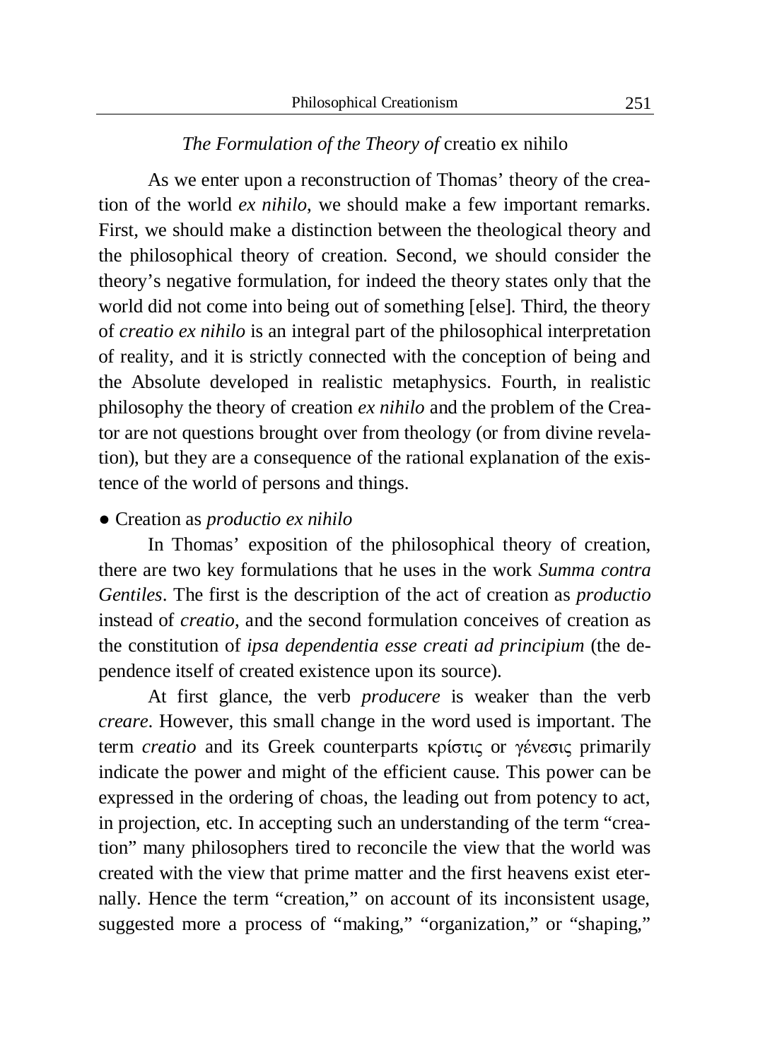### *The Formulation of the Theory of* creatio ex nihilo

As we enter upon a reconstruction of Thomas' theory of the creation of the world *ex nihilo*, we should make a few important remarks. First, we should make a distinction between the theological theory and the philosophical theory of creation. Second, we should consider the theory's negative formulation, for indeed the theory states only that the world did not come into being out of something [else]. Third, the theory of *creatio ex nihilo* is an integral part of the philosophical interpretation of reality, and it is strictly connected with the conception of being and the Absolute developed in realistic metaphysics. Fourth, in realistic philosophy the theory of creation *ex nihilo* and the problem of the Creator are not questions brought over from theology (or from divine revelation), but they are a consequence of the rational explanation of the existence of the world of persons and things.

● Creation as *productio ex nihilo*

In Thomas' exposition of the philosophical theory of creation, there are two key formulations that he uses in the work *Summa contra Gentiles*. The first is the description of the act of creation as *productio* instead of *creatio*, and the second formulation conceives of creation as the constitution of *ipsa dependentia esse creati ad principium* (the dependence itself of created existence upon its source).

At first glance, the verb *producere* is weaker than the verb *creare*. However, this small change in the word used is important. The term *creatio* and its Greek counterparts κρίστις or γένεσις primarily indicate the power and might of the efficient cause. This power can be expressed in the ordering of choas, the leading out from potency to act, in projection, etc. In accepting such an understanding of the term "creation" many philosophers tired to reconcile the view that the world was created with the view that prime matter and the first heavens exist eternally. Hence the term "creation," on account of its inconsistent usage, suggested more a process of "making," "organization," or "shaping,"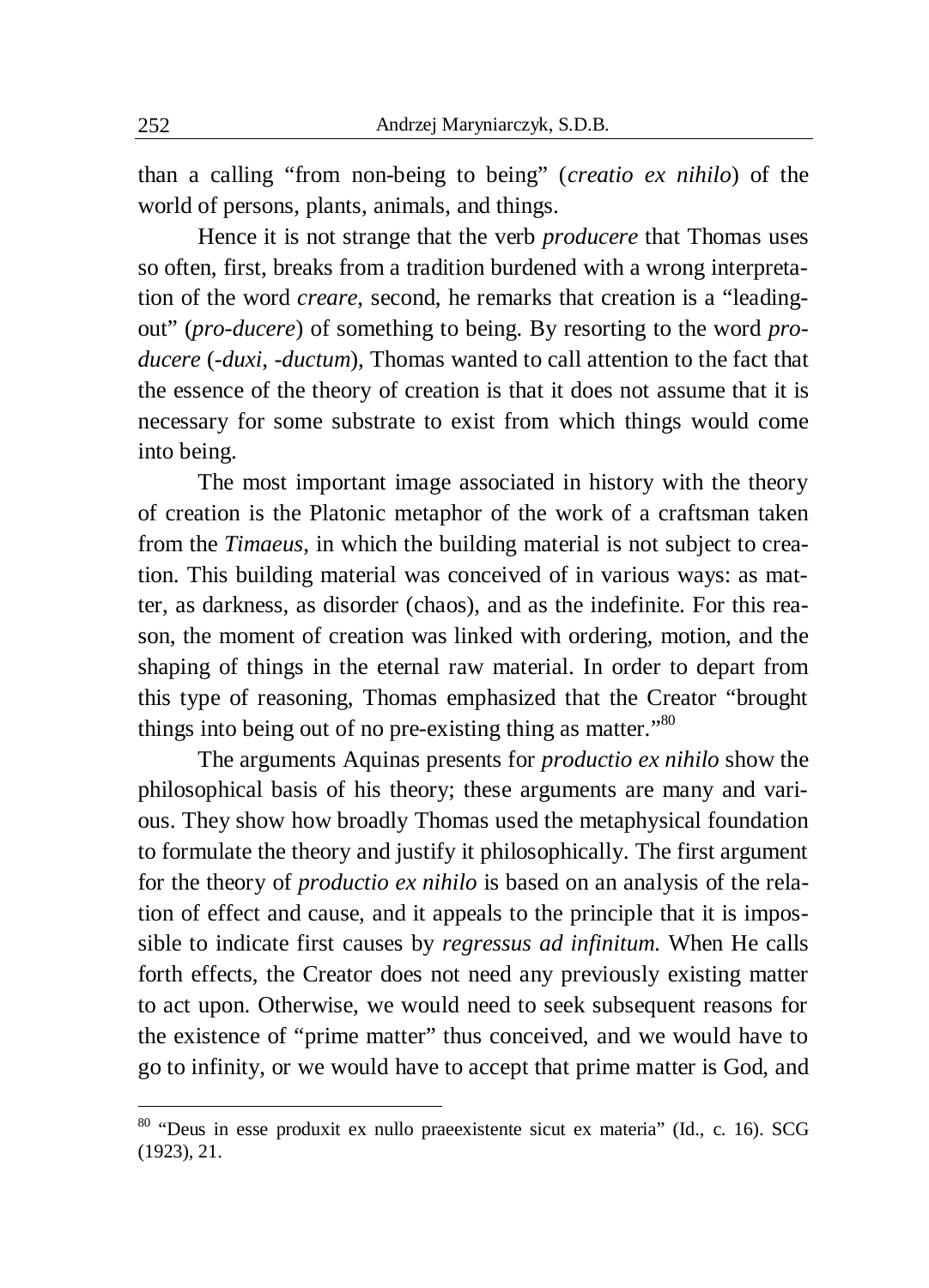than a calling "from non-being to being" (*creatio ex nihilo*) of the world of persons, plants, animals, and things.

Hence it is not strange that the verb *producere* that Thomas uses so often, first, breaks from a tradition burdened with a wrong interpretation of the word *creare,* second, he remarks that creation is a "leading-out" (*pro-ducere*) of something to being. By resorting to the word *producere* (*-duxi*, *-ductum*), Thomas wanted to call attention to the fact that the essence of the theory of creation is that it does not assume that it is necessary for some substrate to exist from which things would come into being.

The most important image associated in history with the theory of creation is the Platonic metaphor of the work of a craftsman taken from the *Timaeus*, in which the building material is not subject to creation. This building material was conceived of in various ways: as matter, as darkness, as disorder (chaos), and as the indefinite. For this reason, the moment of creation was linked with ordering, motion, and the shaping of things in the eternal raw material. In order to depart from this type of reasoning, Thomas emphasized that the Creator "brought things into being out of no pre-existing thing as matter."[80]

The arguments Aquinas presents for *productio ex nihilo* show the philosophical basis of his theory; these arguments are many and various. They show how broadly Thomas used the metaphysical foundation to formulate the theory and justify it philosophically. The first argument for the theory of *productio ex nihilo* is based on an analysis of the relation of effect and cause, and it appeals to the principle that it is impossible to indicate first causes by *regressus ad infinitum.* When He calls forth effects, the Creator does not need any previously existing matter to act upon. Otherwise, we would need to seek subsequent reasons for the existence of "prime matter" thus conceived, and we would have to go to infinity, or we would have to accept that prime matter is God, and

---

[80] "Deus in esse produxit ex nullo praeexistente sicut ex materia" (Id., c. 16). SCG (1923), 21.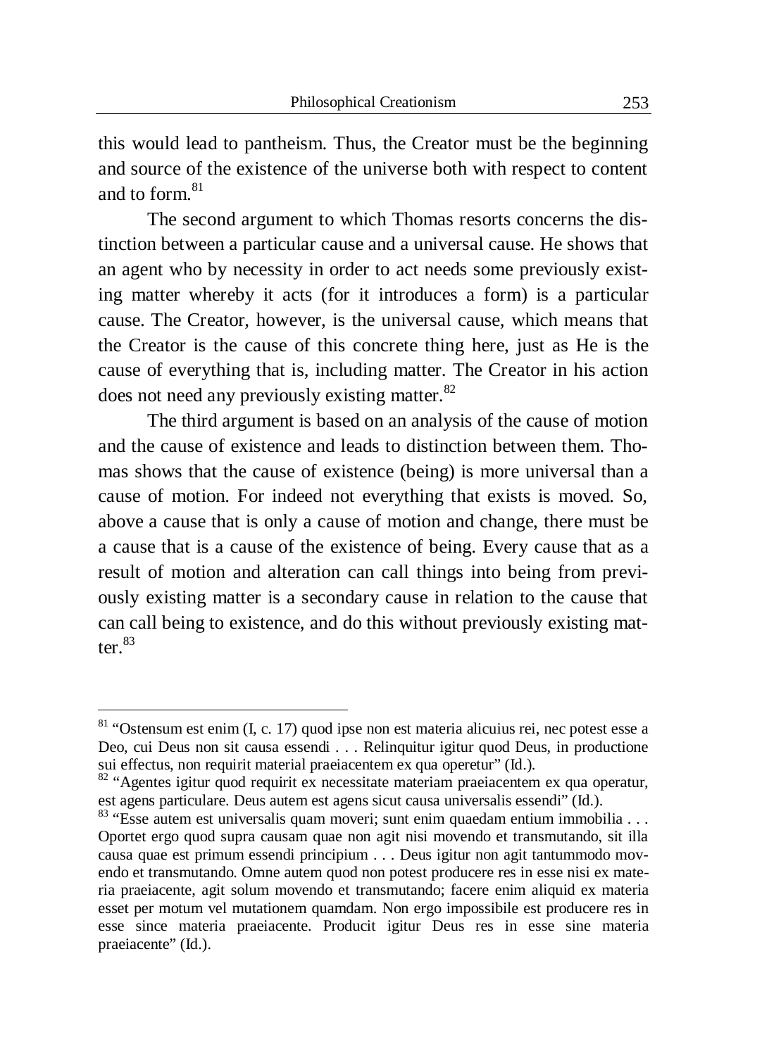this would lead to pantheism. Thus, the Creator must be the beginning and source of the existence of the universe both with respect to content and to form.[81]

The second argument to which Thomas resorts concerns the distinction between a particular cause and a universal cause. He shows that an agent who by necessity in order to act needs some previously existing matter whereby it acts (for it introduces a form) is a particular cause. The Creator, however, is the universal cause, which means that the Creator is the cause of this concrete thing here, just as He is the cause of everything that is, including matter. The Creator in his action does not need any previously existing matter.[82]

The third argument is based on an analysis of the cause of motion and the cause of existence and leads to distinction between them. Thomas shows that the cause of existence (being) is more universal than a cause of motion. For indeed not everything that exists is moved. So, above a cause that is only a cause of motion and change, there must be a cause that is a cause of the existence of being. Every cause that as a result of motion and alteration can call things into being from previously existing matter is a secondary cause in relation to the cause that can call being to existence, and do this without previously existing matter.[83]

---

[81] "Ostensum est enim (I, c. 17) quod ipse non est materia alicuius rei, nec potest esse a Deo, cui Deus non sit causa essendi . . . Relinquitur igitur quod Deus, in productione sui effectus, non requirit material praeiacentem ex qua operetur" (Id.).

[82] "Agentes igitur quod requirit ex necessitate materiam praeiacentem ex qua operatur, est agens particulare. Deus autem est agens sicut causa universalis essendi" (Id.).

[83] "Esse autem est universalis quam moveri; sunt enim quaedam entium immobilia . . . Oportet ergo quod supra causam quae non agit nisi movendo et transmutando, sit illa causa quae est primum essendi principium . . . Deus igitur non agit tantummodo movendo et transmutando. Omne autem quod non potest producere res in esse nisi ex materia praeiacente, agit solum movendo et transmutando; facere enim aliquid ex materia esset per motum vel mutationem quamdam. Non ergo impossibile est producere res in esse since materia praeiacente. Producit igitur Deus res in esse sine materia praeiacente" (Id.).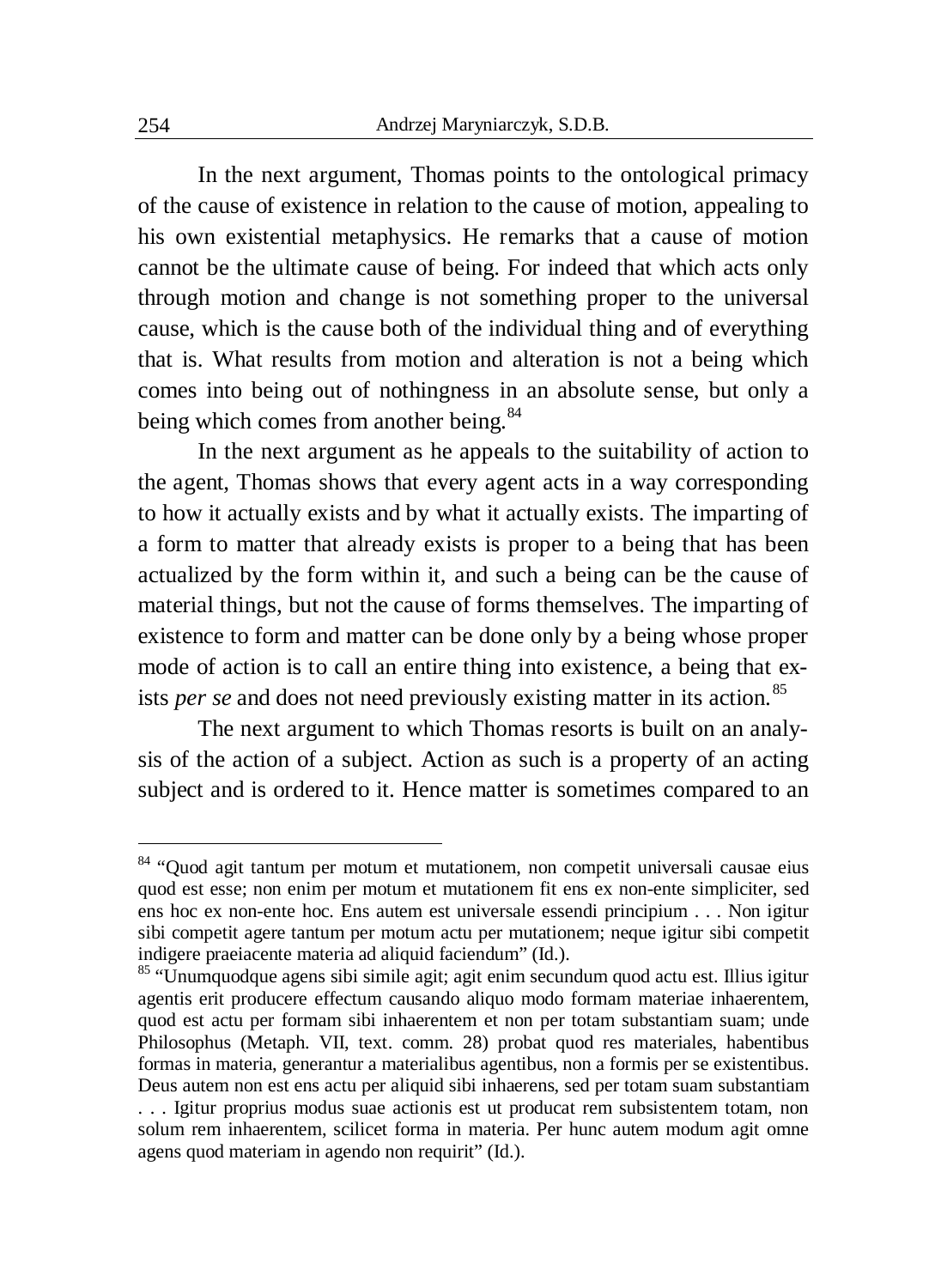In the next argument, Thomas points to the ontological primacy of the cause of existence in relation to the cause of motion, appealing to his own existential metaphysics. He remarks that a cause of motion cannot be the ultimate cause of being. For indeed that which acts only through motion and change is not something proper to the universal cause, which is the cause both of the individual thing and of everything that is. What results from motion and alteration is not a being which comes into being out of nothingness in an absolute sense, but only a being which comes from another being.[84]

In the next argument as he appeals to the suitability of action to the agent, Thomas shows that every agent acts in a way corresponding to how it actually exists and by what it actually exists. The imparting of a form to matter that already exists is proper to a being that has been actualized by the form within it, and such a being can be the cause of material things, but not the cause of forms themselves. The imparting of existence to form and matter can be done only by a being whose proper mode of action is to call an entire thing into existence, a being that exists *per se* and does not need previously existing matter in its action.[85]

The next argument to which Thomas resorts is built on an analysis of the action of a subject. Action as such is a property of an acting subject and is ordered to it. Hence matter is sometimes compared to an

---

[84] "Quod agit tantum per motum et mutationem, non competit universali causae eius quod est esse; non enim per motum et mutationem fit ens ex non-ente simpliciter, sed ens hoc ex non-ente hoc. Ens autem est universale essendi principium . . . Non igitur sibi competit agere tantum per motum actu per mutationem; neque igitur sibi competit indigere praeiacente materia ad aliquid faciendum" (Id.).

[85] "Unumquodque agens sibi simile agit; agit enim secundum quod actu est. Illius igitur agentis erit producere effectum causando aliquo modo formam materiae inhaerentem, quod est actu per formam sibi inhaerentem et non per totam substantiam suam; unde Philosophus (Metaph. VII, text. comm. 28) probat quod res materiales, habentibus formas in materia, generantur a materialibus agentibus, non a formis per se existentibus. Deus autem non est ens actu per aliquid sibi inhaerens, sed per totam suam substantiam . . . Igitur proprius modus suae actionis est ut producat rem subsistentem totam, non solum rem inhaerentem, scilicet forma in materia. Per hunc autem modum agit omne agens quod materiam in agendo non requirit" (Id.).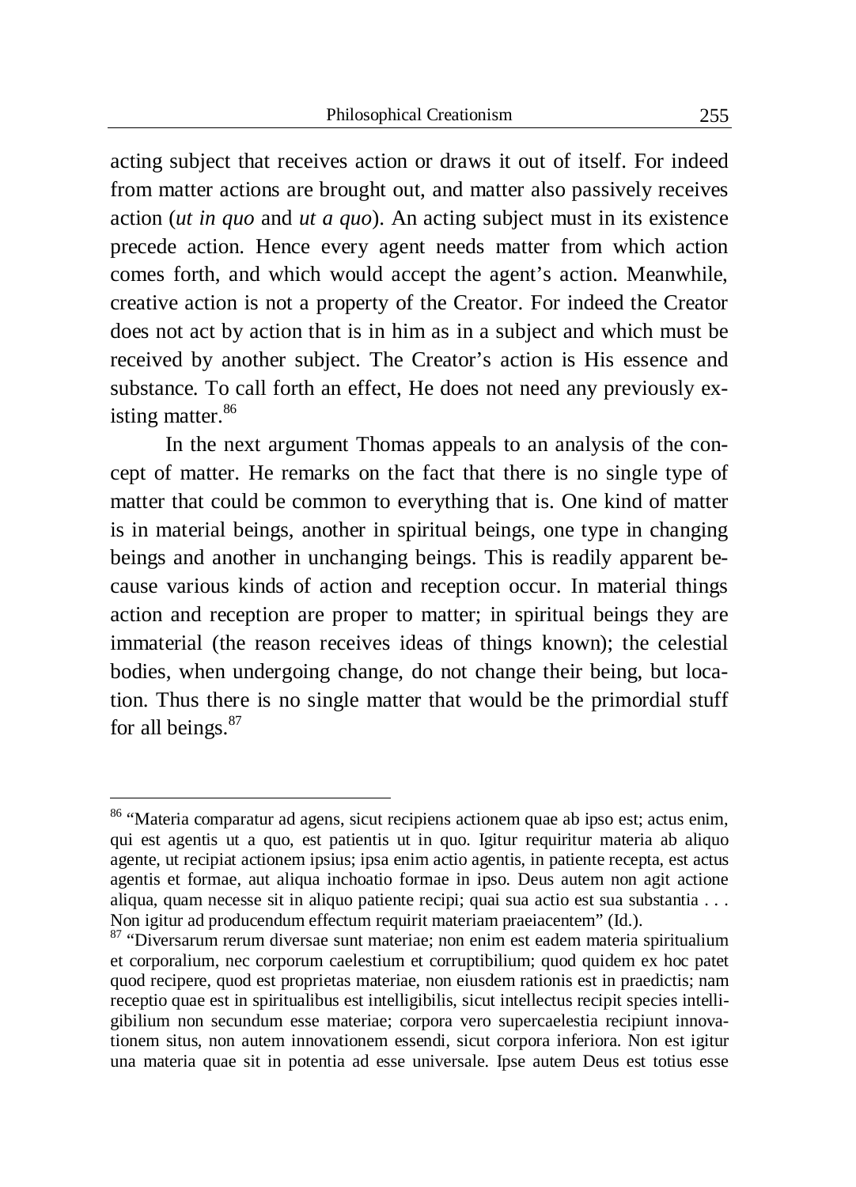acting subject that receives action or draws it out of itself. For indeed from matter actions are brought out, and matter also passively receives action (*ut in quo* and *ut a quo*). An acting subject must in its existence precede action. Hence every agent needs matter from which action comes forth, and which would accept the agent's action. Meanwhile, creative action is not a property of the Creator. For indeed the Creator does not act by action that is in him as in a subject and which must be received by another subject. The Creator's action is His essence and substance. To call forth an effect, He does not need any previously existing matter.[86]

In the next argument Thomas appeals to an analysis of the concept of matter. He remarks on the fact that there is no single type of matter that could be common to everything that is. One kind of matter is in material beings, another in spiritual beings, one type in changing beings and another in unchanging beings. This is readily apparent because various kinds of action and reception occur. In material things action and reception are proper to matter; in spiritual beings they are immaterial (the reason receives ideas of things known); the celestial bodies, when undergoing change, do not change their being, but location. Thus there is no single matter that would be the primordial stuff for all beings.[87]

---

[86] "Materia comparatur ad agens, sicut recipiens actionem quae ab ipso est; actus enim, qui est agentis ut a quo, est patientis ut in quo. Igitur requiritur materia ab aliquo agente, ut recipiat actionem ipsius; ipsa enim actio agentis, in patiente recepta, est actus agentis et formae, aut aliqua inchoatio formae in ipso. Deus autem non agit actione aliqua, quam necesse sit in aliquo patiente recipi; quai sua actio est sua substantia . . . Non igitur ad producendum effectum requirit materiam praeiacentem" (Id.).

[87] "Diversarum rerum diversae sunt materiae; non enim est eadem materia spiritualium et corporalium, nec corporum caelestium et corruptibilium; quod quidem ex hoc patet quod recipere, quod est proprietas materiae, non eiusdem rationis est in praedictis; nam receptio quae est in spiritualibus est intelligibilis, sicut intellectus recipit species intelligibilium non secundum esse materiae; corpora vero supercaelestia recipiunt innovationem situs, non autem innovationem essendi, sicut corpora inferiora. Non est igitur una materia quae sit in potentia ad esse universale. Ipse autem Deus est totius esse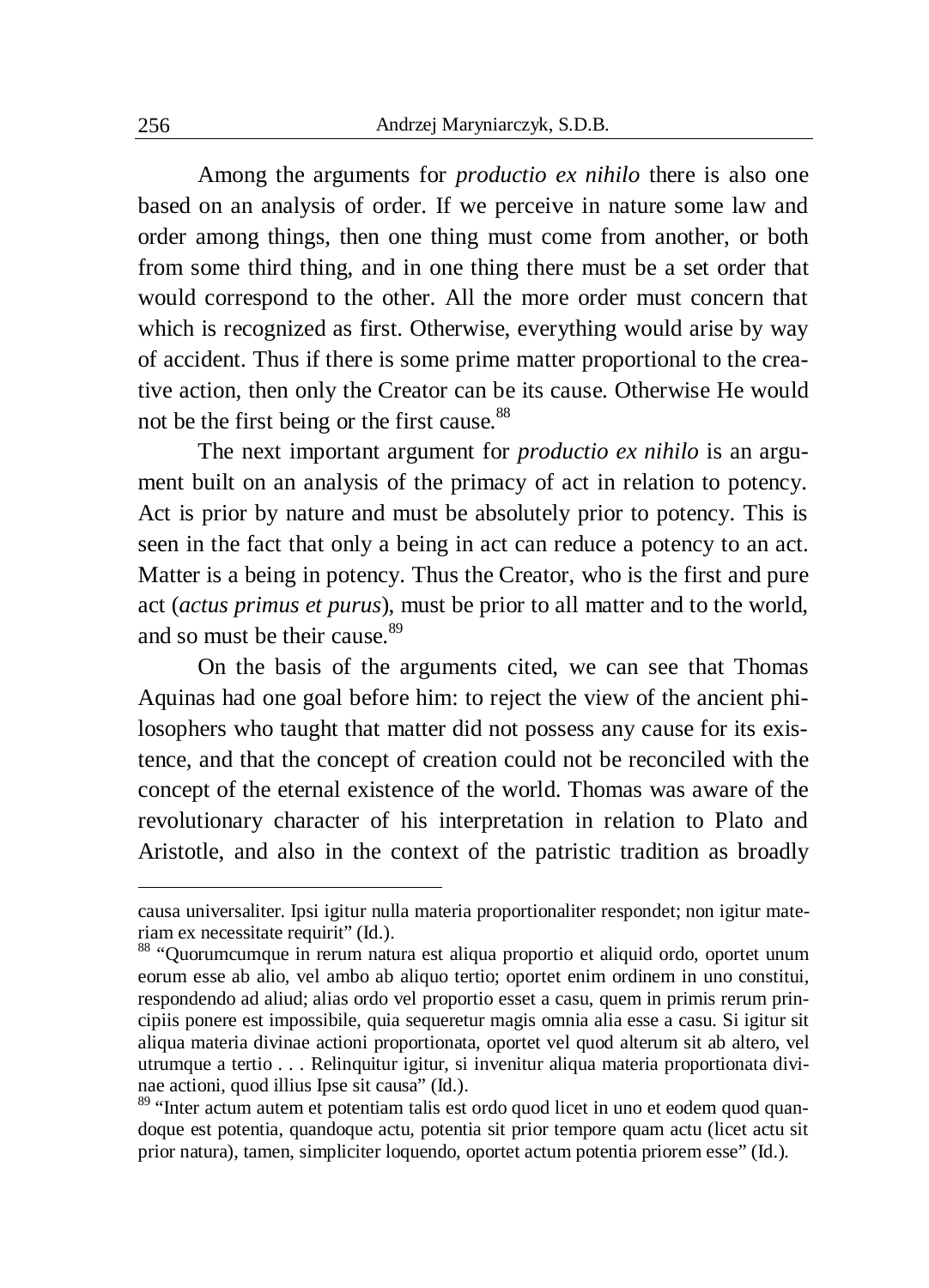Among the arguments for *productio ex nihilo* there is also one based on an analysis of order. If we perceive in nature some law and order among things, then one thing must come from another, or both from some third thing, and in one thing there must be a set order that would correspond to the other. All the more order must concern that which is recognized as first. Otherwise, everything would arise by way of accident. Thus if there is some prime matter proportional to the creative action, then only the Creator can be its cause. Otherwise He would not be the first being or the first cause.[88]

The next important argument for *productio ex nihilo* is an argument built on an analysis of the primacy of act in relation to potency. Act is prior by nature and must be absolutely prior to potency. This is seen in the fact that only a being in act can reduce a potency to an act. Matter is a being in potency. Thus the Creator, who is the first and pure act (*actus primus et purus*), must be prior to all matter and to the world, and so must be their cause.[89]

On the basis of the arguments cited, we can see that Thomas Aquinas had one goal before him: to reject the view of the ancient philosophers who taught that matter did not possess any cause for its existence, and that the concept of creation could not be reconciled with the concept of the eternal existence of the world. Thomas was aware of the revolutionary character of his interpretation in relation to Plato and Aristotle, and also in the context of the patristic tradition as broadly

---

causa universaliter. Ipsi igitur nulla materia proportionaliter respondet; non igitur materiam ex necessitate requirit" (Id.).

[88] "Quorumcumque in rerum natura est aliqua proportio et aliquid ordo, oportet unum eorum esse ab alio, vel ambo ab aliquo tertio; oportet enim ordinem in uno constitui, respondendo ad aliud; alias ordo vel proportio esset a casu, quem in primis rerum principiis ponere est impossibile, quia sequeretur magis omnia alia esse a casu. Si igitur sit aliqua materia divinae actioni proportionata, oportet vel quod alterum sit ab altero, vel utrumque a tertio . . . Relinquitur igitur, si invenitur aliqua materia proportionata divinae actioni, quod illius Ipse sit causa" (Id.).

[89] "Inter actum autem et potentiam talis est ordo quod licet in uno et eodem quod quandoque est potentia, quandoque actu, potentia sit prior tempore quam actu (licet actu sit prior natura), tamen, simpliciter loquendo, oportet actum potentia priorem esse" (Id.).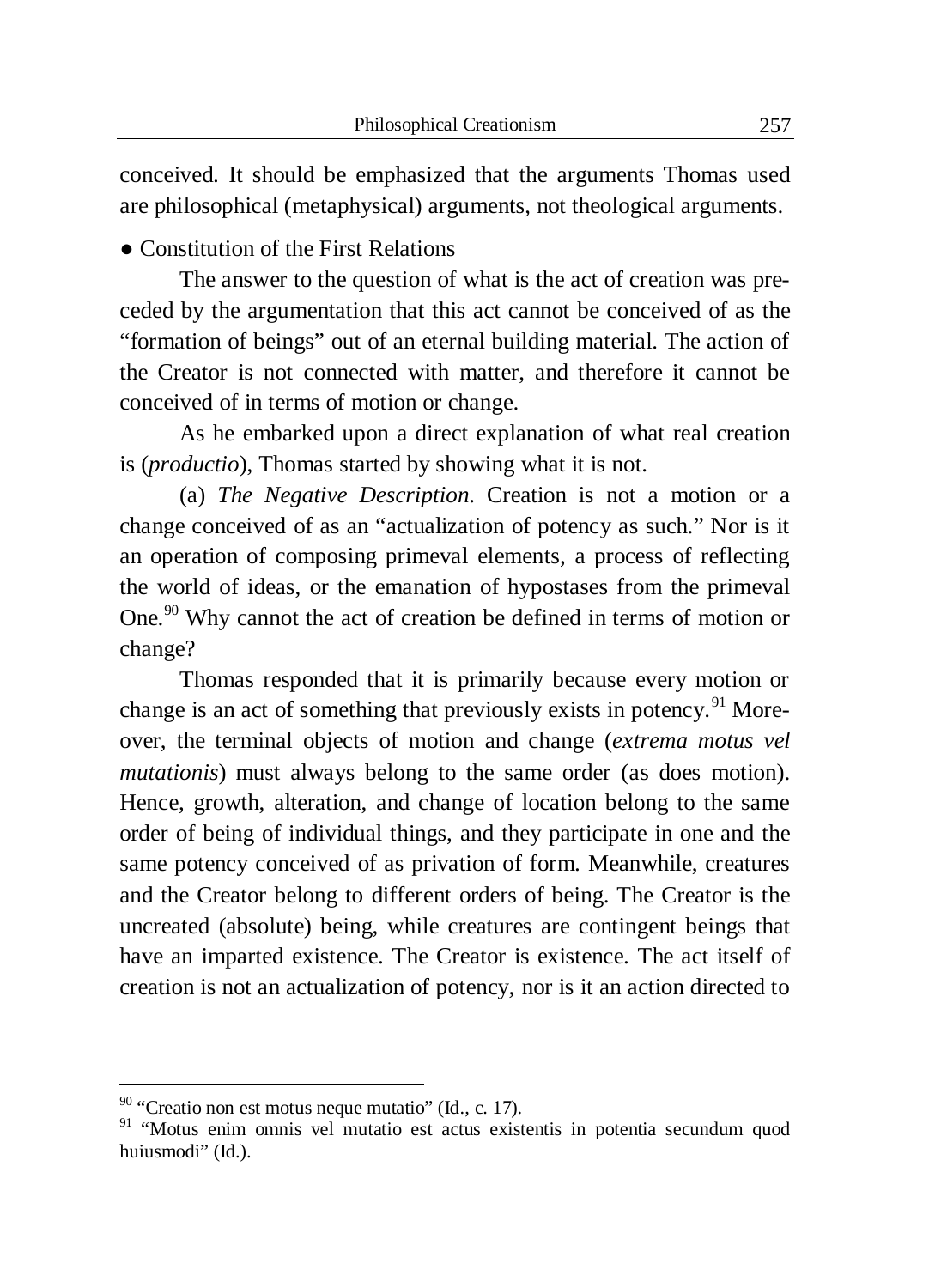conceived. It should be emphasized that the arguments Thomas used are philosophical (metaphysical) arguments, not theological arguments.

● Constitution of the First Relations

The answer to the question of what is the act of creation was preceded by the argumentation that this act cannot be conceived of as the "formation of beings" out of an eternal building material. The action of the Creator is not connected with matter, and therefore it cannot be conceived of in terms of motion or change.

As he embarked upon a direct explanation of what real creation is (*productio*), Thomas started by showing what it is not.

(a) *The Negative Description*. Creation is not a motion or a change conceived of as an "actualization of potency as such." Nor is it an operation of composing primeval elements, a process of reflecting the world of ideas, or the emanation of hypostases from the primeval One.[90] Why cannot the act of creation be defined in terms of motion or change?

Thomas responded that it is primarily because every motion or change is an act of something that previously exists in potency.[91] Moreover, the terminal objects of motion and change (*extrema motus vel mutationis*) must always belong to the same order (as does motion). Hence, growth, alteration, and change of location belong to the same order of being of individual things, and they participate in one and the same potency conceived of as privation of form. Meanwhile, creatures and the Creator belong to different orders of being. The Creator is the uncreated (absolute) being, while creatures are contingent beings that have an imparted existence. The Creator is existence. The act itself of creation is not an actualization of potency, nor is it an action directed to

[90] "Creatio non est motus neque mutatio" (Id., c. 17).

[91] "Motus enim omnis vel mutatio est actus existentis in potentia secundum quod huiusmodi" (Id.).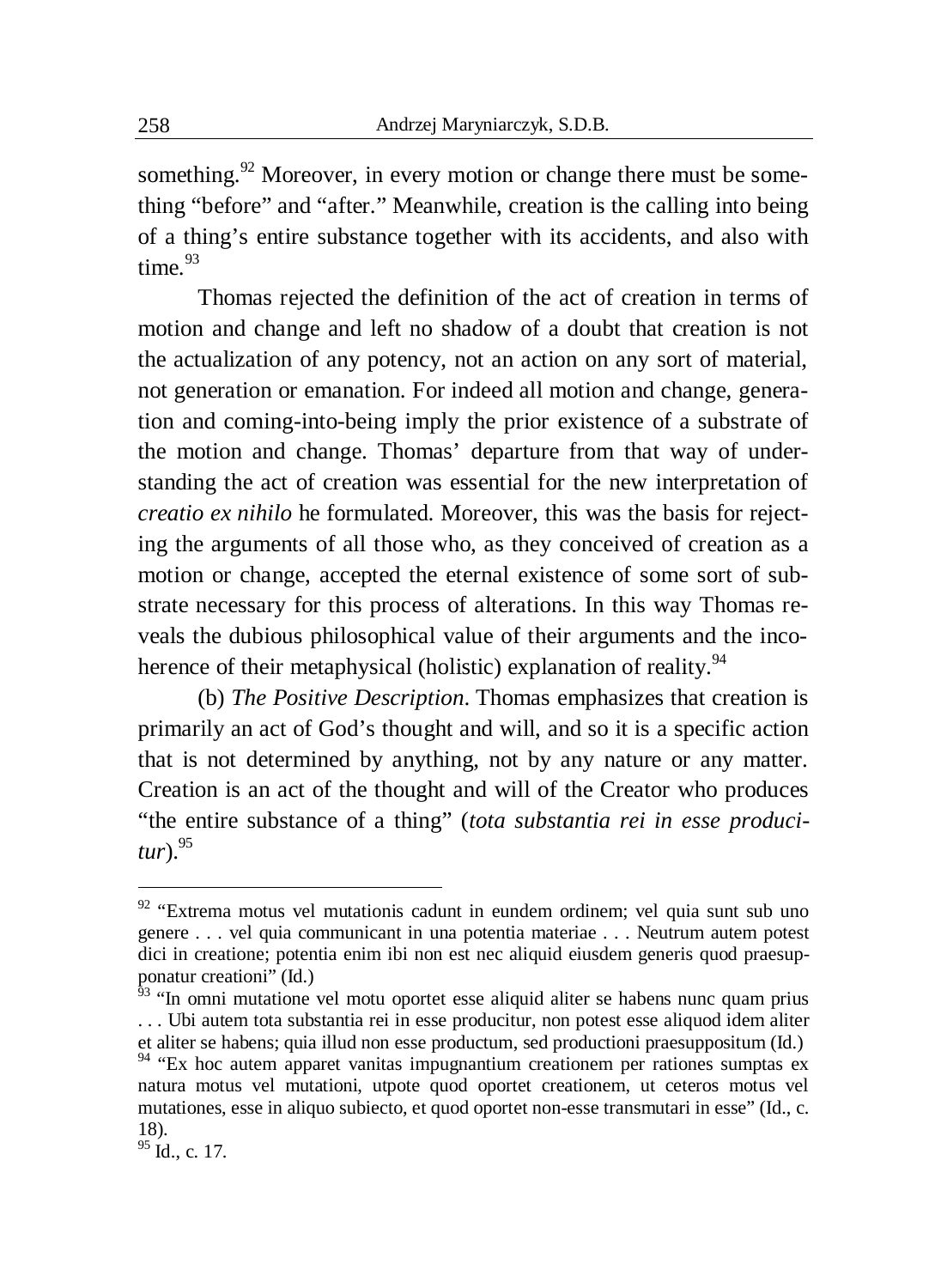something.[92] Moreover, in every motion or change there must be something "before" and "after." Meanwhile, creation is the calling into being of a thing's entire substance together with its accidents, and also with time.[93]

Thomas rejected the definition of the act of creation in terms of motion and change and left no shadow of a doubt that creation is not the actualization of any potency, not an action on any sort of material, not generation or emanation. For indeed all motion and change, generation and coming-into-being imply the prior existence of a substrate of the motion and change. Thomas' departure from that way of understanding the act of creation was essential for the new interpretation of *creatio ex nihilo* he formulated. Moreover, this was the basis for rejecting the arguments of all those who, as they conceived of creation as a motion or change, accepted the eternal existence of some sort of substrate necessary for this process of alterations. In this way Thomas reveals the dubious philosophical value of their arguments and the incoherence of their metaphysical (holistic) explanation of reality.[94]

(b) *The Positive Description*. Thomas emphasizes that creation is primarily an act of God's thought and will, and so it is a specific action that is not determined by anything, not by any nature or any matter. Creation is an act of the thought and will of the Creator who produces "the entire substance of a thing" (*tota substantia rei in esse producitur*).[95]

---

[92] "Extrema motus vel mutationis cadunt in eundem ordinem; vel quia sunt sub uno genere . . . vel quia communicant in una potentia materiae . . . Neutrum autem potest dici in creatione; potentia enim ibi non est nec aliquid eiusdem generis quod praesupponatur creationi" (Id.)

[93] "In omni mutatione vel motu oportet esse aliquid aliter se habens nunc quam prius . . . Ubi autem tota substantia rei in esse producitur, non potest esse aliquod idem aliter et aliter se habens; quia illud non esse productum, sed productioni praesuppositum (Id.)

[94] "Ex hoc autem apparet vanitas impugnantium creationem per rationes sumptas ex natura motus vel mutationi, utpote quod oportet creationem, ut ceteros motus vel mutationes, esse in aliquo subiecto, et quod oportet non-esse transmutari in esse" (Id., c. 18).

[95] Id., c. 17.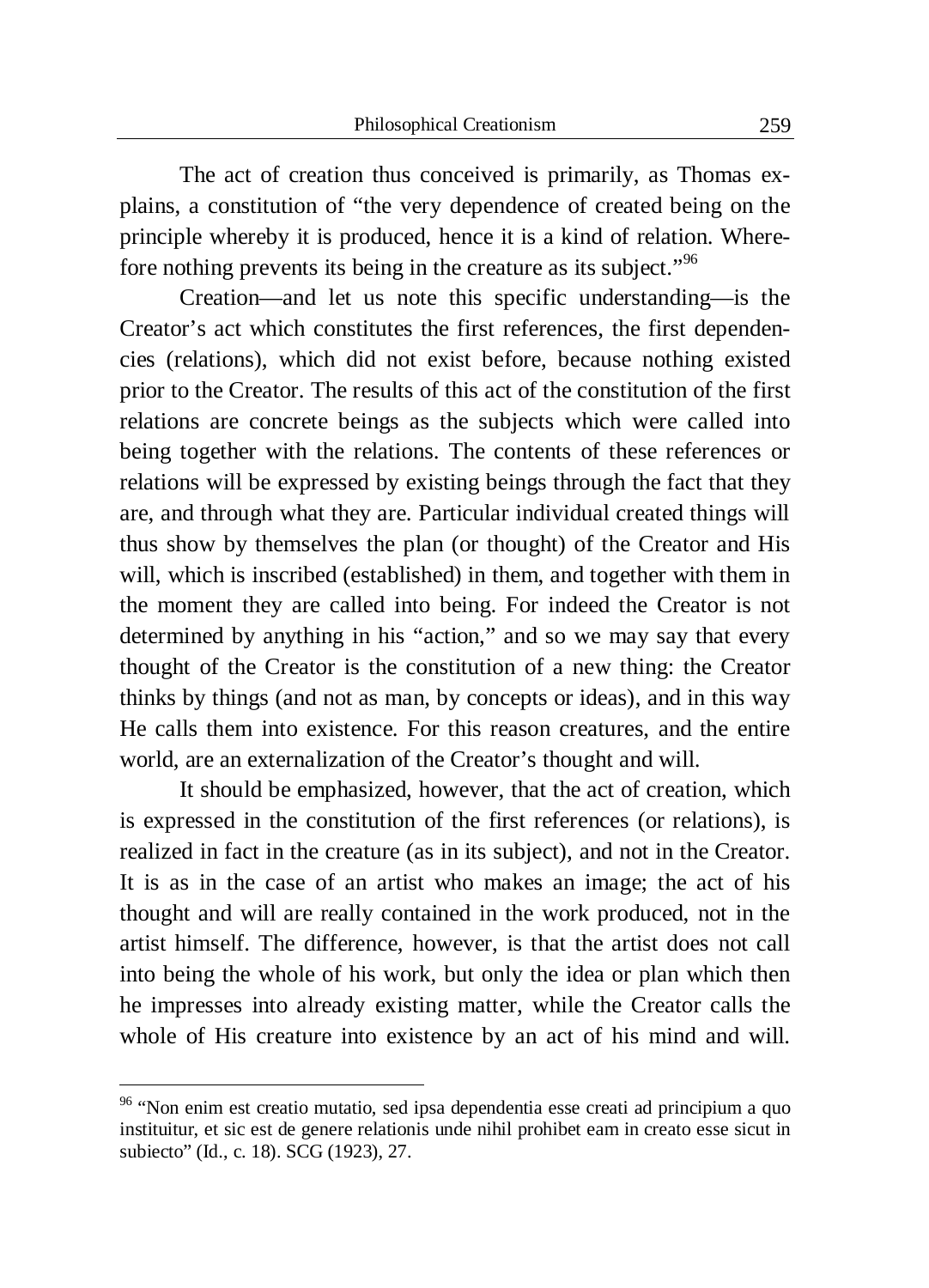The act of creation thus conceived is primarily, as Thomas explains, a constitution of "the very dependence of created being on the principle whereby it is produced, hence it is a kind of relation. Wherefore nothing prevents its being in the creature as its subject."[96]

Creation—and let us note this specific understanding—is the Creator's act which constitutes the first references, the first dependencies (relations), which did not exist before, because nothing existed prior to the Creator. The results of this act of the constitution of the first relations are concrete beings as the subjects which were called into being together with the relations. The contents of these references or relations will be expressed by existing beings through the fact that they are, and through what they are. Particular individual created things will thus show by themselves the plan (or thought) of the Creator and His will, which is inscribed (established) in them, and together with them in the moment they are called into being. For indeed the Creator is not determined by anything in his "action," and so we may say that every thought of the Creator is the constitution of a new thing: the Creator thinks by things (and not as man, by concepts or ideas), and in this way He calls them into existence. For this reason creatures, and the entire world, are an externalization of the Creator's thought and will.

It should be emphasized, however, that the act of creation, which is expressed in the constitution of the first references (or relations), is realized in fact in the creature (as in its subject), and not in the Creator. It is as in the case of an artist who makes an image; the act of his thought and will are really contained in the work produced, not in the artist himself. The difference, however, is that the artist does not call into being the whole of his work, but only the idea or plan which then he impresses into already existing matter, while the Creator calls the whole of His creature into existence by an act of his mind and will.

[96] "Non enim est creatio mutatio, sed ipsa dependentia esse creati ad principium a quo instituitur, et sic est de genere relationis unde nihil prohibet eam in creato esse sicut in subiecto" (Id., c. 18). SCG (1923), 27.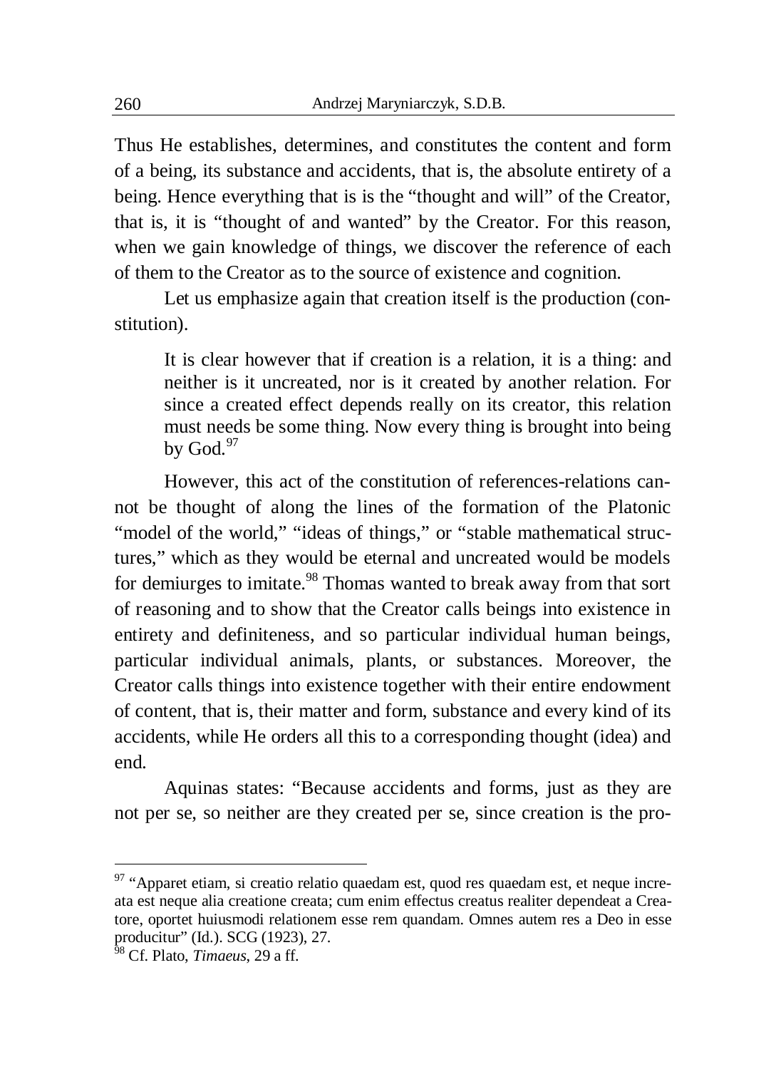Thus He establishes, determines, and constitutes the content and form of a being, its substance and accidents, that is, the absolute entirety of a being. Hence everything that is is the "thought and will" of the Creator, that is, it is "thought of and wanted" by the Creator. For this reason, when we gain knowledge of things, we discover the reference of each of them to the Creator as to the source of existence and cognition.

Let us emphasize again that creation itself is the production (constitution).

> It is clear however that if creation is a relation, it is a thing: and neither is it uncreated, nor is it created by another relation. For since a created effect depends really on its creator, this relation must needs be some thing. Now every thing is brought into being by God.[97]

However, this act of the constitution of references-relations cannot be thought of along the lines of the formation of the Platonic "model of the world," "ideas of things," or "stable mathematical structures," which as they would be eternal and uncreated would be models for demiurges to imitate.[98] Thomas wanted to break away from that sort of reasoning and to show that the Creator calls beings into existence in entirety and definiteness, and so particular individual human beings, particular individual animals, plants, or substances. Moreover, the Creator calls things into existence together with their entire endowment of content, that is, their matter and form, substance and every kind of its accidents, while He orders all this to a corresponding thought (idea) and end.

Aquinas states: "Because accidents and forms, just as they are not per se, so neither are they created per se, since creation is the pro-

---

[97] "Apparet etiam, si creatio relatio quaedam est, quod res quaedam est, et neque increata est neque alia creatione creata; cum enim effectus creatus realiter dependeat a Creatore, oportet huiusmodi relationem esse rem quandam. Omnes autem res a Deo in esse producitur" (Id.). SCG (1923), 27.

[98] Cf. Plato, *Timaeus*, 29 a ff.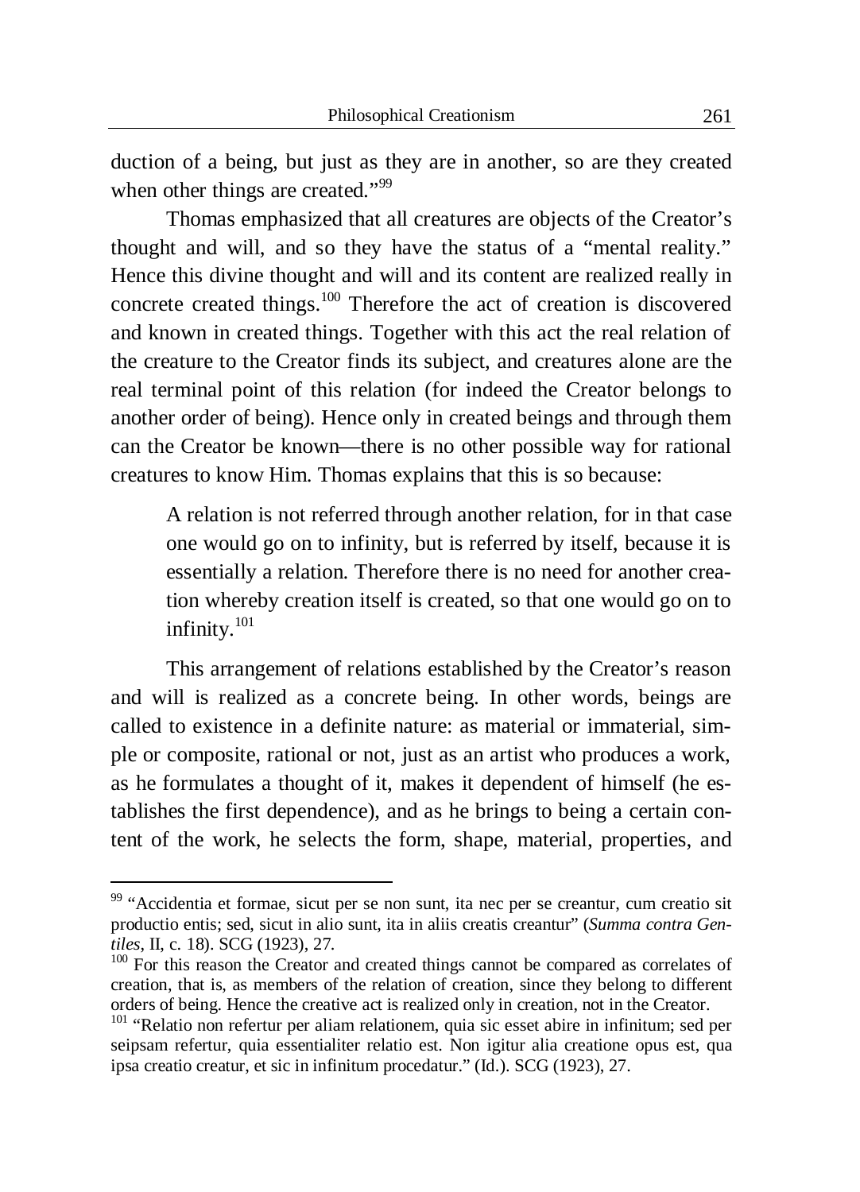duction of a being, but just as they are in another, so are they created when other things are created."[99]

Thomas emphasized that all creatures are objects of the Creator's thought and will, and so they have the status of a "mental reality." Hence this divine thought and will and its content are realized really in concrete created things.[100] Therefore the act of creation is discovered and known in created things. Together with this act the real relation of the creature to the Creator finds its subject, and creatures alone are the real terminal point of this relation (for indeed the Creator belongs to another order of being). Hence only in created beings and through them can the Creator be known—there is no other possible way for rational creatures to know Him. Thomas explains that this is so because:

> A relation is not referred through another relation, for in that case one would go on to infinity, but is referred by itself, because it is essentially a relation. Therefore there is no need for another creation whereby creation itself is created, so that one would go on to infinity.[101]

This arrangement of relations established by the Creator's reason and will is realized as a concrete being. In other words, beings are called to existence in a definite nature: as material or immaterial, simple or composite, rational or not, just as an artist who produces a work, as he formulates a thought of it, makes it dependent of himself (he establishes the first dependence), and as he brings to being a certain content of the work, he selects the form, shape, material, properties, and

---

[99] "Accidentia et formae, sicut per se non sunt, ita nec per se creantur, cum creatio sit productio entis; sed, sicut in alio sunt, ita in aliis creatis creantur" (*Summa contra Gentiles*, II, c. 18). SCG (1923), 27.

[100] For this reason the Creator and created things cannot be compared as correlates of creation, that is, as members of the relation of creation, since they belong to different orders of being. Hence the creative act is realized only in creation, not in the Creator.

[101] "Relatio non refertur per aliam relationem, quia sic esset abire in infinitum; sed per seipsam refertur, quia essentialiter relatio est. Non igitur alia creatione opus est, qua ipsa creatio creatur, et sic in infinitum procedatur." (Id.). SCG (1923), 27.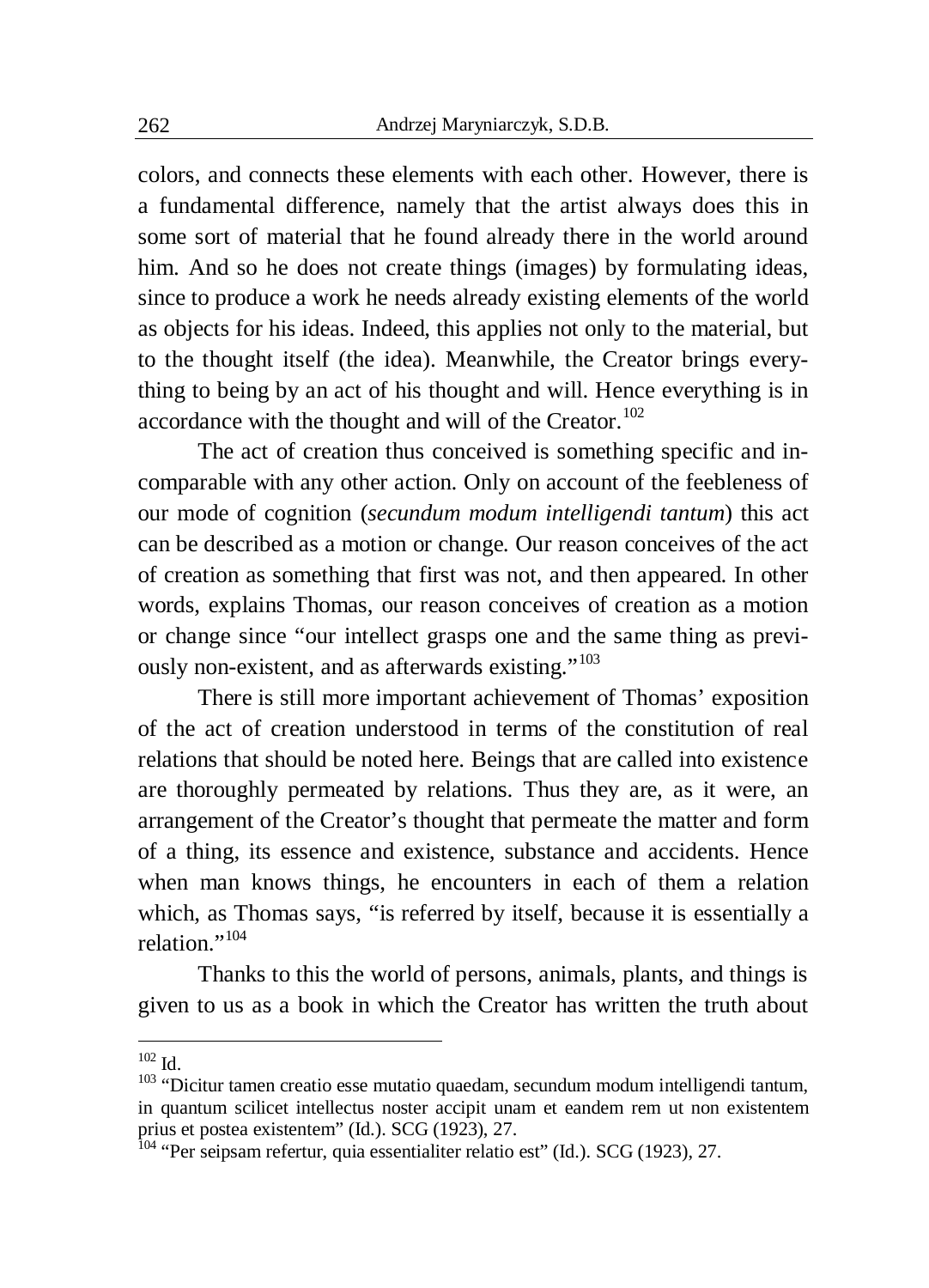colors, and connects these elements with each other. However, there is a fundamental difference, namely that the artist always does this in some sort of material that he found already there in the world around him. And so he does not create things (images) by formulating ideas, since to produce a work he needs already existing elements of the world as objects for his ideas. Indeed, this applies not only to the material, but to the thought itself (the idea). Meanwhile, the Creator brings everything to being by an act of his thought and will. Hence everything is in accordance with the thought and will of the Creator.[102]

The act of creation thus conceived is something specific and incomparable with any other action. Only on account of the feebleness of our mode of cognition (*secundum modum intelligendi tantum*) this act can be described as a motion or change. Our reason conceives of the act of creation as something that first was not, and then appeared. In other words, explains Thomas, our reason conceives of creation as a motion or change since "our intellect grasps one and the same thing as previously non-existent, and as afterwards existing."[103]

There is still more important achievement of Thomas' exposition of the act of creation understood in terms of the constitution of real relations that should be noted here. Beings that are called into existence are thoroughly permeated by relations. Thus they are, as it were, an arrangement of the Creator's thought that permeate the matter and form of a thing, its essence and existence, substance and accidents. Hence when man knows things, he encounters in each of them a relation which, as Thomas says, "is referred by itself, because it is essentially a relation."[104]

Thanks to this the world of persons, animals, plants, and things is given to us as a book in which the Creator has written the truth about

---

[102] Id.

[103] "Dicitur tamen creatio esse mutatio quaedam, secundum modum intelligendi tantum, in quantum scilicet intellectus noster accipit unam et eandem rem ut non existentem prius et postea existentem" (Id.). SCG (1923), 27.

[104] "Per seipsam refertur, quia essentialiter relatio est" (Id.). SCG (1923), 27.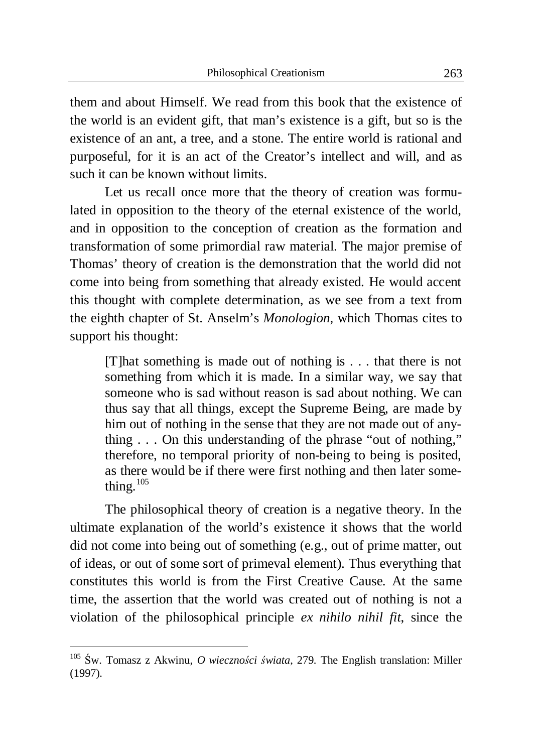them and about Himself. We read from this book that the existence of the world is an evident gift, that man's existence is a gift, but so is the existence of an ant, a tree, and a stone. The entire world is rational and purposeful, for it is an act of the Creator's intellect and will, and as such it can be known without limits.

Let us recall once more that the theory of creation was formulated in opposition to the theory of the eternal existence of the world, and in opposition to the conception of creation as the formation and transformation of some primordial raw material. The major premise of Thomas' theory of creation is the demonstration that the world did not come into being from something that already existed. He would accent this thought with complete determination, as we see from a text from the eighth chapter of St. Anselm's *Monologion*, which Thomas cites to support his thought:

> [T]hat something is made out of nothing is . . . that there is not something from which it is made. In a similar way, we say that someone who is sad without reason is sad about nothing. We can thus say that all things, except the Supreme Being, are made by him out of nothing in the sense that they are not made out of anything . . . On this understanding of the phrase "out of nothing," therefore, no temporal priority of non-being to being is posited, as there would be if there were first nothing and then later something.[105]

The philosophical theory of creation is a negative theory. In the ultimate explanation of the world's existence it shows that the world did not come into being out of something (e.g., out of prime matter, out of ideas, or out of some sort of primeval element). Thus everything that constitutes this world is from the First Creative Cause. At the same time, the assertion that the world was created out of nothing is not a violation of the philosophical principle *ex nihilo nihil fit*, since the

---

[105] Św. Tomasz z Akwinu, *O wieczności świata*, 279. The English translation: Miller (1997).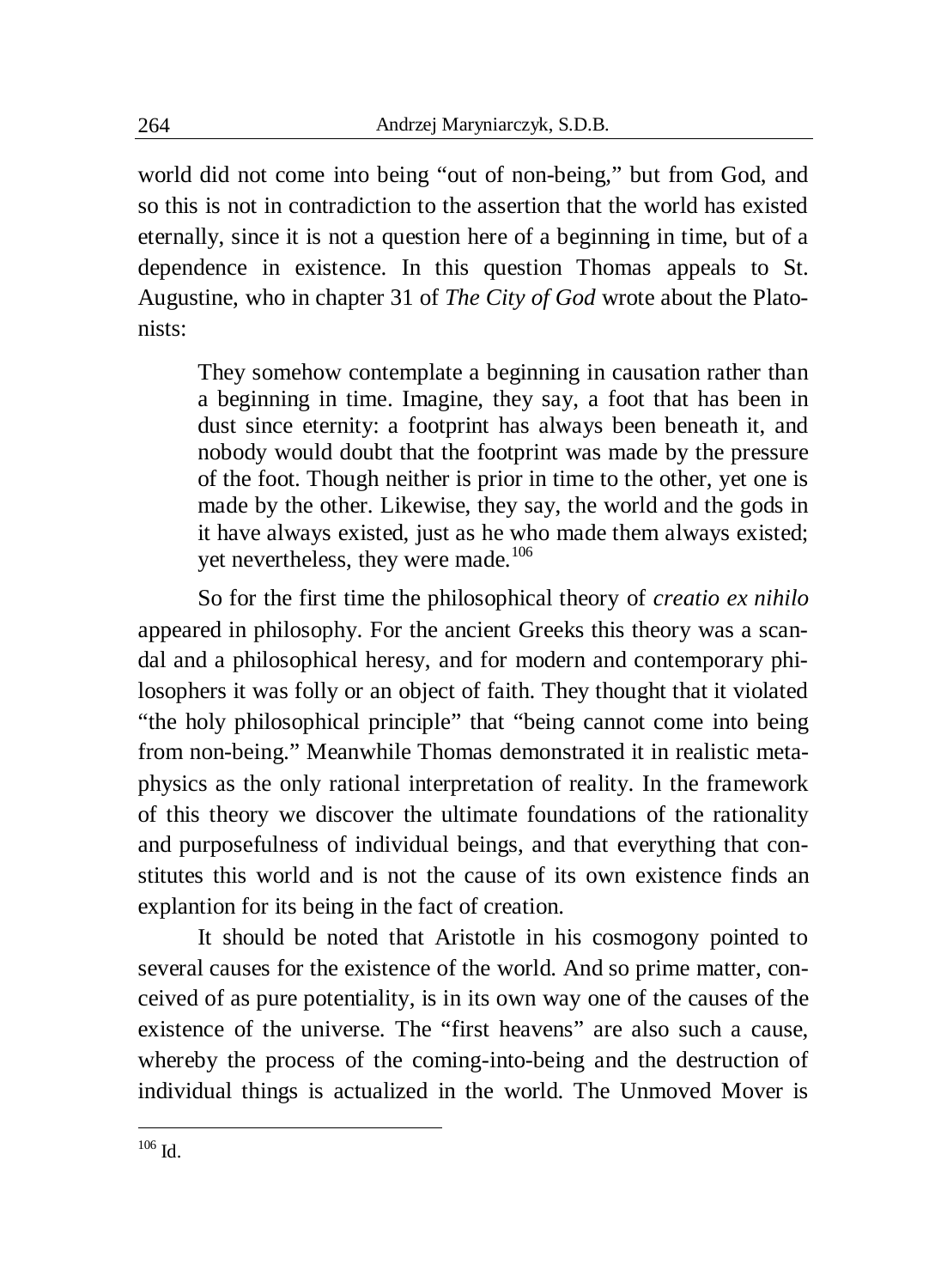world did not come into being "out of non-being," but from God, and so this is not in contradiction to the assertion that the world has existed eternally, since it is not a question here of a beginning in time, but of a dependence in existence. In this question Thomas appeals to St. Augustine, who in chapter 31 of *The City of God* wrote about the Platonists:

> They somehow contemplate a beginning in causation rather than a beginning in time. Imagine, they say, a foot that has been in dust since eternity: a footprint has always been beneath it, and nobody would doubt that the footprint was made by the pressure of the foot. Though neither is prior in time to the other, yet one is made by the other. Likewise, they say, the world and the gods in it have always existed, just as he who made them always existed; yet nevertheless, they were made.[106]

So for the first time the philosophical theory of *creatio ex nihilo* appeared in philosophy. For the ancient Greeks this theory was a scandal and a philosophical heresy, and for modern and contemporary philosophers it was folly or an object of faith. They thought that it violated "the holy philosophical principle" that "being cannot come into being from non-being." Meanwhile Thomas demonstrated it in realistic metaphysics as the only rational interpretation of reality. In the framework of this theory we discover the ultimate foundations of the rationality and purposefulness of individual beings, and that everything that constitutes this world and is not the cause of its own existence finds an explantion for its being in the fact of creation.

It should be noted that Aristotle in his cosmogony pointed to several causes for the existence of the world. And so prime matter, conceived of as pure potentiality, is in its own way one of the causes of the existence of the universe. The "first heavens" are also such a cause, whereby the process of the coming-into-being and the destruction of individual things is actualized in the world. The Unmoved Mover is

[106] Id.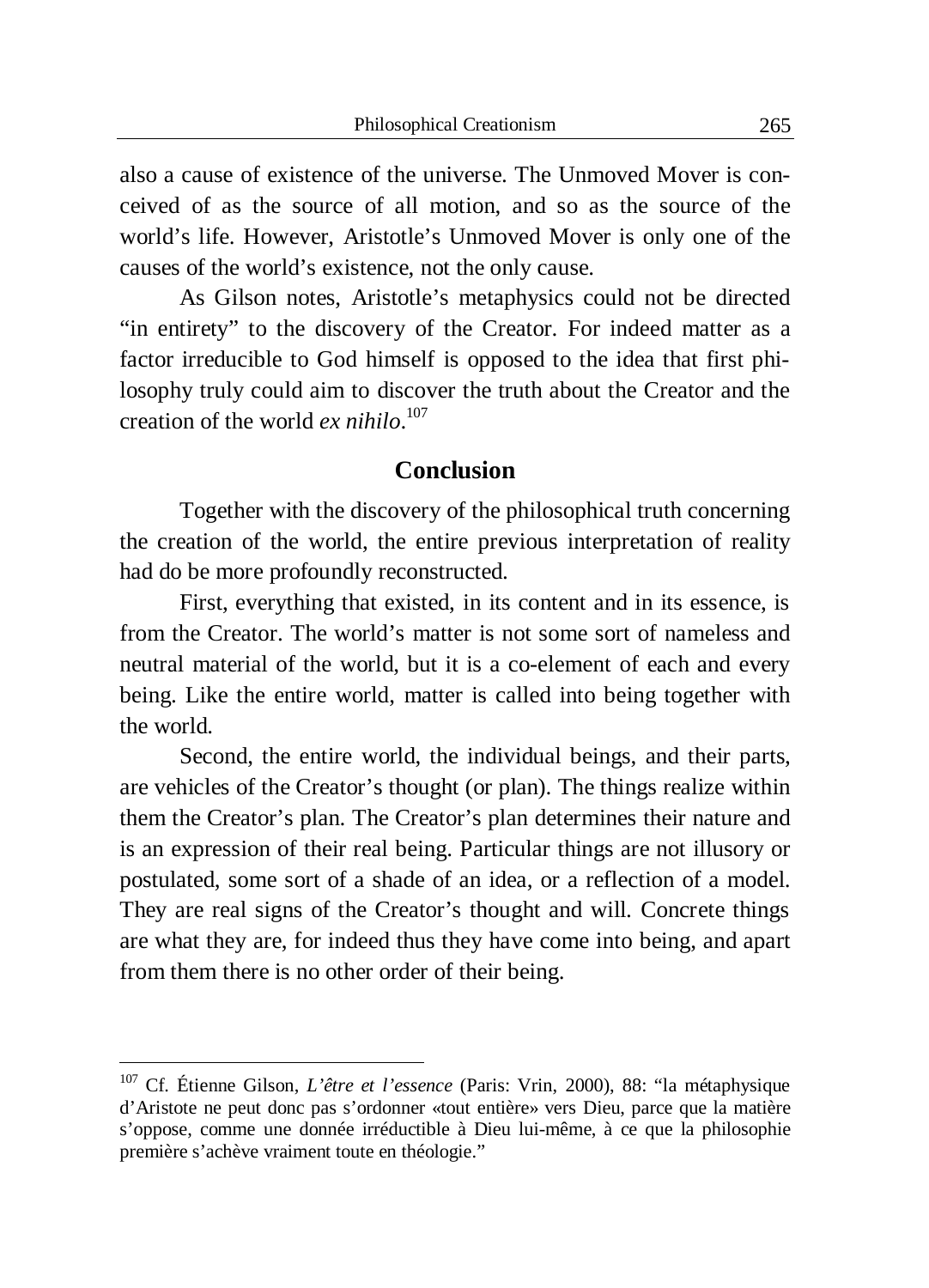also a cause of existence of the universe. The Unmoved Mover is conceived of as the source of all motion, and so as the source of the world's life. However, Aristotle's Unmoved Mover is only one of the causes of the world's existence, not the only cause.

As Gilson notes, Aristotle's metaphysics could not be directed "in entirety" to the discovery of the Creator. For indeed matter as a factor irreducible to God himself is opposed to the idea that first philosophy truly could aim to discover the truth about the Creator and the creation of the world *ex nihilo*.[107]

## Conclusion

Together with the discovery of the philosophical truth concerning the creation of the world, the entire previous interpretation of reality had do be more profoundly reconstructed.

First, everything that existed, in its content and in its essence, is from the Creator. The world's matter is not some sort of nameless and neutral material of the world, but it is a co-element of each and every being. Like the entire world, matter is called into being together with the world.

Second, the entire world, the individual beings, and their parts, are vehicles of the Creator's thought (or plan). The things realize within them the Creator's plan. The Creator's plan determines their nature and is an expression of their real being. Particular things are not illusory or postulated, some sort of a shade of an idea, or a reflection of a model. They are real signs of the Creator's thought and will. Concrete things are what they are, for indeed thus they have come into being, and apart from them there is no other order of their being.

---

[107] Cf. Étienne Gilson, *L'être et l'essence* (Paris: Vrin, 2000), 88: "la métaphysique d'Aristote ne peut donc pas s'ordonner «tout entière» vers Dieu, parce que la matière s'oppose, comme une donnée irréductible à Dieu lui-même, à ce que la philosophie première s'achève vraiment toute en théologie."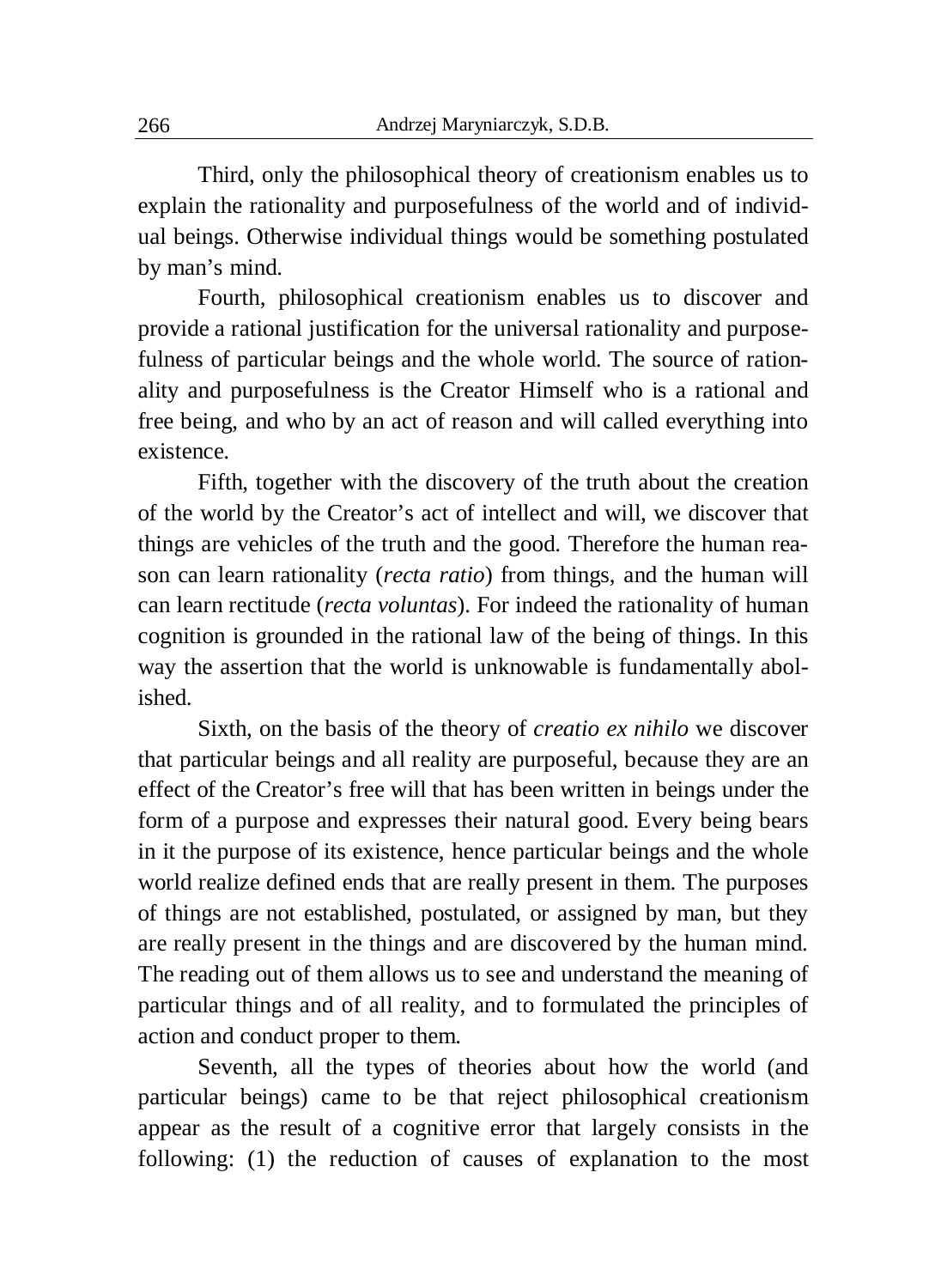Third, only the philosophical theory of creationism enables us to explain the rationality and purposefulness of the world and of individual beings. Otherwise individual things would be something postulated by man's mind.

Fourth, philosophical creationism enables us to discover and provide a rational justification for the universal rationality and purposefulness of particular beings and the whole world. The source of rationality and purposefulness is the Creator Himself who is a rational and free being, and who by an act of reason and will called everything into existence.

Fifth, together with the discovery of the truth about the creation of the world by the Creator's act of intellect and will, we discover that things are vehicles of the truth and the good. Therefore the human reason can learn rationality (*recta ratio*) from things, and the human will can learn rectitude (*recta voluntas*). For indeed the rationality of human cognition is grounded in the rational law of the being of things. In this way the assertion that the world is unknowable is fundamentally abolished.

Sixth, on the basis of the theory of *creatio ex nihilo* we discover that particular beings and all reality are purposeful, because they are an effect of the Creator's free will that has been written in beings under the form of a purpose and expresses their natural good. Every being bears in it the purpose of its existence, hence particular beings and the whole world realize defined ends that are really present in them. The purposes of things are not established, postulated, or assigned by man, but they are really present in the things and are discovered by the human mind. The reading out of them allows us to see and understand the meaning of particular things and of all reality, and to formulated the principles of action and conduct proper to them.

Seventh, all the types of theories about how the world (and particular beings) came to be that reject philosophical creationism appear as the result of a cognitive error that largely consists in the following: (1) the reduction of causes of explanation to the most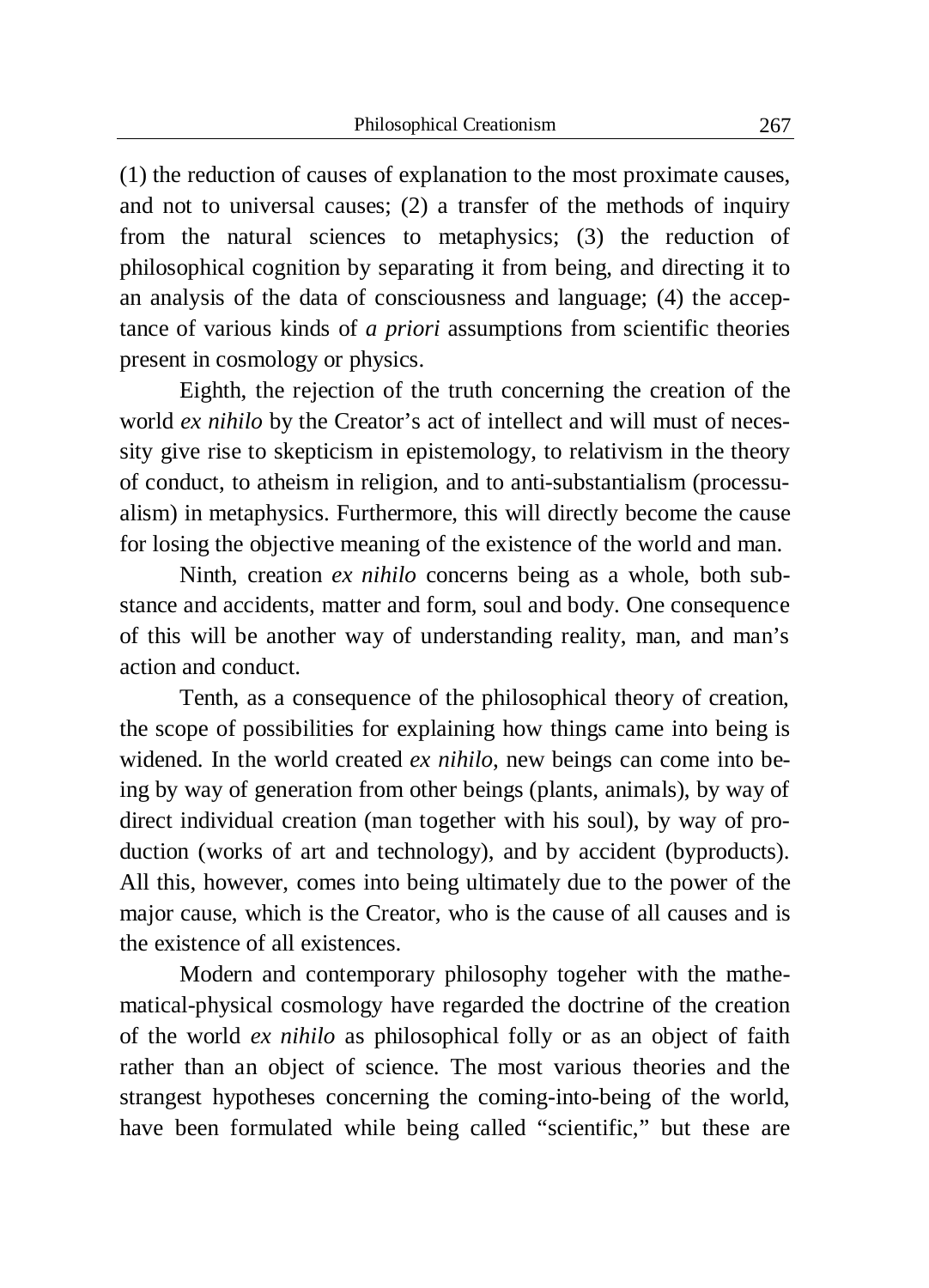(1) the reduction of causes of explanation to the most proximate causes, and not to universal causes; (2) a transfer of the methods of inquiry from the natural sciences to metaphysics; (3) the reduction of philosophical cognition by separating it from being, and directing it to an analysis of the data of consciousness and language; (4) the acceptance of various kinds of *a priori* assumptions from scientific theories present in cosmology or physics.

Eighth, the rejection of the truth concerning the creation of the world *ex nihilo* by the Creator's act of intellect and will must of necessity give rise to skepticism in epistemology, to relativism in the theory of conduct, to atheism in religion, and to anti-substantialism (processualism) in metaphysics. Furthermore, this will directly become the cause for losing the objective meaning of the existence of the world and man.

Ninth, creation *ex nihilo* concerns being as a whole, both substance and accidents, matter and form, soul and body. One consequence of this will be another way of understanding reality, man, and man's action and conduct.

Tenth, as a consequence of the philosophical theory of creation, the scope of possibilities for explaining how things came into being is widened. In the world created *ex nihilo*, new beings can come into being by way of generation from other beings (plants, animals), by way of direct individual creation (man together with his soul), by way of production (works of art and technology), and by accident (byproducts). All this, however, comes into being ultimately due to the power of the major cause, which is the Creator, who is the cause of all causes and is the existence of all existences.

Modern and contemporary philosophy togeher with the mathematical-physical cosmology have regarded the doctrine of the creation of the world *ex nihilo* as philosophical folly or as an object of faith rather than an object of science. The most various theories and the strangest hypotheses concerning the coming-into-being of the world, have been formulated while being called "scientific," but these are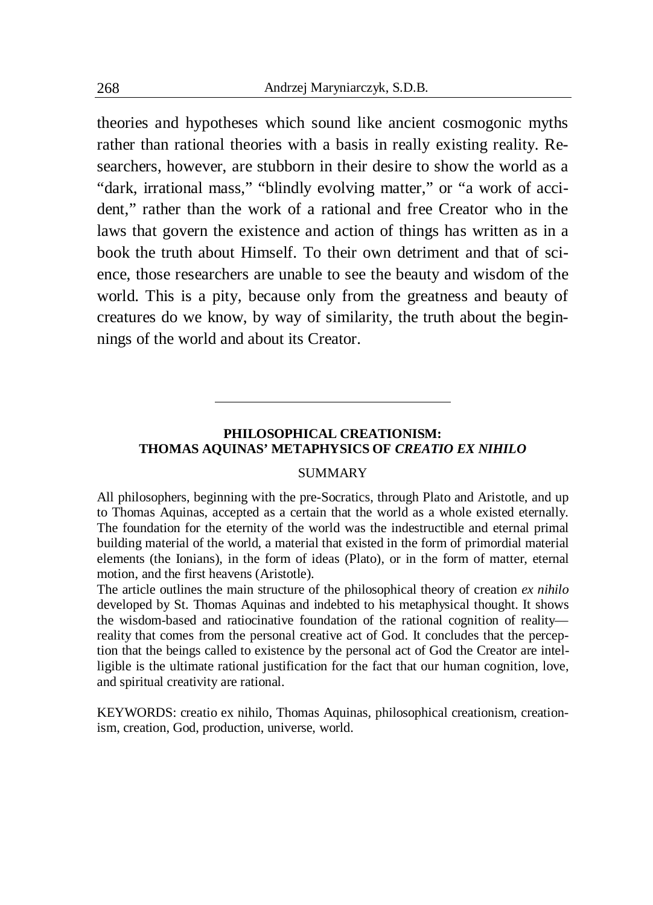theories and hypotheses which sound like ancient cosmogonic myths rather than rational theories with a basis in really existing reality. Researchers, however, are stubborn in their desire to show the world as a "dark, irrational mass," "blindly evolving matter," or "a work of accident," rather than the work of a rational and free Creator who in the laws that govern the existence and action of things has written as in a book the truth about Himself. To their own detriment and that of science, those researchers are unable to see the beauty and wisdom of the world. This is a pity, because only from the greatness and beauty of creatures do we know, by way of similarity, the truth about the beginnings of the world and about its Creator.

---

## PHILOSOPHICAL CREATIONISM: THOMAS AQUINAS' METAPHYSICS OF *CREATIO EX NIHILO*

### SUMMARY

All philosophers, beginning with the pre-Socratics, through Plato and Aristotle, and up to Thomas Aquinas, accepted as a certain that the world as a whole existed eternally. The foundation for the eternity of the world was the indestructible and eternal primal building material of the world, a material that existed in the form of primordial material elements (the Ionians), in the form of ideas (Plato), or in the form of matter, eternal motion, and the first heavens (Aristotle).

The article outlines the main structure of the philosophical theory of creation *ex nihilo* developed by St. Thomas Aquinas and indebted to his metaphysical thought. It shows the wisdom-based and ratiocinative foundation of the rational cognition of reality—reality that comes from the personal creative act of God. It concludes that the perception that the beings called to existence by the personal act of God the Creator are intelligible is the ultimate rational justification for the fact that our human cognition, love, and spiritual creativity are rational.

KEYWORDS: creatio ex nihilo, Thomas Aquinas, philosophical creationism, creationism, creation, God, production, universe, world.